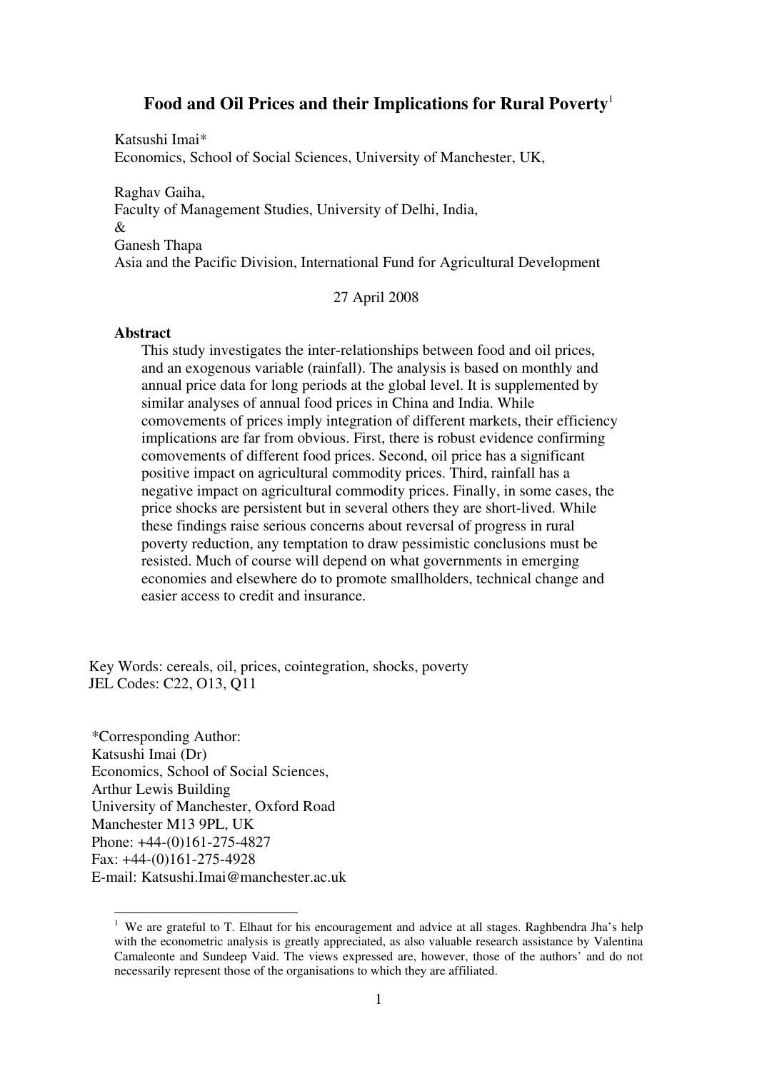# Food and Oil Prices and their Implications for Rural Poverty[1]

Katsushi Imai*
Economics, School of Social Sciences, University of Manchester, UK,

Raghav Gaiha,
Faculty of Management Studies, University of Delhi, India,
&
Ganesh Thapa
Asia and the Pacific Division, International Fund for Agricultural Development

27 April 2008

**Abstract**

This study investigates the inter-relationships between food and oil prices, and an exogenous variable (rainfall). The analysis is based on monthly and annual price data for long periods at the global level. It is supplemented by similar analyses of annual food prices in China and India. While comovements of prices imply integration of different markets, their efficiency implications are far from obvious. First, there is robust evidence confirming comovements of different food prices. Second, oil price has a significant positive impact on agricultural commodity prices. Third, rainfall has a negative impact on agricultural commodity prices. Finally, in some cases, the price shocks are persistent but in several others they are short-lived. While these findings raise serious concerns about reversal of progress in rural poverty reduction, any temptation to draw pessimistic conclusions must be resisted. Much of course will depend on what governments in emerging economies and elsewhere do to promote smallholders, technical change and easier access to credit and insurance.

Key Words: cereals, oil, prices, cointegration, shocks, poverty
JEL Codes: C22, O13, Q11

*Corresponding Author:
Katsushi Imai (Dr)
Economics, School of Social Sciences,
Arthur Lewis Building
University of Manchester, Oxford Road
Manchester M13 9PL, UK
Phone: +44-(0)161-275-4827
Fax: +44-(0)161-275-4928
E-mail: Katsushi.Imai@manchester.ac.uk

[1] We are grateful to T. Elhaut for his encouragement and advice at all stages. Raghbendra Jha's help with the econometric analysis is greatly appreciated, as also valuable research assistance by Valentina Camaleonte and Sundeep Vaid. The views expressed are, however, those of the authors' and do not necessarily represent those of the organisations to which they are affiliated.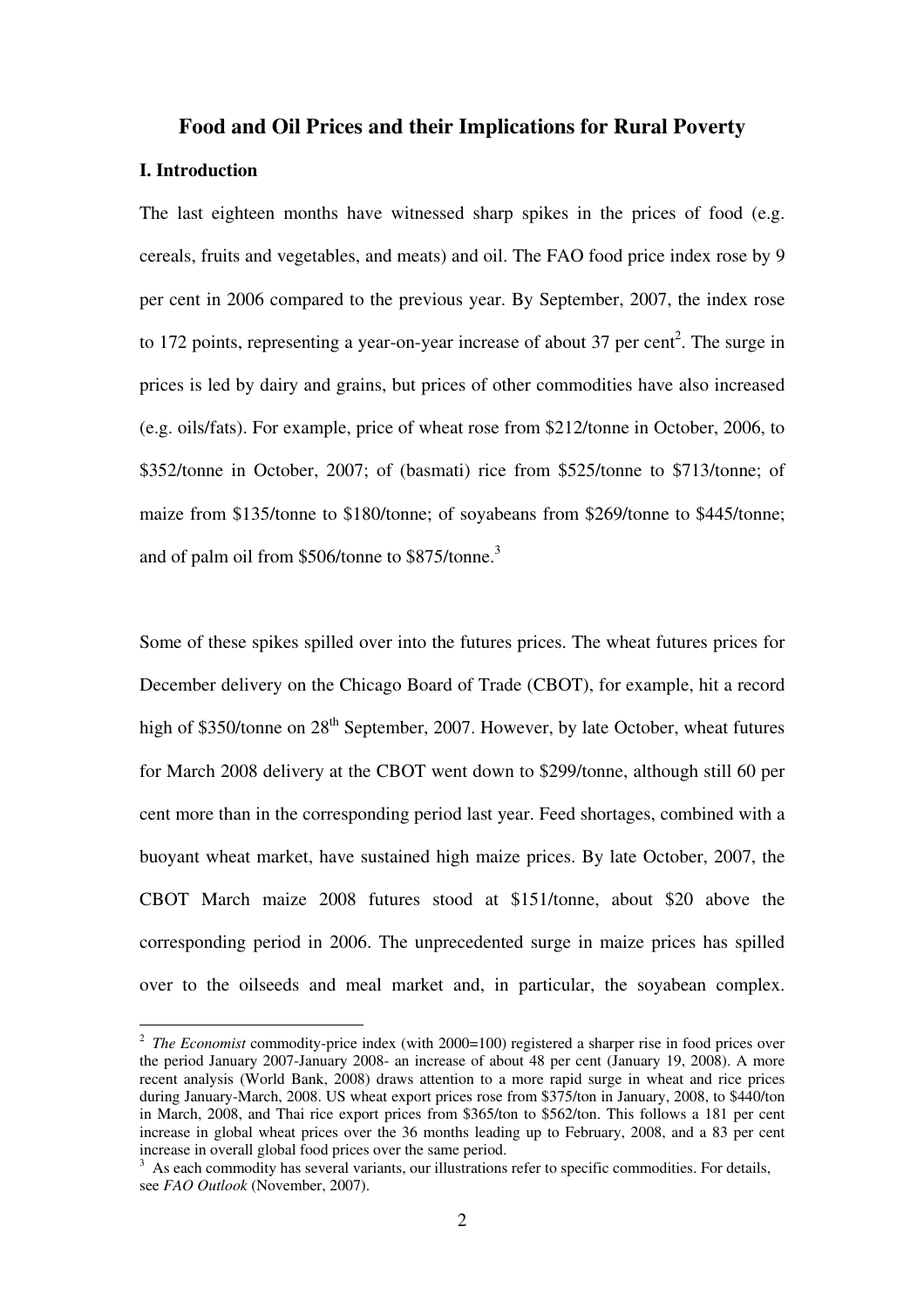# Food and Oil Prices and their Implications for Rural Poverty

## I. Introduction

The last eighteen months have witnessed sharp spikes in the prices of food (e.g. cereals, fruits and vegetables, and meats) and oil. The FAO food price index rose by 9 per cent in 2006 compared to the previous year. By September, 2007, the index rose to 172 points, representing a year-on-year increase of about 37 per cent[2]. The surge in prices is led by dairy and grains, but prices of other commodities have also increased (e.g. oils/fats). For example, price of wheat rose from \$212/tonne in October, 2006, to \$352/tonne in October, 2007; of (basmati) rice from \$525/tonne to \$713/tonne; of maize from \$135/tonne to \$180/tonne; of soyabeans from \$269/tonne to \$445/tonne; and of palm oil from \$506/tonne to \$875/tonne.[3]

Some of these spikes spilled over into the futures prices. The wheat futures prices for December delivery on the Chicago Board of Trade (CBOT), for example, hit a record high of \$350/tonne on 28th September, 2007. However, by late October, wheat futures for March 2008 delivery at the CBOT went down to \$299/tonne, although still 60 per cent more than in the corresponding period last year. Feed shortages, combined with a buoyant wheat market, have sustained high maize prices. By late October, 2007, the CBOT March maize 2008 futures stood at \$151/tonne, about \$20 above the corresponding period in 2006. The unprecedented surge in maize prices has spilled over to the oilseeds and meal market and, in particular, the soyabean complex.

---

[2] *The Economist* commodity-price index (with 2000=100) registered a sharper rise in food prices over the period January 2007-January 2008- an increase of about 48 per cent (January 19, 2008). A more recent analysis (World Bank, 2008) draws attention to a more rapid surge in wheat and rice prices during January-March, 2008. US wheat export prices rose from \$375/ton in January, 2008, to \$440/ton in March, 2008, and Thai rice export prices from \$365/ton to \$562/ton. This follows a 181 per cent increase in global wheat prices over the 36 months leading up to February, 2008, and a 83 per cent increase in overall global food prices over the same period.

[3] As each commodity has several variants, our illustrations refer to specific commodities. For details, see *FAO Outlook* (November, 2007).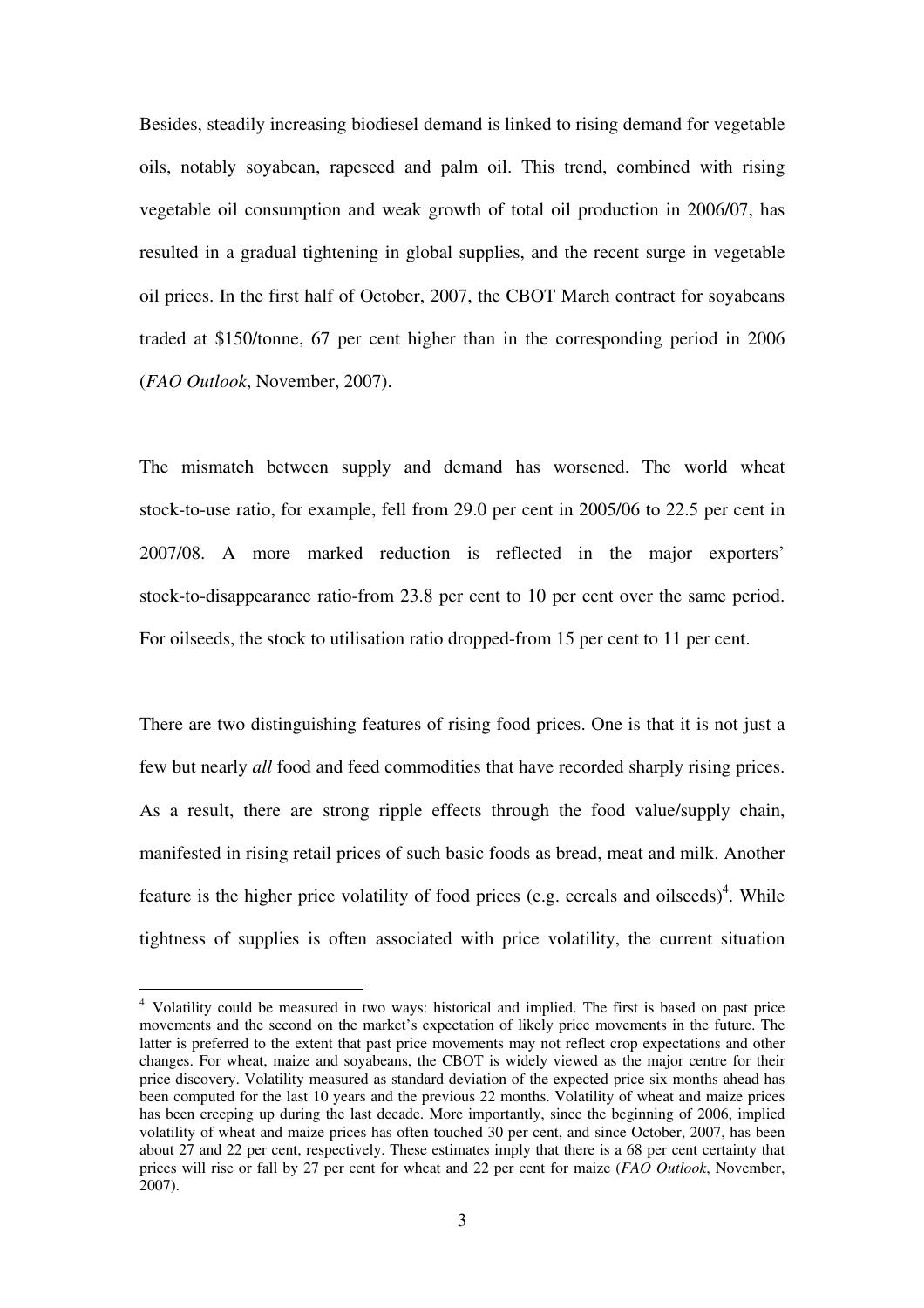Besides, steadily increasing biodiesel demand is linked to rising demand for vegetable oils, notably soyabean, rapeseed and palm oil. This trend, combined with rising vegetable oil consumption and weak growth of total oil production in 2006/07, has resulted in a gradual tightening in global supplies, and the recent surge in vegetable oil prices. In the first half of October, 2007, the CBOT March contract for soyabeans traded at $150/tonne, 67 per cent higher than in the corresponding period in 2006 (*FAO Outlook*, November, 2007).

The mismatch between supply and demand has worsened. The world wheat stock-to-use ratio, for example, fell from 29.0 per cent in 2005/06 to 22.5 per cent in 2007/08. A more marked reduction is reflected in the major exporters' stock-to-disappearance ratio-from 23.8 per cent to 10 per cent over the same period. For oilseeds, the stock to utilisation ratio dropped-from 15 per cent to 11 per cent.

There are two distinguishing features of rising food prices. One is that it is not just a few but nearly *all* food and feed commodities that have recorded sharply rising prices. As a result, there are strong ripple effects through the food value/supply chain, manifested in rising retail prices of such basic foods as bread, meat and milk. Another feature is the higher price volatility of food prices (e.g. cereals and oilseeds)[4]. While tightness of supplies is often associated with price volatility, the current situation

---

[4] Volatility could be measured in two ways: historical and implied. The first is based on past price movements and the second on the market's expectation of likely price movements in the future. The latter is preferred to the extent that past price movements may not reflect crop expectations and other changes. For wheat, maize and soyabeans, the CBOT is widely viewed as the major centre for their price discovery. Volatility measured as standard deviation of the expected price six months ahead has been computed for the last 10 years and the previous 22 months. Volatility of wheat and maize prices has been creeping up during the last decade. More importantly, since the beginning of 2006, implied volatility of wheat and maize prices has often touched 30 per cent, and since October, 2007, has been about 27 and 22 per cent, respectively. These estimates imply that there is a 68 per cent certainty that prices will rise or fall by 27 per cent for wheat and 22 per cent for maize (*FAO Outlook*, November, 2007).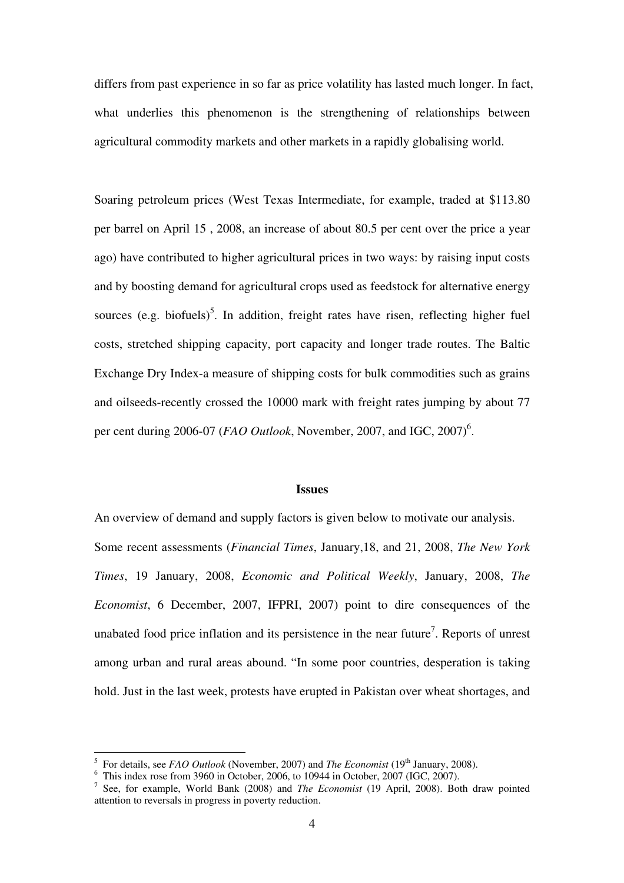differs from past experience in so far as price volatility has lasted much longer. In fact, what underlies this phenomenon is the strengthening of relationships between agricultural commodity markets and other markets in a rapidly globalising world.

Soaring petroleum prices (West Texas Intermediate, for example, traded at $113.80 per barrel on April 15 , 2008, an increase of about 80.5 per cent over the price a year ago) have contributed to higher agricultural prices in two ways: by raising input costs and by boosting demand for agricultural crops used as feedstock for alternative energy sources (e.g. biofuels)[5]. In addition, freight rates have risen, reflecting higher fuel costs, stretched shipping capacity, port capacity and longer trade routes. The Baltic Exchange Dry Index-a measure of shipping costs for bulk commodities such as grains and oilseeds-recently crossed the 10000 mark with freight rates jumping by about 77 per cent during 2006-07 (*FAO Outlook*, November, 2007, and IGC, 2007)[6].

## Issues

An overview of demand and supply factors is given below to motivate our analysis. Some recent assessments (*Financial Times*, January,18, and 21, 2008, *The New York Times*, 19 January, 2008, *Economic and Political Weekly*, January, 2008, *The Economist*, 6 December, 2007, IFPRI, 2007) point to dire consequences of the unabated food price inflation and its persistence in the near future[7]. Reports of unrest among urban and rural areas abound. "In some poor countries, desperation is taking hold. Just in the last week, protests have erupted in Pakistan over wheat shortages, and

---

[5] For details, see *FAO Outlook* (November, 2007) and *The Economist* (19th January, 2008).

[6] This index rose from 3960 in October, 2006, to 10944 in October, 2007 (IGC, 2007).

[7] See, for example, World Bank (2008) and *The Economist* (19 April, 2008). Both draw pointed attention to reversals in progress in poverty reduction.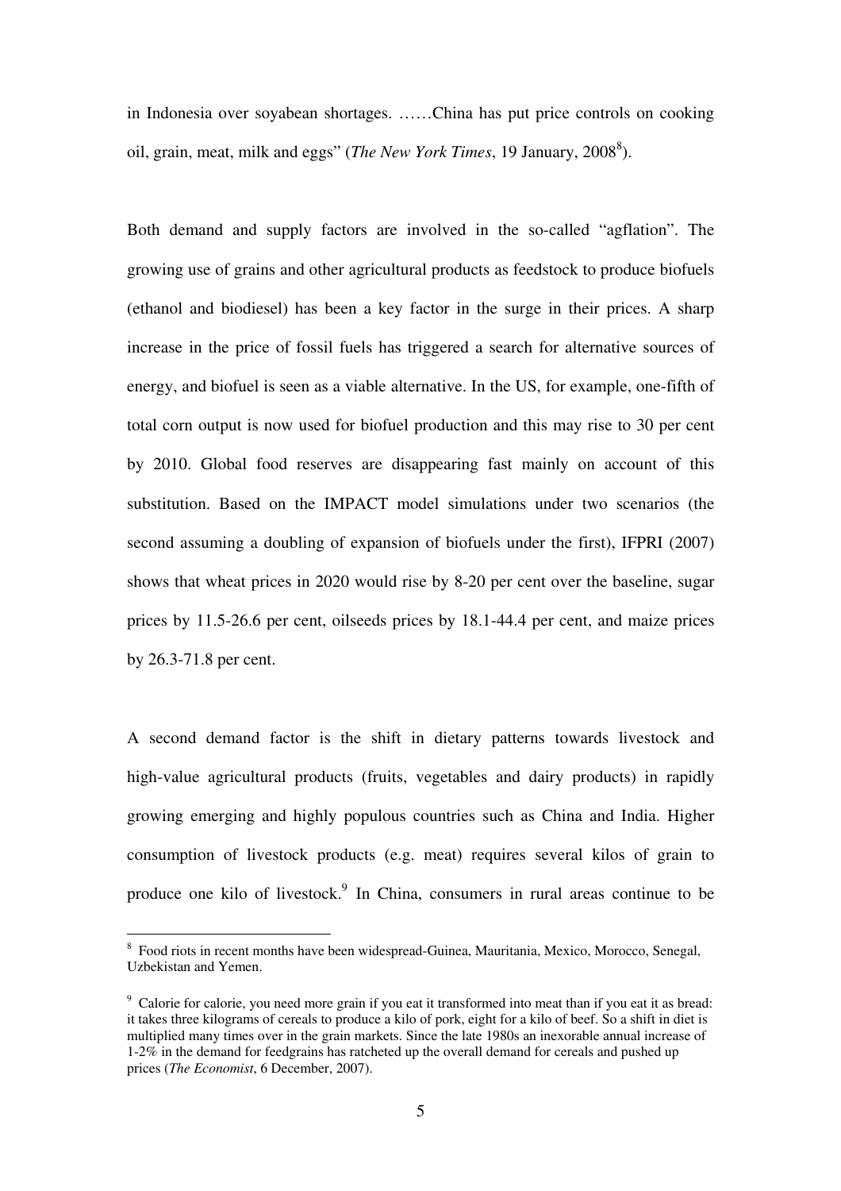in Indonesia over soyabean shortages. ……China has put price controls on cooking oil, grain, meat, milk and eggs" (*The New York Times*, 19 January, 2008[8]).

Both demand and supply factors are involved in the so-called "agflation". The growing use of grains and other agricultural products as feedstock to produce biofuels (ethanol and biodiesel) has been a key factor in the surge in their prices. A sharp increase in the price of fossil fuels has triggered a search for alternative sources of energy, and biofuel is seen as a viable alternative. In the US, for example, one-fifth of total corn output is now used for biofuel production and this may rise to 30 per cent by 2010. Global food reserves are disappearing fast mainly on account of this substitution. Based on the IMPACT model simulations under two scenarios (the second assuming a doubling of expansion of biofuels under the first), IFPRI (2007) shows that wheat prices in 2020 would rise by 8-20 per cent over the baseline, sugar prices by 11.5-26.6 per cent, oilseeds prices by 18.1-44.4 per cent, and maize prices by 26.3-71.8 per cent.

A second demand factor is the shift in dietary patterns towards livestock and high-value agricultural products (fruits, vegetables and dairy products) in rapidly growing emerging and highly populous countries such as China and India. Higher consumption of livestock products (e.g. meat) requires several kilos of grain to produce one kilo of livestock.[9] In China, consumers in rural areas continue to be

---

[8] Food riots in recent months have been widespread-Guinea, Mauritania, Mexico, Morocco, Senegal, Uzbekistan and Yemen.

[9] Calorie for calorie, you need more grain if you eat it transformed into meat than if you eat it as bread: it takes three kilograms of cereals to produce a kilo of pork, eight for a kilo of beef. So a shift in diet is multiplied many times over in the grain markets. Since the late 1980s an inexorable annual increase of 1-2% in the demand for feedgrains has ratcheted up the overall demand for cereals and pushed up prices (*The Economist*, 6 December, 2007).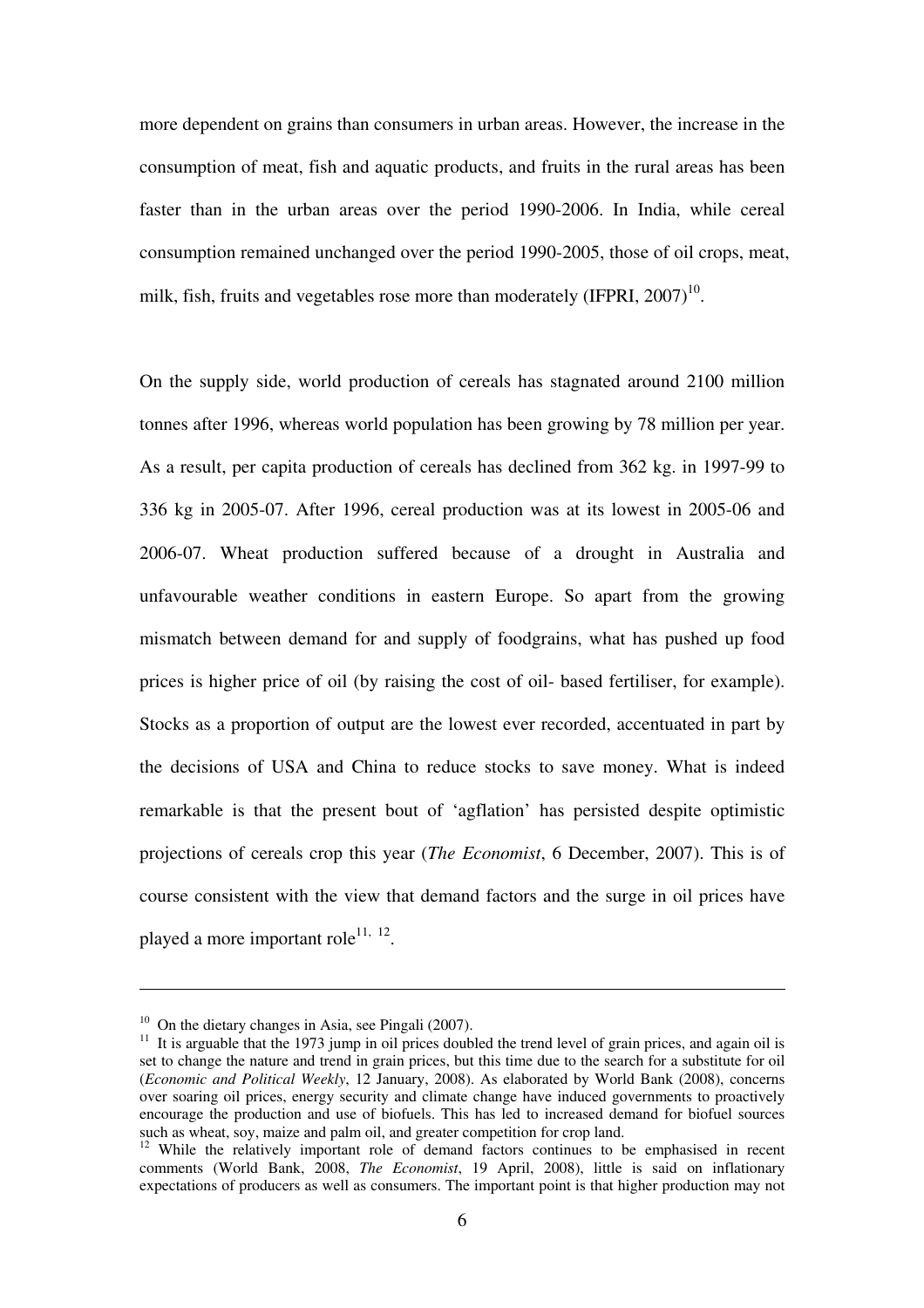more dependent on grains than consumers in urban areas. However, the increase in the consumption of meat, fish and aquatic products, and fruits in the rural areas has been faster than in the urban areas over the period 1990-2006. In India, while cereal consumption remained unchanged over the period 1990-2005, those of oil crops, meat, milk, fish, fruits and vegetables rose more than moderately (IFPRI, 2007)[10].

On the supply side, world production of cereals has stagnated around 2100 million tonnes after 1996, whereas world population has been growing by 78 million per year. As a result, per capita production of cereals has declined from 362 kg. in 1997-99 to 336 kg in 2005-07. After 1996, cereal production was at its lowest in 2005-06 and 2006-07. Wheat production suffered because of a drought in Australia and unfavourable weather conditions in eastern Europe. So apart from the growing mismatch between demand for and supply of foodgrains, what has pushed up food prices is higher price of oil (by raising the cost of oil- based fertiliser, for example). Stocks as a proportion of output are the lowest ever recorded, accentuated in part by the decisions of USA and China to reduce stocks to save money. What is indeed remarkable is that the present bout of 'agflation' has persisted despite optimistic projections of cereals crop this year (*The Economist*, 6 December, 2007). This is of course consistent with the view that demand factors and the surge in oil prices have played a more important role[11, 12].

---

[10] On the dietary changes in Asia, see Pingali (2007).

[11] It is arguable that the 1973 jump in oil prices doubled the trend level of grain prices, and again oil is set to change the nature and trend in grain prices, but this time due to the search for a substitute for oil (*Economic and Political Weekly*, 12 January, 2008). As elaborated by World Bank (2008), concerns over soaring oil prices, energy security and climate change have induced governments to proactively encourage the production and use of biofuels. This has led to increased demand for biofuel sources such as wheat, soy, maize and palm oil, and greater competition for crop land.

[12] While the relatively important role of demand factors continues to be emphasised in recent comments (World Bank, 2008, *The Economist*, 19 April, 2008), little is said on inflationary expectations of producers as well as consumers. The important point is that higher production may not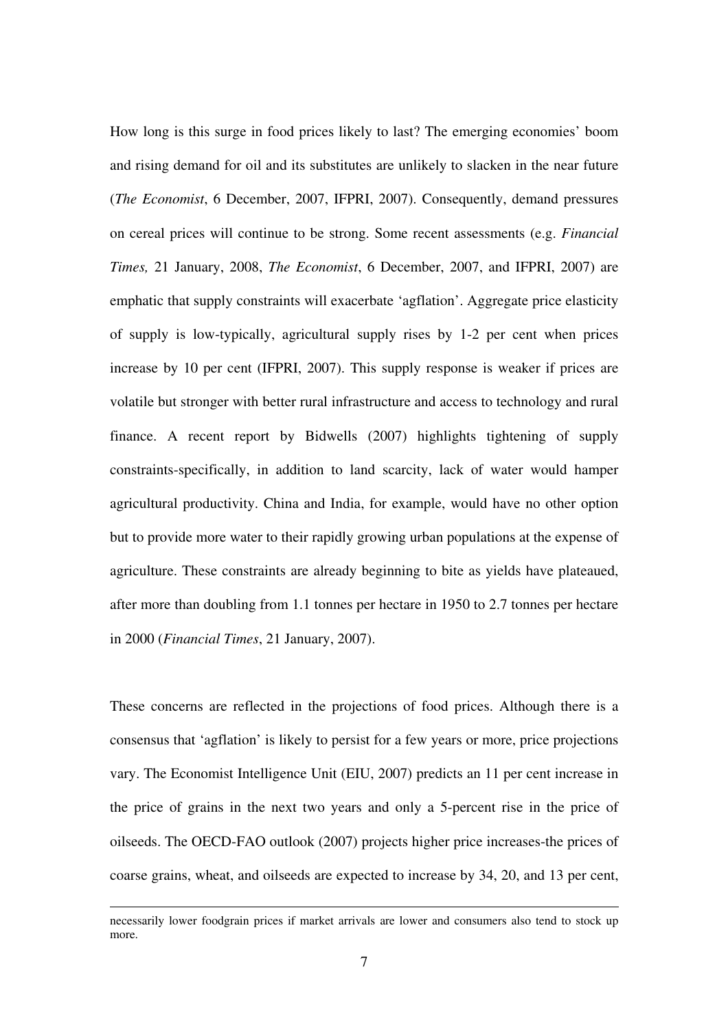How long is this surge in food prices likely to last? The emerging economies' boom and rising demand for oil and its substitutes are unlikely to slacken in the near future (*The Economist*, 6 December, 2007, IFPRI, 2007). Consequently, demand pressures on cereal prices will continue to be strong. Some recent assessments (e.g. *Financial Times,* 21 January, 2008, *The Economist*, 6 December, 2007, and IFPRI, 2007) are emphatic that supply constraints will exacerbate 'agflation'. Aggregate price elasticity of supply is low-typically, agricultural supply rises by 1-2 per cent when prices increase by 10 per cent (IFPRI, 2007). This supply response is weaker if prices are volatile but stronger with better rural infrastructure and access to technology and rural finance. A recent report by Bidwells (2007) highlights tightening of supply constraints-specifically, in addition to land scarcity, lack of water would hamper agricultural productivity. China and India, for example, would have no other option but to provide more water to their rapidly growing urban populations at the expense of agriculture. These constraints are already beginning to bite as yields have plateaued, after more than doubling from 1.1 tonnes per hectare in 1950 to 2.7 tonnes per hectare in 2000 (*Financial Times*, 21 January, 2007).

These concerns are reflected in the projections of food prices. Although there is a consensus that 'agflation' is likely to persist for a few years or more, price projections vary. The Economist Intelligence Unit (EIU, 2007) predicts an 11 per cent increase in the price of grains in the next two years and only a 5-percent rise in the price of oilseeds. The OECD-FAO outlook (2007) projects higher price increases-the prices of coarse grains, wheat, and oilseeds are expected to increase by 34, 20, and 13 per cent,

---

necessarily lower foodgrain prices if market arrivals are lower and consumers also tend to stock up more.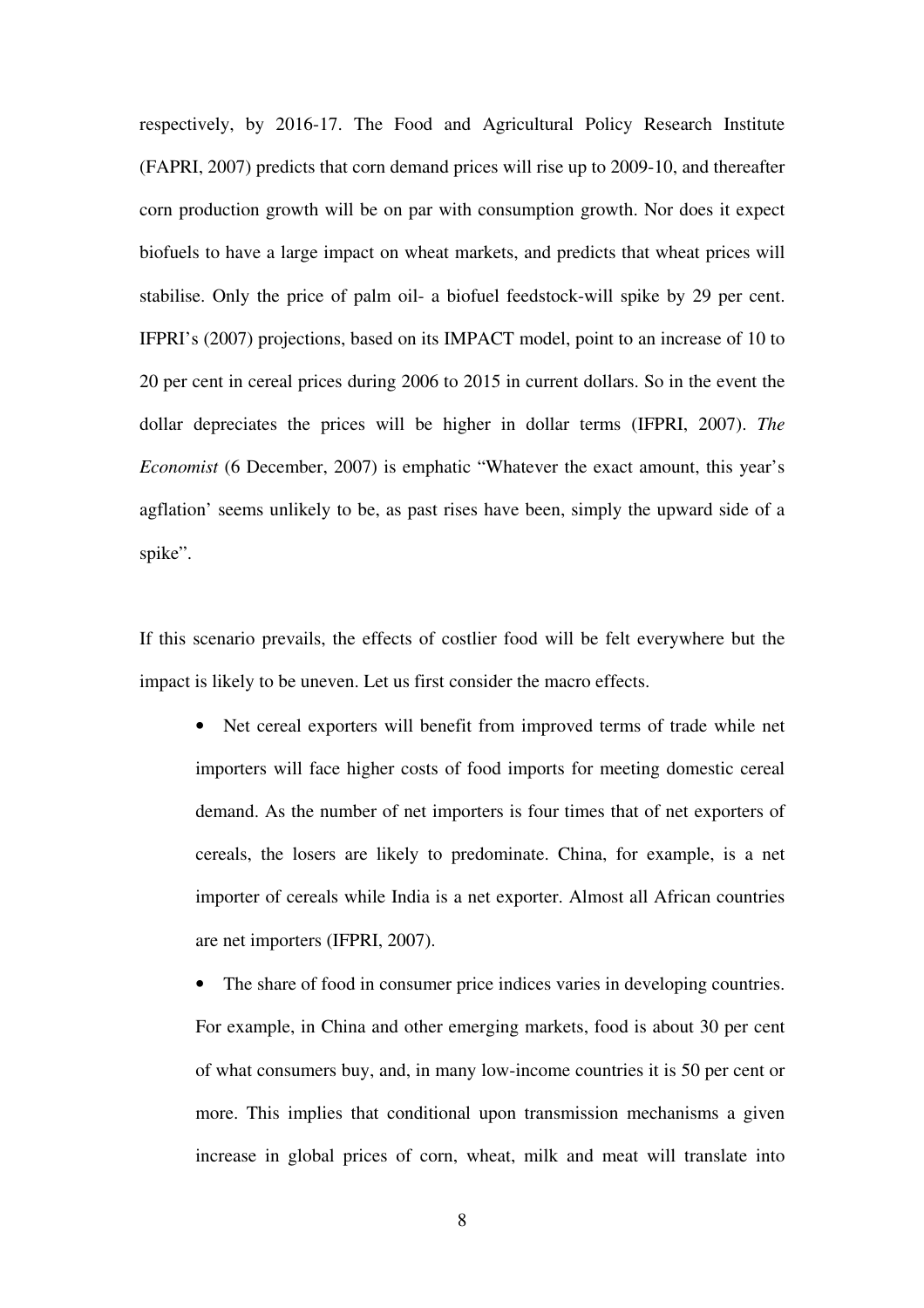respectively, by 2016-17. The Food and Agricultural Policy Research Institute (FAPRI, 2007) predicts that corn demand prices will rise up to 2009-10, and thereafter corn production growth will be on par with consumption growth. Nor does it expect biofuels to have a large impact on wheat markets, and predicts that wheat prices will stabilise. Only the price of palm oil- a biofuel feedstock-will spike by 29 per cent. IFPRI's (2007) projections, based on its IMPACT model, point to an increase of 10 to 20 per cent in cereal prices during 2006 to 2015 in current dollars. So in the event the dollar depreciates the prices will be higher in dollar terms (IFPRI, 2007). *The Economist* (6 December, 2007) is emphatic "Whatever the exact amount, this year's agflation' seems unlikely to be, as past rises have been, simply the upward side of a spike".

If this scenario prevails, the effects of costlier food will be felt everywhere but the impact is likely to be uneven. Let us first consider the macro effects.

- Net cereal exporters will benefit from improved terms of trade while net importers will face higher costs of food imports for meeting domestic cereal demand. As the number of net importers is four times that of net exporters of cereals, the losers are likely to predominate. China, for example, is a net importer of cereals while India is a net exporter. Almost all African countries are net importers (IFPRI, 2007).
- The share of food in consumer price indices varies in developing countries. For example, in China and other emerging markets, food is about 30 per cent of what consumers buy, and, in many low-income countries it is 50 per cent or more. This implies that conditional upon transmission mechanisms a given increase in global prices of corn, wheat, milk and meat will translate into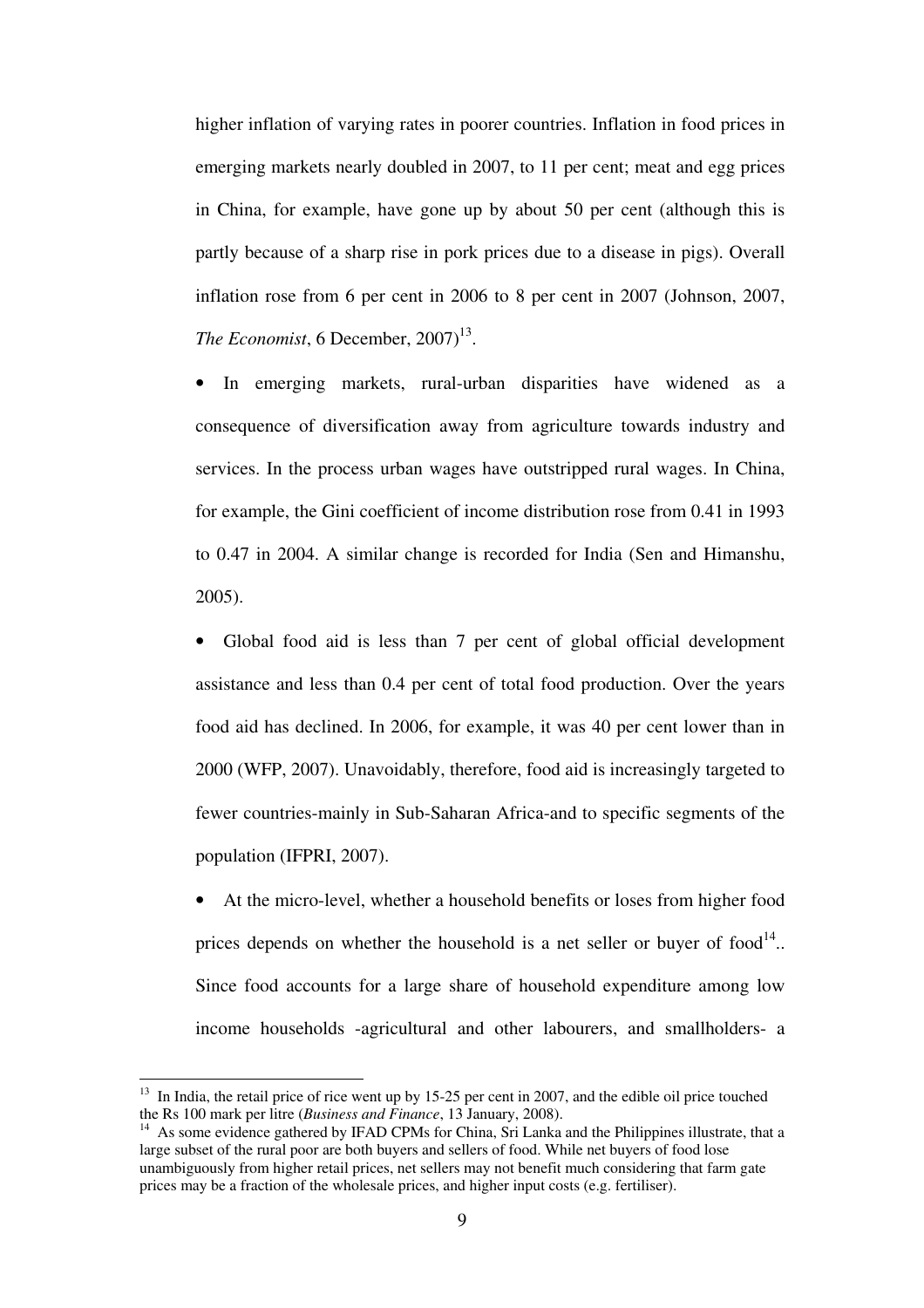higher inflation of varying rates in poorer countries. Inflation in food prices in emerging markets nearly doubled in 2007, to 11 per cent; meat and egg prices in China, for example, have gone up by about 50 per cent (although this is partly because of a sharp rise in pork prices due to a disease in pigs). Overall inflation rose from 6 per cent in 2006 to 8 per cent in 2007 (Johnson, 2007, *The Economist*, 6 December, 2007)[13].

- In emerging markets, rural-urban disparities have widened as a consequence of diversification away from agriculture towards industry and services. In the process urban wages have outstripped rural wages. In China, for example, the Gini coefficient of income distribution rose from 0.41 in 1993 to 0.47 in 2004. A similar change is recorded for India (Sen and Himanshu, 2005).

- Global food aid is less than 7 per cent of global official development assistance and less than 0.4 per cent of total food production. Over the years food aid has declined. In 2006, for example, it was 40 per cent lower than in 2000 (WFP, 2007). Unavoidably, therefore, food aid is increasingly targeted to fewer countries-mainly in Sub-Saharan Africa-and to specific segments of the population (IFPRI, 2007).

- At the micro-level, whether a household benefits or loses from higher food prices depends on whether the household is a net seller or buyer of food[14].. Since food accounts for a large share of household expenditure among low income households -agricultural and other labourers, and smallholders- a

---

[13] In India, the retail price of rice went up by 15-25 per cent in 2007, and the edible oil price touched the Rs 100 mark per litre (*Business and Finance*, 13 January, 2008).

[14] As some evidence gathered by IFAD CPMs for China, Sri Lanka and the Philippines illustrate, that a large subset of the rural poor are both buyers and sellers of food. While net buyers of food lose unambiguously from higher retail prices, net sellers may not benefit much considering that farm gate prices may be a fraction of the wholesale prices, and higher input costs (e.g. fertiliser).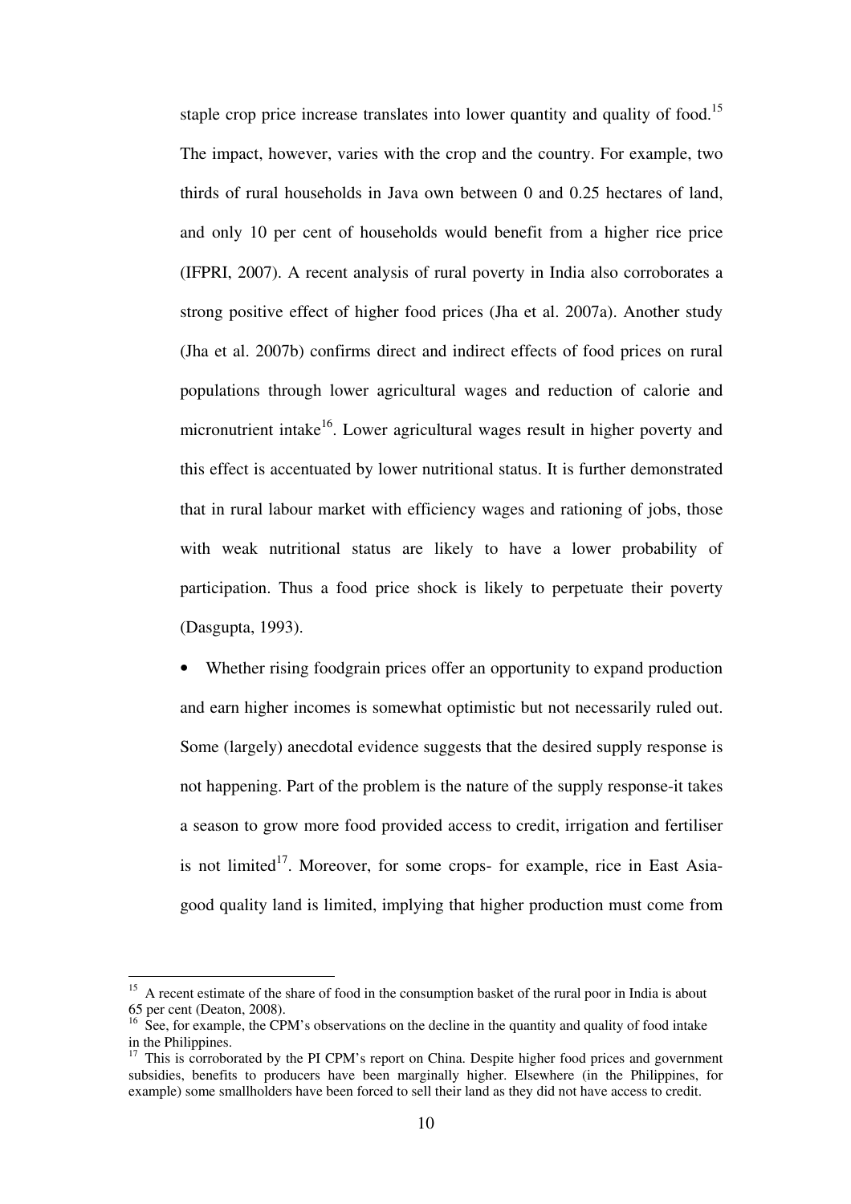staple crop price increase translates into lower quantity and quality of food.[15] The impact, however, varies with the crop and the country. For example, two thirds of rural households in Java own between 0 and 0.25 hectares of land, and only 10 per cent of households would benefit from a higher rice price (IFPRI, 2007). A recent analysis of rural poverty in India also corroborates a strong positive effect of higher food prices (Jha et al. 2007a). Another study (Jha et al. 2007b) confirms direct and indirect effects of food prices on rural populations through lower agricultural wages and reduction of calorie and micronutrient intake[16]. Lower agricultural wages result in higher poverty and this effect is accentuated by lower nutritional status. It is further demonstrated that in rural labour market with efficiency wages and rationing of jobs, those with weak nutritional status are likely to have a lower probability of participation. Thus a food price shock is likely to perpetuate their poverty (Dasgupta, 1993).

- Whether rising foodgrain prices offer an opportunity to expand production and earn higher incomes is somewhat optimistic but not necessarily ruled out. Some (largely) anecdotal evidence suggests that the desired supply response is not happening. Part of the problem is the nature of the supply response-it takes a season to grow more food provided access to credit, irrigation and fertiliser is not limited[17]. Moreover, for some crops- for example, rice in East Asia- good quality land is limited, implying that higher production must come from

---

[15] A recent estimate of the share of food in the consumption basket of the rural poor in India is about 65 per cent (Deaton, 2008).

[16] See, for example, the CPM's observations on the decline in the quantity and quality of food intake in the Philippines.

[17] This is corroborated by the PI CPM's report on China. Despite higher food prices and government subsidies, benefits to producers have been marginally higher. Elsewhere (in the Philippines, for example) some smallholders have been forced to sell their land as they did not have access to credit.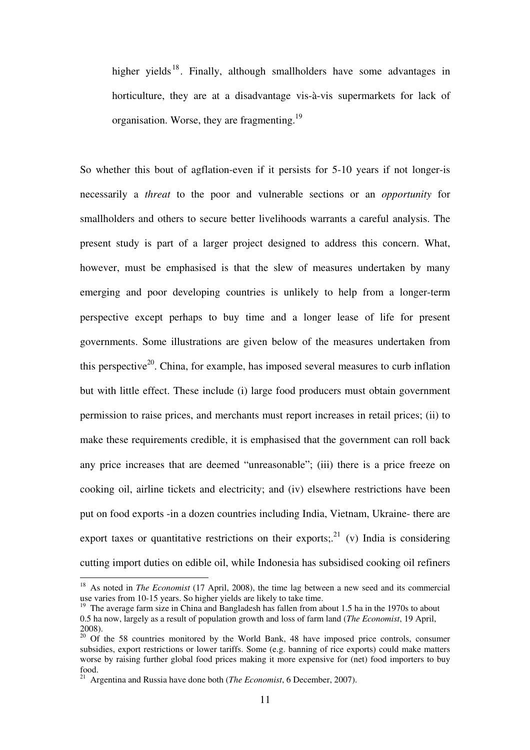higher yields[18]. Finally, although smallholders have some advantages in horticulture, they are at a disadvantage vis-à-vis supermarkets for lack of organisation. Worse, they are fragmenting.[19]

So whether this bout of agflation-even if it persists for 5-10 years if not longer-is necessarily a *threat* to the poor and vulnerable sections or an *opportunity* for smallholders and others to secure better livelihoods warrants a careful analysis. The present study is part of a larger project designed to address this concern. What, however, must be emphasised is that the slew of measures undertaken by many emerging and poor developing countries is unlikely to help from a longer-term perspective except perhaps to buy time and a longer lease of life for present governments. Some illustrations are given below of the measures undertaken from this perspective[20]. China, for example, has imposed several measures to curb inflation but with little effect. These include (i) large food producers must obtain government permission to raise prices, and merchants must report increases in retail prices; (ii) to make these requirements credible, it is emphasised that the government can roll back any price increases that are deemed "unreasonable"; (iii) there is a price freeze on cooking oil, airline tickets and electricity; and (iv) elsewhere restrictions have been put on food exports -in a dozen countries including India, Vietnam, Ukraine- there are export taxes or quantitative restrictions on their exports;.[21] (v) India is considering cutting import duties on edible oil, while Indonesia has subsidised cooking oil refiners

---

[18] As noted in *The Economist* (17 April, 2008), the time lag between a new seed and its commercial use varies from 10-15 years. So higher yields are likely to take time.

[19] The average farm size in China and Bangladesh has fallen from about 1.5 ha in the 1970s to about 0.5 ha now, largely as a result of population growth and loss of farm land (*The Economist*, 19 April, 2008).

[20] Of the 58 countries monitored by the World Bank, 48 have imposed price controls, consumer subsidies, export restrictions or lower tariffs. Some (e.g. banning of rice exports) could make matters worse by raising further global food prices making it more expensive for (net) food importers to buy food.

[21] Argentina and Russia have done both (*The Economist*, 6 December, 2007).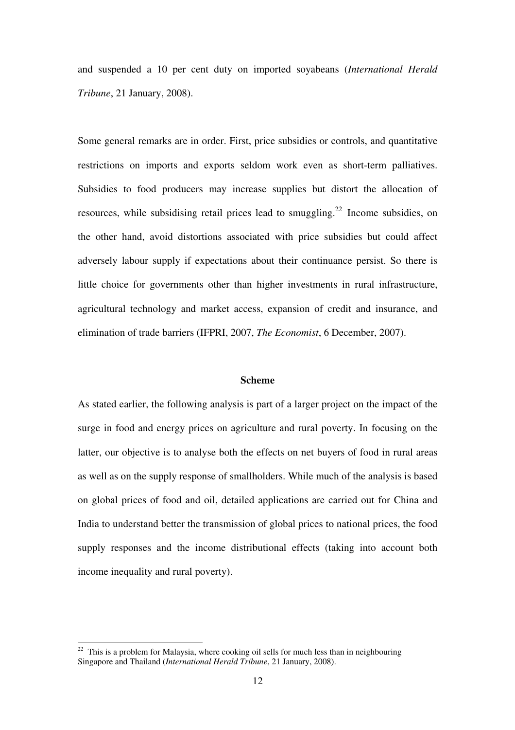and suspended a 10 per cent duty on imported soyabeans (*International Herald Tribune*, 21 January, 2008).

Some general remarks are in order. First, price subsidies or controls, and quantitative restrictions on imports and exports seldom work even as short-term palliatives. Subsidies to food producers may increase supplies but distort the allocation of resources, while subsidising retail prices lead to smuggling.[22] Income subsidies, on the other hand, avoid distortions associated with price subsidies but could affect adversely labour supply if expectations about their continuance persist. So there is little choice for governments other than higher investments in rural infrastructure, agricultural technology and market access, expansion of credit and insurance, and elimination of trade barriers (IFPRI, 2007, *The Economist*, 6 December, 2007).

## Scheme

As stated earlier, the following analysis is part of a larger project on the impact of the surge in food and energy prices on agriculture and rural poverty. In focusing on the latter, our objective is to analyse both the effects on net buyers of food in rural areas as well as on the supply response of smallholders. While much of the analysis is based on global prices of food and oil, detailed applications are carried out for China and India to understand better the transmission of global prices to national prices, the food supply responses and the income distributional effects (taking into account both income inequality and rural poverty).

---

[22] This is a problem for Malaysia, where cooking oil sells for much less than in neighbouring Singapore and Thailand (*International Herald Tribune*, 21 January, 2008).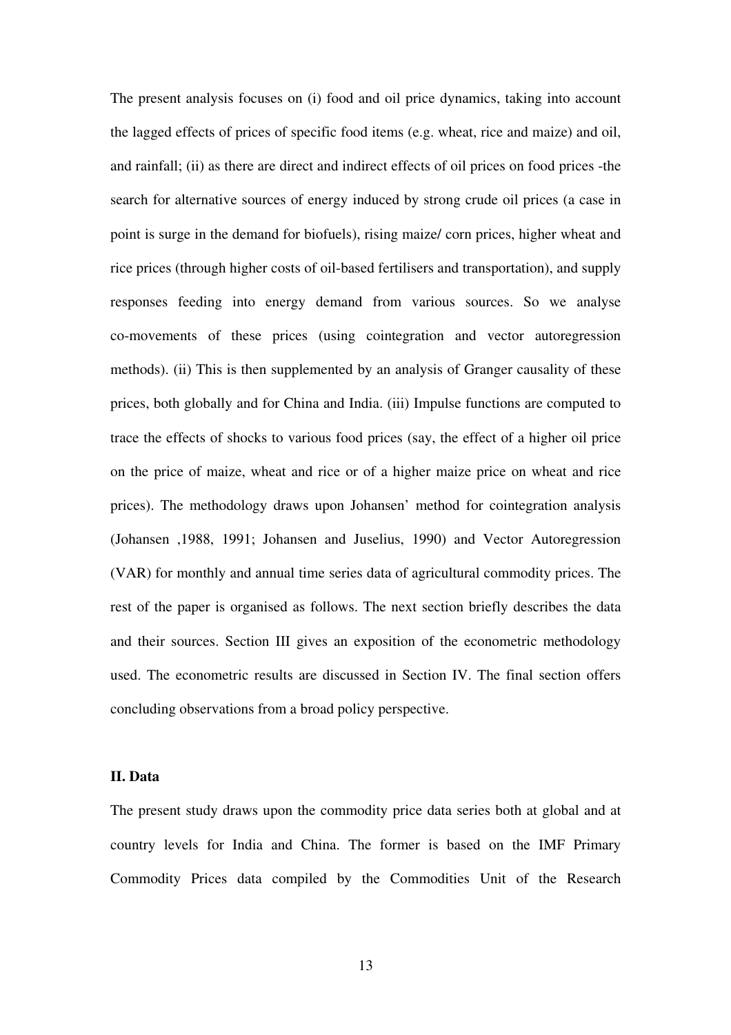The present analysis focuses on (i) food and oil price dynamics, taking into account the lagged effects of prices of specific food items (e.g. wheat, rice and maize) and oil, and rainfall; (ii) as there are direct and indirect effects of oil prices on food prices -the search for alternative sources of energy induced by strong crude oil prices (a case in point is surge in the demand for biofuels), rising maize/ corn prices, higher wheat and rice prices (through higher costs of oil-based fertilisers and transportation), and supply responses feeding into energy demand from various sources. So we analyse co-movements of these prices (using cointegration and vector autoregression methods). (ii) This is then supplemented by an analysis of Granger causality of these prices, both globally and for China and India. (iii) Impulse functions are computed to trace the effects of shocks to various food prices (say, the effect of a higher oil price on the price of maize, wheat and rice or of a higher maize price on wheat and rice prices). The methodology draws upon Johansen' method for cointegration analysis (Johansen ,1988, 1991; Johansen and Juselius, 1990) and Vector Autoregression (VAR) for monthly and annual time series data of agricultural commodity prices. The rest of the paper is organised as follows. The next section briefly describes the data and their sources. Section III gives an exposition of the econometric methodology used. The econometric results are discussed in Section IV. The final section offers concluding observations from a broad policy perspective.

## II. Data

The present study draws upon the commodity price data series both at global and at country levels for India and China. The former is based on the IMF Primary Commodity Prices data compiled by the Commodities Unit of the Research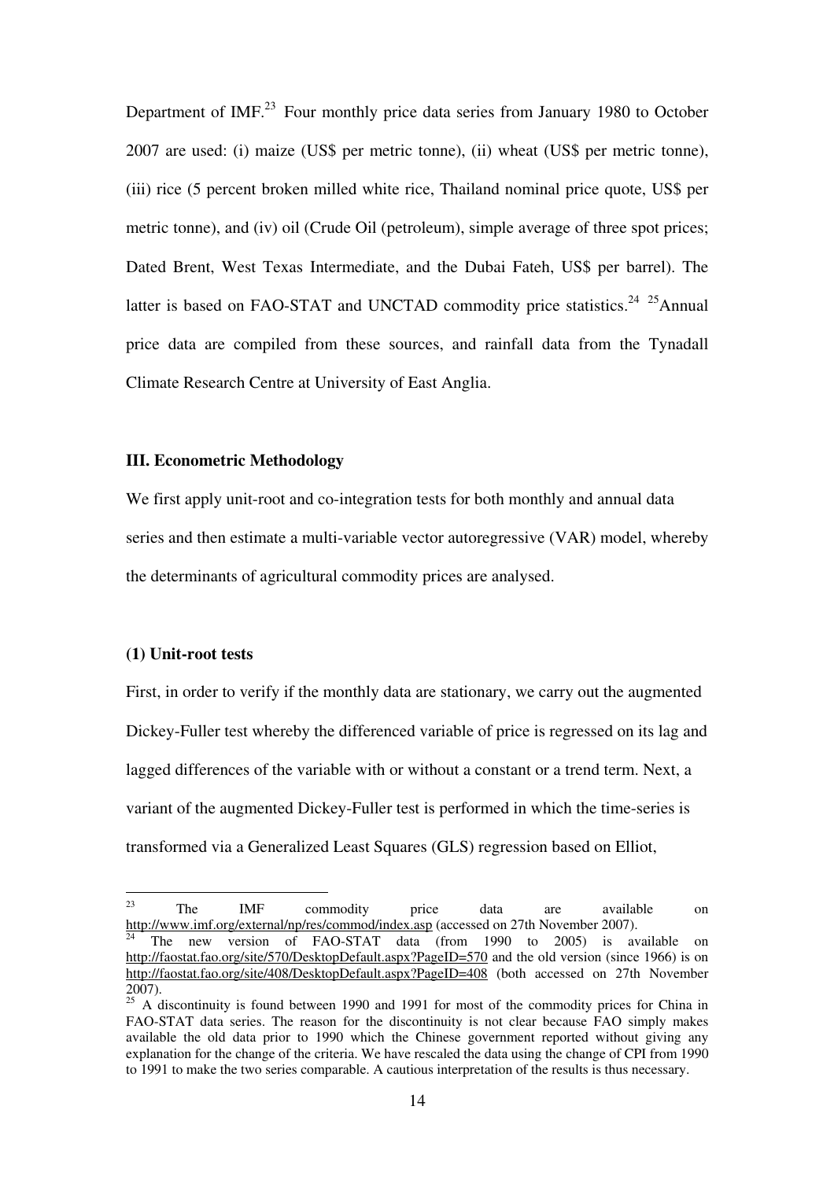Department of IMF.[23] Four monthly price data series from January 1980 to October 2007 are used: (i) maize (US$ per metric tonne), (ii) wheat (US$ per metric tonne), (iii) rice (5 percent broken milled white rice, Thailand nominal price quote, US$ per metric tonne), and (iv) oil (Crude Oil (petroleum), simple average of three spot prices; Dated Brent, West Texas Intermediate, and the Dubai Fateh, US$ per barrel). The latter is based on FAO-STAT and UNCTAD commodity price statistics.[24] [25]Annual price data are compiled from these sources, and rainfall data from the Tynadall Climate Research Centre at University of East Anglia.

**III. Econometric Methodology**

We first apply unit-root and co-integration tests for both monthly and annual data series and then estimate a multi-variable vector autoregressive (VAR) model, whereby the determinants of agricultural commodity prices are analysed.

**(1) Unit-root tests**

First, in order to verify if the monthly data are stationary, we carry out the augmented Dickey-Fuller test whereby the differenced variable of price is regressed on its lag and lagged differences of the variable with or without a constant or a trend term. Next, a variant of the augmented Dickey-Fuller test is performed in which the time-series is transformed via a Generalized Least Squares (GLS) regression based on Elliot,

---

[23] The IMF commodity price data are available on http://www.imf.org/external/np/res/commod/index.asp (accessed on 27th November 2007).

[24] The new version of FAO-STAT data (from 1990 to 2005) is available on http://faostat.fao.org/site/570/DesktopDefault.aspx?PageID=570 and the old version (since 1966) is on http://faostat.fao.org/site/408/DesktopDefault.aspx?PageID=408 (both accessed on 27th November 2007).

[25] A discontinuity is found between 1990 and 1991 for most of the commodity prices for China in FAO-STAT data series. The reason for the discontinuity is not clear because FAO simply makes available the old data prior to 1990 which the Chinese government reported without giving any explanation for the change of the criteria. We have rescaled the data using the change of CPI from 1990 to 1991 to make the two series comparable. A cautious interpretation of the results is thus necessary.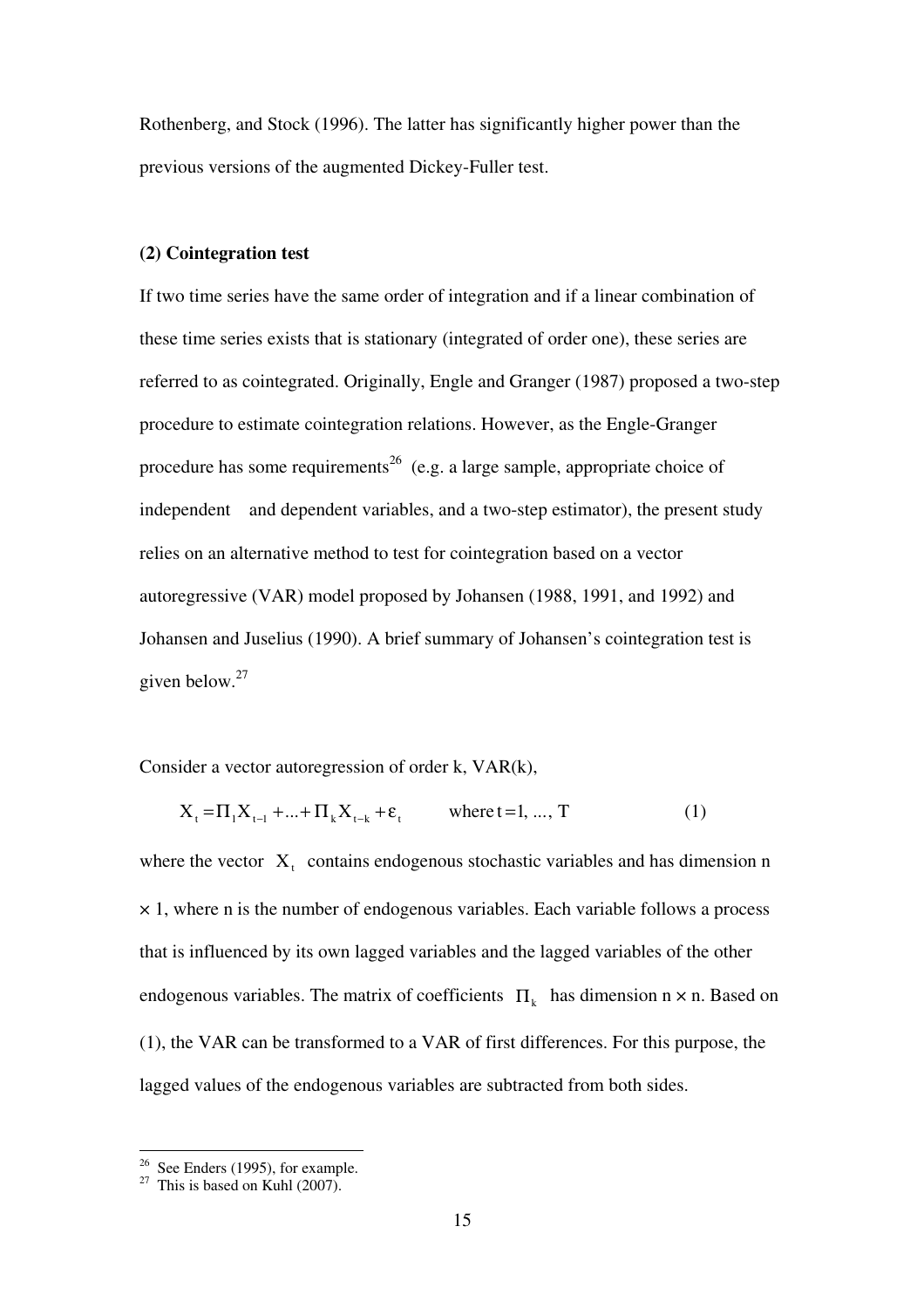Rothenberg, and Stock (1996). The latter has significantly higher power than the previous versions of the augmented Dickey-Fuller test.

**(2) Cointegration test**

If two time series have the same order of integration and if a linear combination of these time series exists that is stationary (integrated of order one), these series are referred to as cointegrated. Originally, Engle and Granger (1987) proposed a two-step procedure to estimate cointegration relations. However, as the Engle-Granger procedure has some requirements[26] (e.g. a large sample, appropriate choice of independent and dependent variables, and a two-step estimator), the present study relies on an alternative method to test for cointegration based on a vector autoregressive (VAR) model proposed by Johansen (1988, 1991, and 1992) and Johansen and Juselius (1990). A brief summary of Johansen's cointegration test is given below.[27]

Consider a vector autoregression of order k, VAR(k),

$$X_t = \Pi_1 X_{t-1} + ... + \Pi_k X_{t-k} + \varepsilon_t \qquad \text{where } t = 1, ..., T \qquad (1)$$

where the vector $X_t$ contains endogenous stochastic variables and has dimension n $\times$ 1, where n is the number of endogenous variables. Each variable follows a process that is influenced by its own lagged variables and the lagged variables of the other endogenous variables. The matrix of coefficients $\Pi_k$ has dimension n $\times$ n. Based on (1), the VAR can be transformed to a VAR of first differences. For this purpose, the lagged values of the endogenous variables are subtracted from both sides.

---

[26] See Enders (1995), for example.

[27] This is based on Kuhl (2007).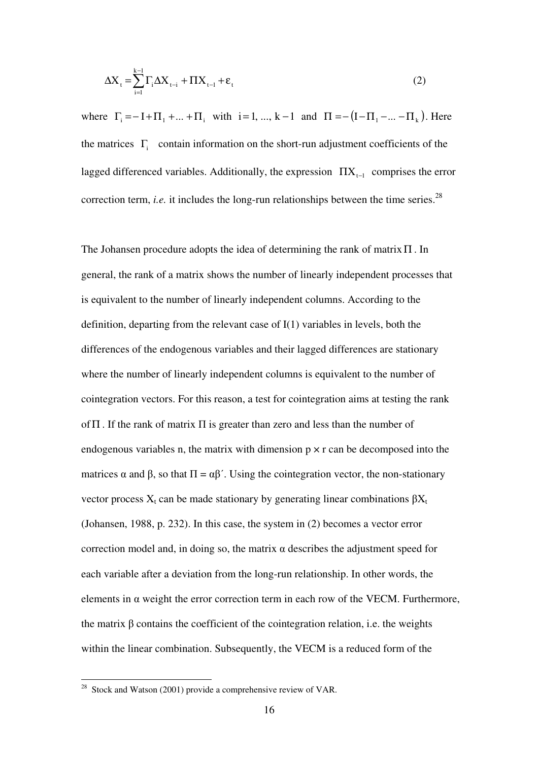$$\Delta X_t = \sum_{i=1}^{k-1} \Gamma_i \Delta X_{t-i} + \Pi X_{t-1} + \varepsilon_t \qquad (2)$$

where $\Gamma_i = -I + \Pi_1 + ... + \Pi_i$ with $i = 1, ..., k-1$ and $\Pi = -(I - \Pi_1 - ... - \Pi_k)$. Here the matrices $\Gamma_i$ contain information on the short-run adjustment coefficients of the lagged differenced variables. Additionally, the expression $\Pi X_{t-1}$ comprises the error correction term, *i.e.* it includes the long-run relationships between the time series.[28]

The Johansen procedure adopts the idea of determining the rank of matrix $\Pi$. In general, the rank of a matrix shows the number of linearly independent processes that is equivalent to the number of linearly independent columns. According to the definition, departing from the relevant case of I(1) variables in levels, both the differences of the endogenous variables and their lagged differences are stationary where the number of linearly independent columns is equivalent to the number of cointegration vectors. For this reason, a test for cointegration aims at testing the rank of $\Pi$. If the rank of matrix $\Pi$ is greater than zero and less than the number of endogenous variables n, the matrix with dimension $p \times r$ can be decomposed into the matrices $\alpha$ and $\beta$, so that $\Pi = \alpha\beta'$. Using the cointegration vector, the non-stationary vector process $X_t$ can be made stationary by generating linear combinations $\beta X_t$ (Johansen, 1988, p. 232). In this case, the system in (2) becomes a vector error correction model and, in doing so, the matrix $\alpha$ describes the adjustment speed for each variable after a deviation from the long-run relationship. In other words, the elements in $\alpha$ weight the error correction term in each row of the VECM. Furthermore, the matrix $\beta$ contains the coefficient of the cointegration relation, i.e. the weights within the linear combination. Subsequently, the VECM is a reduced form of the

[28] Stock and Watson (2001) provide a comprehensive review of VAR.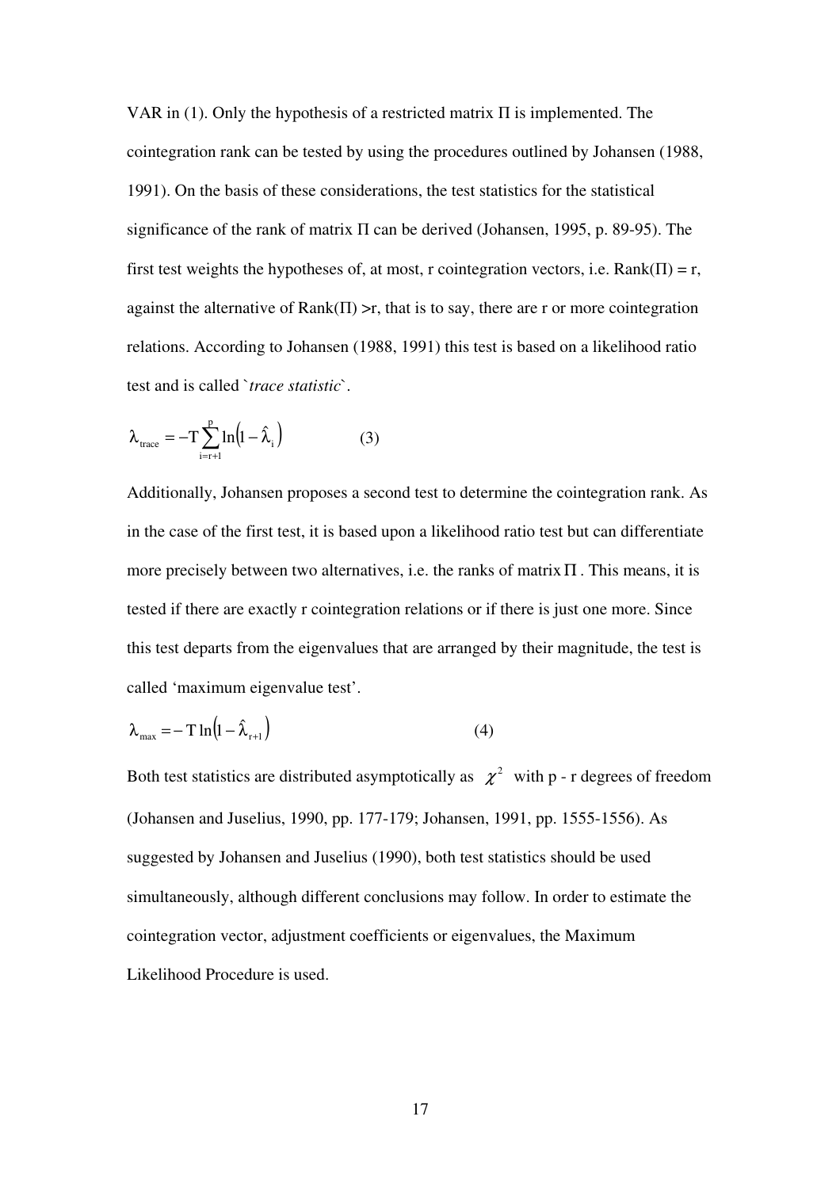VAR in (1). Only the hypothesis of a restricted matrix $\Pi$ is implemented. The cointegration rank can be tested by using the procedures outlined by Johansen (1988, 1991). On the basis of these considerations, the test statistics for the statistical significance of the rank of matrix $\Pi$ can be derived (Johansen, 1995, p. 89-95). The first test weights the hypotheses of, at most, r cointegration vectors, i.e. Rank($\Pi$) = r, against the alternative of Rank($\Pi$) >r, that is to say, there are r or more cointegration relations. According to Johansen (1988, 1991) this test is based on a likelihood ratio test and is called `*trace statistic*`.

$$\lambda_{\text{trace}} = -T \sum_{i=r+1}^{p} \ln\left(1 - \hat{\lambda}_i\right) \qquad (3)$$

Additionally, Johansen proposes a second test to determine the cointegration rank. As in the case of the first test, it is based upon a likelihood ratio test but can differentiate more precisely between two alternatives, i.e. the ranks of matrix $\Pi$. This means, it is tested if there are exactly r cointegration relations or if there is just one more. Since this test departs from the eigenvalues that are arranged by their magnitude, the test is called 'maximum eigenvalue test'.

$$\lambda_{\max} = -T \ln\left(1 - \hat{\lambda}_{r+1}\right) \qquad (4)$$

Both test statistics are distributed asymptotically as $\chi^2$ with p - r degrees of freedom (Johansen and Juselius, 1990, pp. 177-179; Johansen, 1991, pp. 1555-1556). As suggested by Johansen and Juselius (1990), both test statistics should be used simultaneously, although different conclusions may follow. In order to estimate the cointegration vector, adjustment coefficients or eigenvalues, the Maximum Likelihood Procedure is used.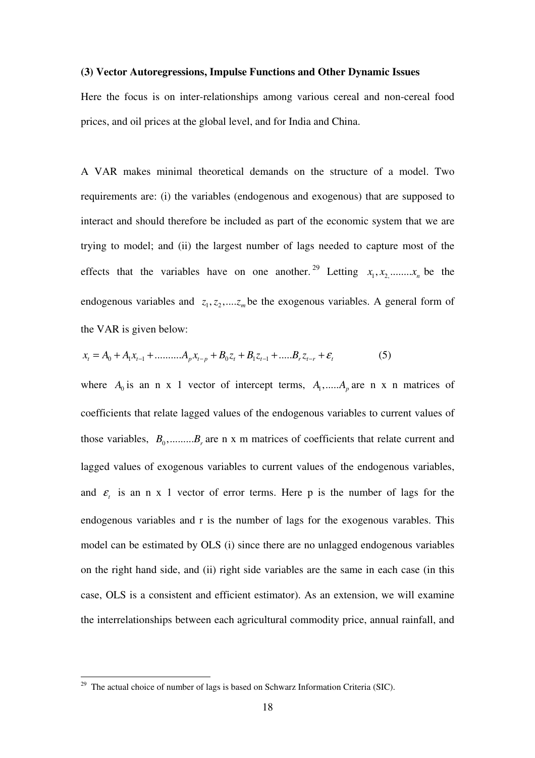**(3) Vector Autoregressions, Impulse Functions and Other Dynamic Issues**

Here the focus is on inter-relationships among various cereal and non-cereal food prices, and oil prices at the global level, and for India and China.

A VAR makes minimal theoretical demands on the structure of a model. Two requirements are: (i) the variables (endogenous and exogenous) that are supposed to interact and should therefore be included as part of the economic system that we are trying to model; and (ii) the largest number of lags needed to capture most of the effects that the variables have on one another.[29] Letting $x_1, x_2, ........x_n$ be the endogenous variables and $z_1, z_2, ....z_m$ be the exogenous variables. A general form of the VAR is given below:

$$x_t = A_0 + A_1 x_{t-1} + .........A_p x_{t-p} + B_0 z_t + B_1 z_{t-1} + .....B_r z_{t-r} + \varepsilon_t \qquad (5)$$

where $A_0$ is an n x 1 vector of intercept terms, $A_1, .....A_p$ are n x n matrices of coefficients that relate lagged values of the endogenous variables to current values of those variables, $B_0, .........B_r$ are n x m matrices of coefficients that relate current and lagged values of exogenous variables to current values of the endogenous variables, and $\varepsilon_t$ is an n x 1 vector of error terms. Here p is the number of lags for the endogenous variables and r is the number of lags for the exogenous varables. This model can be estimated by OLS (i) since there are no unlagged endogenous variables on the right hand side, and (ii) right side variables are the same in each case (in this case, OLS is a consistent and efficient estimator). As an extension, we will examine the interrelationships between each agricultural commodity price, annual rainfall, and

[29] The actual choice of number of lags is based on Schwarz Information Criteria (SIC).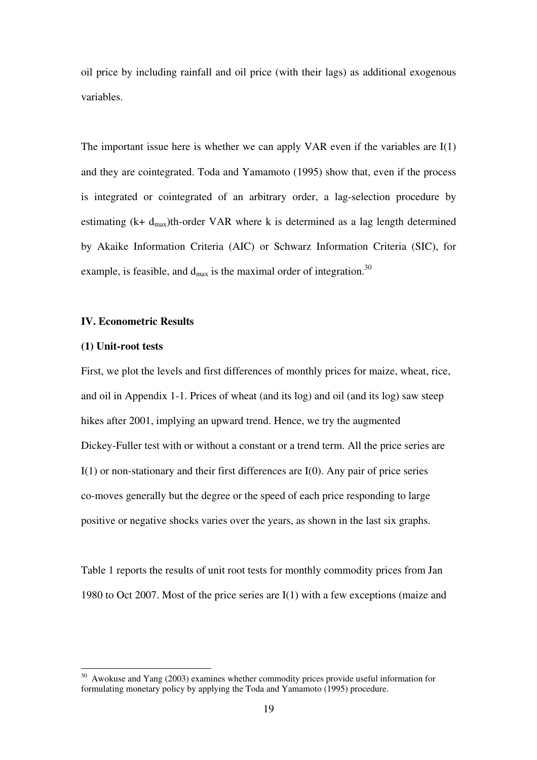oil price by including rainfall and oil price (with their lags) as additional exogenous variables.

The important issue here is whether we can apply VAR even if the variables are I(1) and they are cointegrated. Toda and Yamamoto (1995) show that, even if the process is integrated or cointegrated of an arbitrary order, a lag-selection procedure by estimating ($k+ d_{max}$)th-order VAR where k is determined as a lag length determined by Akaike Information Criteria (AIC) or Schwarz Information Criteria (SIC), for example, is feasible, and $d_{max}$ is the maximal order of integration.[30]

## IV. Econometric Results

### (1) Unit-root tests

First, we plot the levels and first differences of monthly prices for maize, wheat, rice, and oil in Appendix 1-1. Prices of wheat (and its log) and oil (and its log) saw steep hikes after 2001, implying an upward trend. Hence, we try the augmented Dickey-Fuller test with or without a constant or a trend term. All the price series are I(1) or non-stationary and their first differences are I(0). Any pair of price series co-moves generally but the degree or the speed of each price responding to large positive or negative shocks varies over the years, as shown in the last six graphs.

Table 1 reports the results of unit root tests for monthly commodity prices from Jan 1980 to Oct 2007. Most of the price series are I(1) with a few exceptions (maize and

---

[30] Awokuse and Yang (2003) examines whether commodity prices provide useful information for formulating monetary policy by applying the Toda and Yamamoto (1995) procedure.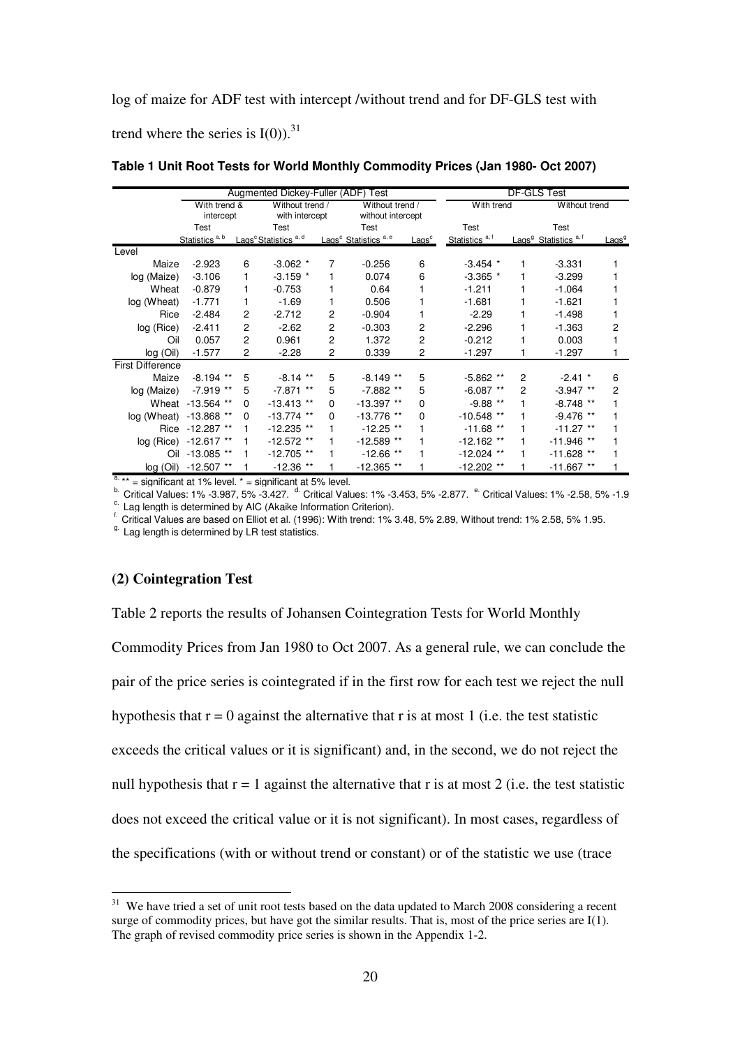log of maize for ADF test with intercept /without trend and for DF-GLS test with trend where the series is I(0)).[31]

**Table 1 Unit Root Tests for World Monthly Commodity Prices (Jan 1980- Oct 2007)**

| | Augmented Dickey-Fuller (ADF) Test | | | | | | DF-GLS Test | | | |
|---|---|---|---|---|---|---|---|---|---|---|
| | With trend & intercept | | Without trend / with intercept | | Without trend / without intercept | | With trend | | Without trend | |
| | Test Statistics [a, b] | Lags[c] | Test Statistics [a, d] | Lags[c] | Test Statistics [a, e] | Lags[c] | Test Statistics [a, f] | Lags[g] | Test Statistics [a, f] | Lags[g] |
| **Level** | | | | | | | | | | |
| Maize | -2.923 | 6 | -3.062 * | 7 | -0.256 | 6 | -3.454 * | 1 | -3.331 | 1 |
| log (Maize) | -3.106 | 1 | -3.159 * | 1 | 0.074 | 6 | -3.365 * | 1 | -3.299 | 1 |
| Wheat | -0.879 | 1 | -0.753 | 1 | 0.64 | 1 | -1.211 | 1 | -1.064 | 1 |
| log (Wheat) | -1.771 | 1 | -1.69 | 1 | 0.506 | 1 | -1.681 | 1 | -1.621 | 1 |
| Rice | -2.484 | 2 | -2.712 | 2 | -0.904 | 1 | -2.29 | 1 | -1.498 | 1 |
| log (Rice) | -2.411 | 2 | -2.62 | 2 | -0.303 | 2 | -2.296 | 1 | -1.363 | 2 |
| Oil | 0.057 | 2 | 0.961 | 2 | 1.372 | 2 | -0.212 | 1 | 0.003 | 1 |
| log (Oil) | -1.577 | 2 | -2.28 | 2 | 0.339 | 2 | -1.297 | 1 | -1.297 | 1 |
| **First Difference** | | | | | | | | | | |
| Maize | -8.194 ** | 5 | -8.14 ** | 5 | -8.149 ** | 5 | -5.862 ** | 2 | -2.41 * | 6 |
| log (Maize) | -7.919 ** | 5 | -7.871 ** | 5 | -7.882 ** | 5 | -6.087 ** | 2 | -3.947 ** | 2 |
| Wheat | -13.564 ** | 0 | -13.413 ** | 0 | -13.397 ** | 0 | -9.88 ** | 1 | -8.748 ** | 1 |
| log (Wheat) | -13.868 ** | 0 | -13.774 ** | 0 | -13.776 ** | 0 | -10.548 ** | 1 | -9.476 ** | 1 |
| Rice | -12.287 ** | 1 | -12.235 ** | 1 | -12.25 ** | 1 | -11.68 ** | 1 | -11.27 ** | 1 |
| log (Rice) | -12.617 ** | 1 | -12.572 ** | 1 | -12.589 ** | 1 | -12.162 ** | 1 | -11.946 ** | 1 |
| Oil | -13.085 ** | 1 | -12.705 ** | 1 | -12.66 ** | 1 | -12.024 ** | 1 | -11.628 ** | 1 |
| log (Oil) | -12.507 ** | 1 | -12.36 ** | 1 | -12.365 ** | 1 | -12.202 ** | 1 | -11.667 ** | 1 |

[a] ** = significant at 1% level. * = significant at 5% level.
[b] Critical Values: 1% -3.987, 5% -3.427. [d] Critical Values: 1% -3.453, 5% -2.877. [e] Critical Values: 1% -2.58, 5% -1.9
[c] Lag length is determined by AIC (Akaike Information Criterion).
[f] Critical Values are based on Elliot et al. (1996): With trend: 1% 3.48, 5% 2.89, Without trend: 1% 2.58, 5% 1.95.
[g] Lag length is determined by LR test statistics.

### (2) Cointegration Test

Table 2 reports the results of Johansen Cointegration Tests for World Monthly Commodity Prices from Jan 1980 to Oct 2007. As a general rule, we can conclude the pair of the price series is cointegrated if in the first row for each test we reject the null hypothesis that r = 0 against the alternative that r is at most 1 (i.e. the test statistic exceeds the critical values or it is significant) and, in the second, we do not reject the null hypothesis that r = 1 against the alternative that r is at most 2 (i.e. the test statistic does not exceed the critical value or it is not significant). In most cases, regardless of the specifications (with or without trend or constant) or of the statistic we use (trace

[31] We have tried a set of unit root tests based on the data updated to March 2008 considering a recent surge of commodity prices, but have got the similar results. That is, most of the price series are I(1). The graph of revised commodity price series is shown in the Appendix 1-2.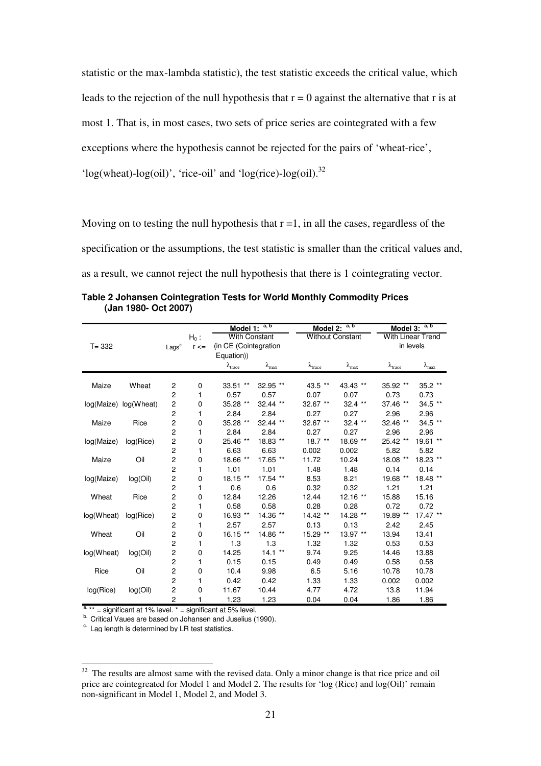statistic or the max-lambda statistic), the test statistic exceeds the critical value, which leads to the rejection of the null hypothesis that r = 0 against the alternative that r is at most 1. That is, in most cases, two sets of price series are cointegrated with a few exceptions where the hypothesis cannot be rejected for the pairs of 'wheat-rice', 'log(wheat)-log(oil)', 'rice-oil' and 'log(rice)-log(oil).[32]

Moving on to testing the null hypothesis that r =1, in all the cases, regardless of the specification or the assumptions, the test statistic is smaller than the critical values and, as a result, we cannot reject the null hypothesis that there is 1 cointegrating vector.

**Table 2 Johansen Cointegration Tests for World Monthly Commodity Prices (Jan 1980- Oct 2007)**

| T= 332 | | Lags[c] | $H_0$ : r <= | Model 1: [a, b] With Constant (in CE (Cointegration Equation)) | | Model 2: [a, b] Without Constant | | Model 3: [a, b] With Linear Trend in levels | |
|---|---|---|---|---|---|---|---|---|---|
| | | | | $\lambda_{trace}$ | $\lambda_{max}$ | $\lambda_{trace}$ | $\lambda_{max}$ | $\lambda_{trace}$ | $\lambda_{max}$ |
| Maize | Wheat | 2 | 0 | 33.51 ** | 32.95 ** | 43.5 ** | 43.43 ** | 35.92 ** | 35.2 ** |
| | | 2 | 1 | 0.57 | 0.57 | 0.07 | 0.07 | 0.73 | 0.73 |
| log(Maize) | log(Wheat) | 2 | 0 | 35.28 ** | 32.44 ** | 32.67 ** | 32.4 ** | 37.46 ** | 34.5 ** |
| | | 2 | 1 | 2.84 | 2.84 | 0.27 | 0.27 | 2.96 | 2.96 |
| Maize | Rice | 2 | 0 | 35.28 ** | 32.44 ** | 32.67 ** | 32.4 ** | 32.46 ** | 34.5 ** |
| | | 2 | 1 | 2.84 | 2.84 | 0.27 | 0.27 | 2.96 | 2.96 |
| log(Maize) | log(Rice) | 2 | 0 | 25.46 ** | 18.83 ** | 18.7 ** | 18.69 ** | 25.42 ** | 19.61 ** |
| | | 2 | 1 | 6.63 | 6.63 | 0.002 | 0.002 | 5.82 | 5.82 |
| Maize | Oil | 2 | 0 | 18.66 ** | 17.65 ** | 11.72 | 10.24 | 18.08 ** | 18.23 ** |
| | | 2 | 1 | 1.01 | 1.01 | 1.48 | 1.48 | 0.14 | 0.14 |
| log(Maize) | log(Oil) | 2 | 0 | 18.15 ** | 17.54 ** | 8.53 | 8.21 | 19.68 ** | 18.48 ** |
| | | 2 | 1 | 0.6 | 0.6 | 0.32 | 0.32 | 1.21 | 1.21 |
| Wheat | Rice | 2 | 0 | 12.84 | 12.26 | 12.44 | 12.16 ** | 15.88 | 15.16 |
| | | 2 | 1 | 0.58 | 0.58 | 0.28 | 0.28 | 0.72 | 0.72 |
| log(Wheat) | log(Rice) | 2 | 0 | 16.93 ** | 14.36 ** | 14.42 ** | 14.28 ** | 19.89 ** | 17.47 ** |
| | | 2 | 1 | 2.57 | 2.57 | 0.13 | 0.13 | 2.42 | 2.45 |
| Wheat | Oil | 2 | 0 | 16.15 ** | 14.86 ** | 15.29 ** | 13.97 ** | 13.94 | 13.41 |
| | | 2 | 1 | 1.3 | 1.3 | 1.32 | 1.32 | 0.53 | 0.53 |
| log(Wheat) | log(Oil) | 2 | 0 | 14.25 | 14.1 ** | 9.74 | 9.25 | 14.46 | 13.88 |
| | | 2 | 1 | 0.15 | 0.15 | 0.49 | 0.49 | 0.58 | 0.58 |
| Rice | Oil | 2 | 0 | 10.4 | 9.98 | 6.5 | 5.16 | 10.78 | 10.78 |
| | | 2 | 1 | 0.42 | 0.42 | 1.33 | 1.33 | 0.002 | 0.002 |
| log(Rice) | log(Oil) | 2 | 0 | 11.67 | 10.44 | 4.77 | 4.72 | 13.8 | 11.94 |
| | | 2 | 1 | 1.23 | 1.23 | 0.04 | 0.04 | 1.86 | 1.86 |

[a.] ** = significant at 1% level. * = significant at 5% level.

[b.] Critical Vaues are based on Johansen and Juselius (1990).

[c.] Lag length is determined by LR test statistics.

[32] The results are almost same with the revised data. Only a minor change is that rice price and oil price are cointegreated for Model 1 and Model 2. The results for 'log (Rice) and log(Oil)' remain non-significant in Model 1, Model 2, and Model 3.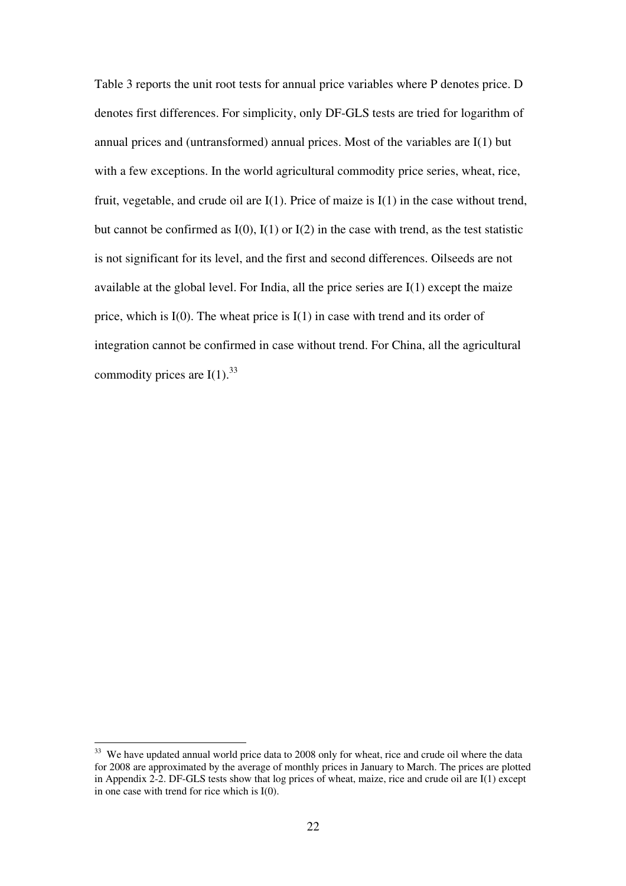Table 3 reports the unit root tests for annual price variables where P denotes price. D denotes first differences. For simplicity, only DF-GLS tests are tried for logarithm of annual prices and (untransformed) annual prices. Most of the variables are I(1) but with a few exceptions. In the world agricultural commodity price series, wheat, rice, fruit, vegetable, and crude oil are I(1). Price of maize is I(1) in the case without trend, but cannot be confirmed as I(0), I(1) or I(2) in the case with trend, as the test statistic is not significant for its level, and the first and second differences. Oilseeds are not available at the global level. For India, all the price series are I(1) except the maize price, which is I(0). The wheat price is I(1) in case with trend and its order of integration cannot be confirmed in case without trend. For China, all the agricultural commodity prices are I(1).[33]

[33] We have updated annual world price data to 2008 only for wheat, rice and crude oil where the data for 2008 are approximated by the average of monthly prices in January to March. The prices are plotted in Appendix 2-2. DF-GLS tests show that log prices of wheat, maize, rice and crude oil are I(1) except in one case with trend for rice which is I(0).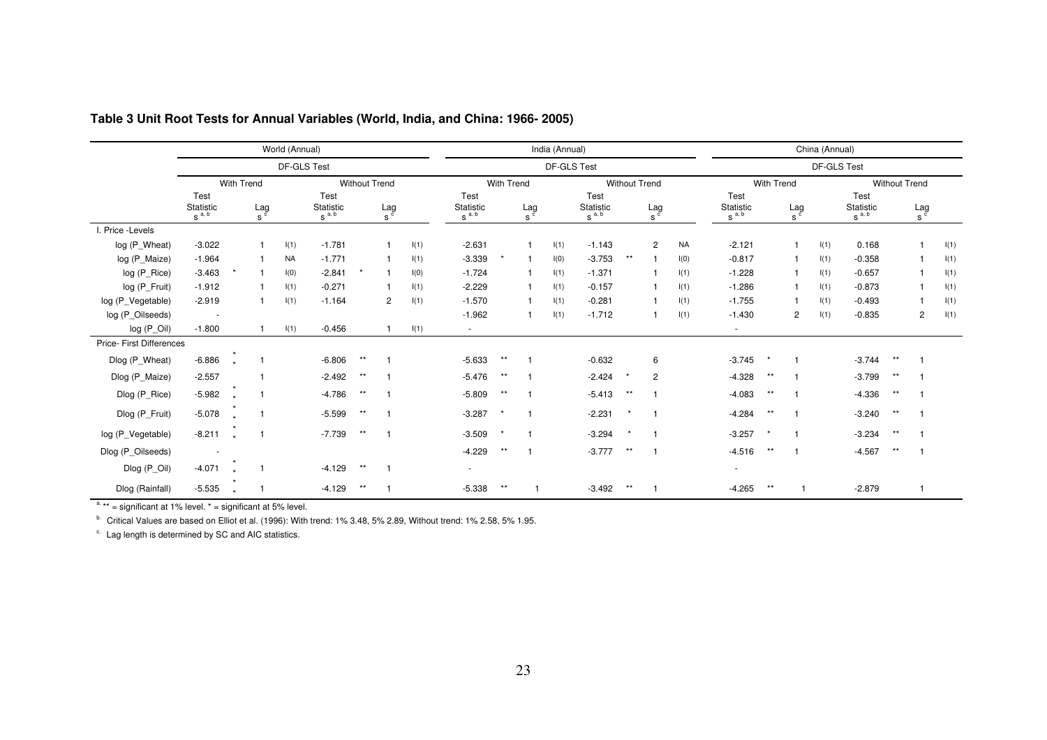**Table 3 Unit Root Tests for Annual Variables (World, India, and China: 1966- 2005)**

| | World (Annual) | | | | | | | | India (Annual) | | | | | | | | China (Annual) | | | | | | | |
|---|---|---|---|---|---|---|---|---|---|---|---|---|---|---|---|---|---|---|---|---|---|---|---|---|
| | DF-GLS Test | | | | | | | | DF-GLS Test | | | | | | | | DF-GLS Test | | | | | | | |
| | With Trend | | | | Without Trend | | | | With Trend | | | | Without Trend | | | | With Trend | | | | Without Trend | | | |
| | Test Statistic s [a, b] | | Lag s [c] | | Test Statistic s [a, b] | | Lag s [c] | | Test Statistic s [a, b] | | Lag s [c] | | Test Statistic s [a, b] | | Lag s [c] | | Test Statistic s [a, b] | | Lag s [c] | | Test Statistic s [a, b] | | Lag s [c] | |
| I. Price -Levels | | | | | | | | | | | | | | | | | | | | | | | | |
| log (P_Wheat) | -3.022 | | 1 | I(1) | -1.781 | | 1 | I(1) | -2.631 | | 1 | I(1) | -1.143 | | 2 | NA | -2.121 | | 1 | I(1) | 0.168 | | 1 | I(1) |
| log (P_Maize) | -1.964 | | 1 | NA | -1.771 | | 1 | I(1) | -3.339 | * | 1 | I(0) | -3.753 | ** | 1 | I(0) | -0.817 | | 1 | I(1) | -0.358 | | 1 | I(1) |
| log (P_Rice) | -3.463 | * | 1 | I(0) | -2.841 | * | 1 | I(0) | -1.724 | | 1 | I(1) | -1.371 | | 1 | I(1) | -1.228 | | 1 | I(1) | -0.657 | | 1 | I(1) |
| log (P_Fruit) | -1.912 | | 1 | I(1) | -0.271 | | 1 | I(1) | -2.229 | | 1 | I(1) | -0.157 | | 1 | I(1) | -1.286 | | 1 | I(1) | -0.873 | | 1 | I(1) |
| log (P_Vegetable) | -2.919 | | 1 | I(1) | -1.164 | | 2 | I(1) | -1.570 | | 1 | I(1) | -0.281 | | 1 | I(1) | -1.755 | | 1 | I(1) | -0.493 | | 1 | I(1) |
| log (P_Oilseeds) | - | | | | | | | | -1.962 | | 1 | I(1) | -1.712 | | 1 | I(1) | -1.430 | | 2 | I(1) | -0.835 | | 2 | I(1) |
| log (P_Oil) | -1.800 | | 1 | I(1) | -0.456 | | 1 | I(1) | - | | | | | | | | - | | | | | | | |
| Price- First Differences | | | | | | | | | | | | | | | | | | | | | | | | |
| Dlog (P_Wheat) | -6.886 | ** | 1 | | -6.806 | ** | 1 | | -5.633 | ** | 1 | | -0.632 | | 6 | | -3.745 | * | 1 | | -3.744 | ** | 1 | |
| Dlog (P_Maize) | -2.557 | | 1 | | -2.492 | ** | 1 | | -5.476 | ** | 1 | | -2.424 | * | 2 | | -4.328 | ** | 1 | | -3.799 | ** | 1 | |
| Dlog (P_Rice) | -5.982 | ** | 1 | | -4.786 | ** | 1 | | -5.809 | ** | 1 | | -5.413 | ** | 1 | | -4.083 | ** | 1 | | -4.336 | ** | 1 | |
| Dlog (P_Fruit) | -5.078 | ** | 1 | | -5.599 | ** | 1 | | -3.287 | * | 1 | | -2.231 | * | 1 | | -4.284 | ** | 1 | | -3.240 | ** | 1 | |
| log (P_Vegetable) | -8.211 | ** | 1 | | -7.739 | ** | 1 | | -3.509 | * | 1 | | -3.294 | * | 1 | | -3.257 | * | 1 | | -3.234 | ** | 1 | |
| Dlog (P_Oilseeds) | - | | | | | | | | -4.229 | ** | 1 | | -3.777 | ** | 1 | | -4.516 | ** | 1 | | -4.567 | ** | 1 | |
| Dlog (P_Oil) | -4.071 | ** | 1 | | -4.129 | ** | 1 | | - | | | | | | | | - | | | | | | | |
| Dlog (Rainfall) | -5.535 | ** | 1 | | -4.129 | ** | 1 | | -5.338 | ** | 1 | | -3.492 | ** | 1 | | -4.265 | ** | 1 | | -2.879 | | 1 | |

[a] ** = significant at 1% level. * = significant at 5% level.

[b] Critical Values are based on Elliot et al. (1996): With trend: 1% 3.48, 5% 2.89, Without trend: 1% 2.58, 5% 1.95.

[c] Lag length is determined by SC and AIC statistics.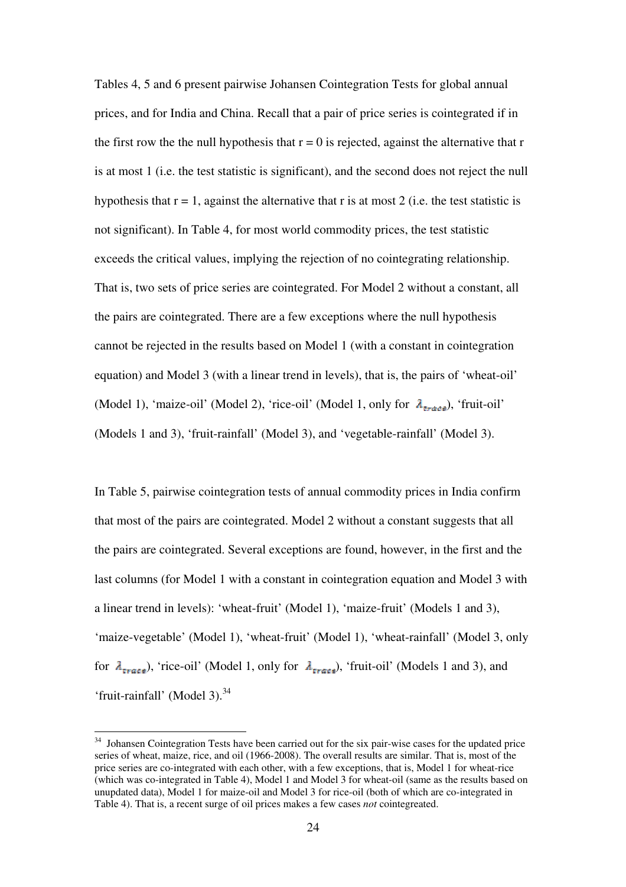Tables 4, 5 and 6 present pairwise Johansen Cointegration Tests for global annual prices, and for India and China. Recall that a pair of price series is cointegrated if in the first row the the null hypothesis that r = 0 is rejected, against the alternative that r is at most 1 (i.e. the test statistic is significant), and the second does not reject the null hypothesis that r = 1, against the alternative that r is at most 2 (i.e. the test statistic is not significant). In Table 4, for most world commodity prices, the test statistic exceeds the critical values, implying the rejection of no cointegrating relationship. That is, two sets of price series are cointegrated. For Model 2 without a constant, all the pairs are cointegrated. There are a few exceptions where the null hypothesis cannot be rejected in the results based on Model 1 (with a constant in cointegration equation) and Model 3 (with a linear trend in levels), that is, the pairs of 'wheat-oil' (Model 1), 'maize-oil' (Model 2), 'rice-oil' (Model 1, only for $\lambda_{trace}$), 'fruit-oil' (Models 1 and 3), 'fruit-rainfall' (Model 3), and 'vegetable-rainfall' (Model 3).

In Table 5, pairwise cointegration tests of annual commodity prices in India confirm that most of the pairs are cointegrated. Model 2 without a constant suggests that all the pairs are cointegrated. Several exceptions are found, however, in the first and the last columns (for Model 1 with a constant in cointegration equation and Model 3 with a linear trend in levels): 'wheat-fruit' (Model 1), 'maize-fruit' (Models 1 and 3), 'maize-vegetable' (Model 1), 'wheat-fruit' (Model 1), 'wheat-rainfall' (Model 3, only for $\lambda_{trace}$), 'rice-oil' (Model 1, only for $\lambda_{trace}$), 'fruit-oil' (Models 1 and 3), and 'fruit-rainfall' (Model 3).[34]

[34] Johansen Cointegration Tests have been carried out for the six pair-wise cases for the updated price series of wheat, maize, rice, and oil (1966-2008). The overall results are similar. That is, most of the price series are co-integrated with each other, with a few exceptions, that is, Model 1 for wheat-rice (which was co-integrated in Table 4), Model 1 and Model 3 for wheat-oil (same as the results based on unupdated data), Model 1 for maize-oil and Model 3 for rice-oil (both of which are co-integrated in Table 4). That is, a recent surge of oil prices makes a few cases *not* cointegreated.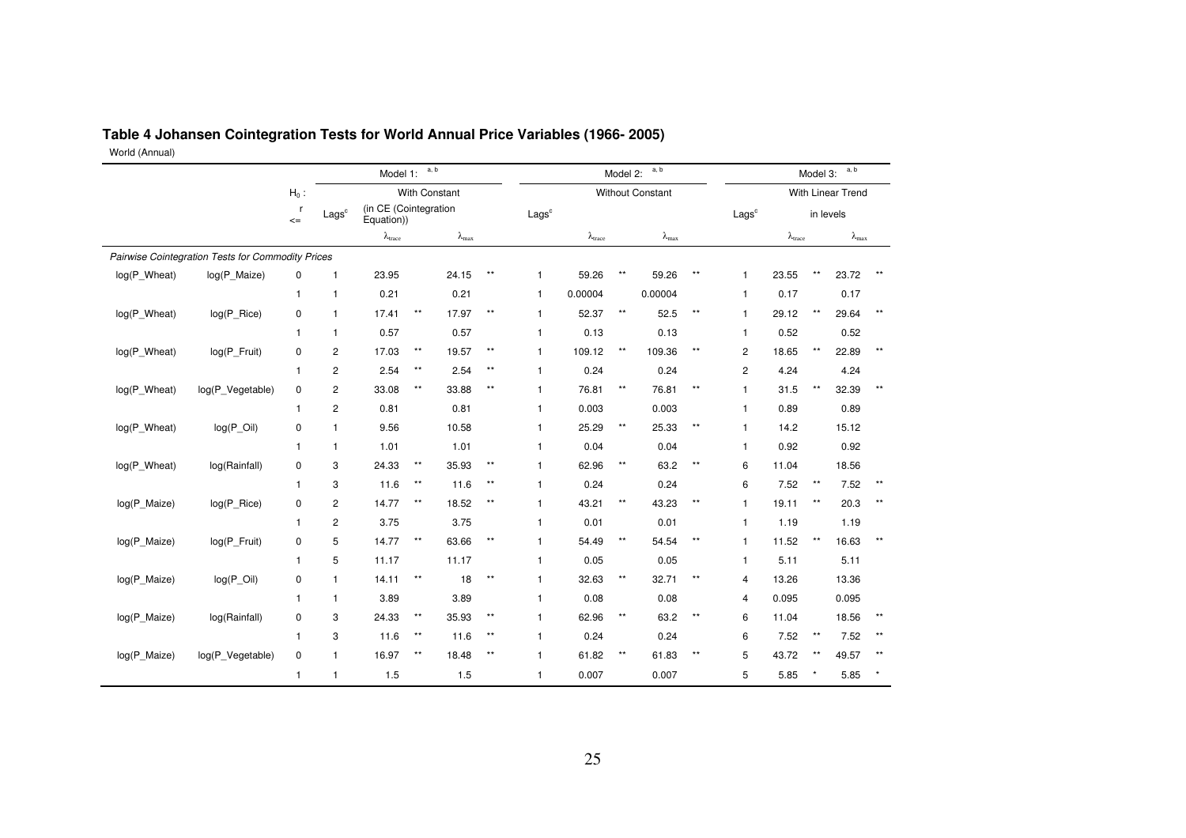# Table 4 Johansen Cointegration Tests for World Annual Price Variables (1966- 2005)

World (Annual)

| | | $H_0$: | Model 1: [a, b] | | | | | | Model 2: [a, b] | | | | | | Model 3: [a, b] | | | | |
|---|---|---|---|---|---|---|---|---|---|---|---|---|---|---|---|---|---|---|---|
| | | | With Constant | | | | | | Without Constant | | | | | | With Linear Trend | | | | |
| | | r <= | Lags[c] | (in CE (Cointegration Equation)) | | | | Lags[c] | | | | | Lags[c] | in levels | | | | | |
| | | | | $\lambda_{trace}$ | | $\lambda_{max}$ | | | $\lambda_{trace}$ | | $\lambda_{max}$ | | | $\lambda_{trace}$ | | $\lambda_{max}$ | | | |
| *Pairwise Cointegration Tests for Commodity Prices* | | | | | | | | | | | | | | | | | | | |
| log(P_Wheat) | log(P_Maize) | 0 | 1 | 23.95 | | 24.15 | ** | 1 | 59.26 | ** | 59.26 | ** | 1 | 23.55 | ** | 23.72 | ** | | |
| | | 1 | 1 | 0.21 | | 0.21 | | 1 | 0.00004 | | 0.00004 | | 1 | 0.17 | | 0.17 | | | |
| log(P_Wheat) | log(P_Rice) | 0 | 1 | 17.41 | ** | 17.97 | ** | 1 | 52.37 | ** | 52.5 | ** | 1 | 29.12 | ** | 29.64 | ** | | |
| | | 1 | 1 | 0.57 | | 0.57 | | 1 | 0.13 | | 0.13 | | 1 | 0.52 | | 0.52 | | | |
| log(P_Wheat) | log(P_Fruit) | 0 | 2 | 17.03 | ** | 19.57 | ** | 1 | 109.12 | ** | 109.36 | ** | 2 | 18.65 | ** | 22.89 | ** | | |
| | | 1 | 2 | 2.54 | ** | 2.54 | ** | 1 | 0.24 | | 0.24 | | 2 | 4.24 | | 4.24 | | | |
| log(P_Wheat) | log(P_Vegetable) | 0 | 2 | 33.08 | ** | 33.88 | ** | 1 | 76.81 | ** | 76.81 | ** | 1 | 31.5 | ** | 32.39 | ** | | |
| | | 1 | 2 | 0.81 | | 0.81 | | 1 | 0.003 | | 0.003 | | 1 | 0.89 | | 0.89 | | | |
| log(P_Wheat) | log(P_Oil) | 0 | 1 | 9.56 | | 10.58 | | 1 | 25.29 | ** | 25.33 | ** | 1 | 14.2 | | 15.12 | | | |
| | | 1 | 1 | 1.01 | | 1.01 | | 1 | 0.04 | | 0.04 | | 1 | 0.92 | | 0.92 | | | |
| log(P_Wheat) | log(Rainfall) | 0 | 3 | 24.33 | ** | 35.93 | ** | 1 | 62.96 | ** | 63.2 | ** | 6 | 11.04 | | 18.56 | | | |
| | | 1 | 3 | 11.6 | ** | 11.6 | ** | 1 | 0.24 | | 0.24 | | 6 | 7.52 | ** | 7.52 | ** | | |
| log(P_Maize) | log(P_Rice) | 0 | 2 | 14.77 | ** | 18.52 | ** | 1 | 43.21 | ** | 43.23 | ** | 1 | 19.11 | ** | 20.3 | ** | | |
| | | 1 | 2 | 3.75 | | 3.75 | | 1 | 0.01 | | 0.01 | | 1 | 1.19 | | 1.19 | | | |
| log(P_Maize) | log(P_Fruit) | 0 | 5 | 14.77 | ** | 63.66 | ** | 1 | 54.49 | ** | 54.54 | ** | 1 | 11.52 | ** | 16.63 | ** | | |
| | | 1 | 5 | 11.17 | | 11.17 | | 1 | 0.05 | | 0.05 | | 1 | 5.11 | | 5.11 | | | |
| log(P_Maize) | log(P_Oil) | 0 | 1 | 14.11 | ** | 18 | ** | 1 | 32.63 | ** | 32.71 | ** | 4 | 13.26 | | 13.36 | | | |
| | | 1 | 1 | 3.89 | | 3.89 | | 1 | 0.08 | | 0.08 | | 4 | 0.095 | | 0.095 | | | |
| log(P_Maize) | log(Rainfall) | 0 | 3 | 24.33 | ** | 35.93 | ** | 1 | 62.96 | ** | 63.2 | ** | 6 | 11.04 | | 18.56 | ** | | |
| | | 1 | 3 | 11.6 | ** | 11.6 | ** | 1 | 0.24 | | 0.24 | | 6 | 7.52 | ** | 7.52 | ** | | |
| log(P_Maize) | log(P_Vegetable) | 0 | 1 | 16.97 | ** | 18.48 | ** | 1 | 61.82 | ** | 61.83 | ** | 5 | 43.72 | ** | 49.57 | ** | | |
| | | 1 | 1 | 1.5 | | 1.5 | | 1 | 0.007 | | 0.007 | | 5 | 5.85 | * | 5.85 | * | | |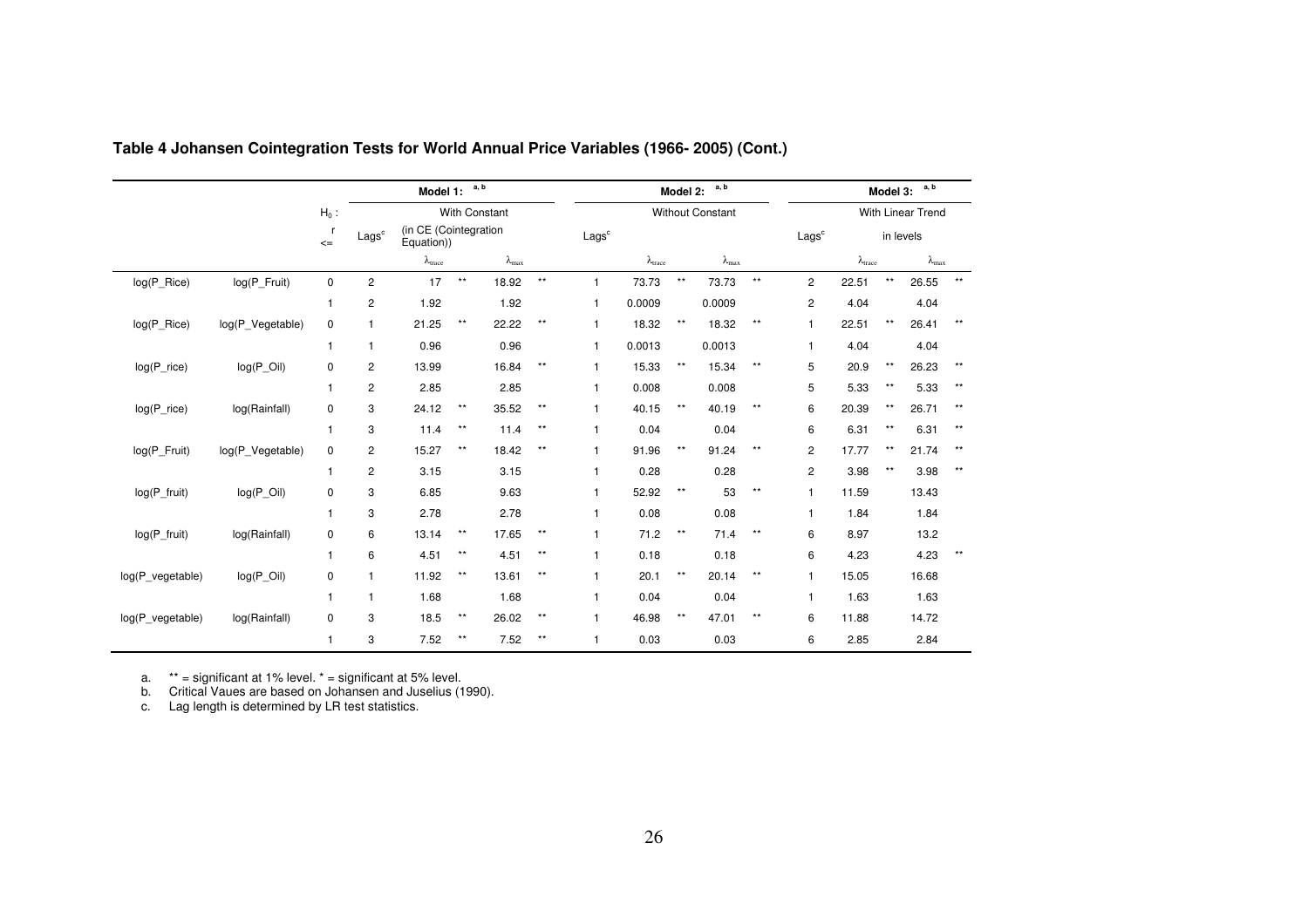**Table 4 Johansen Cointegration Tests for World Annual Price Variables (1966- 2005) (Cont.)**

| | | $H_0$ : | Model 1: [a, b] | | | | | | Model 2: [a, b] | | | | | Model 3: [a, b] | | | | |
|---|---|---|---|---|---|---|---|---|---|---|---|---|---|---|---|---|---|---|
| | | | With Constant | | | | | | Without Constant | | | | | With Linear Trend | | | | |
| | | r <= | Lags[c] | (in CE (Cointegration Equation)) | | | | Lags[c] | | | | | Lags[c] | in levels | | | | |
| | | | | $\lambda_{trace}$ | | $\lambda_{max}$ | | | $\lambda_{trace}$ | | $\lambda_{max}$ | | | $\lambda_{trace}$ | | $\lambda_{max}$ | |
| log(P_Rice) | log(P_Fruit) | 0 | 2 | 17 | ** | 18.92 | ** | 1 | 73.73 | ** | 73.73 | ** | 2 | 22.51 | ** | 26.55 | ** |
| | | 1 | 2 | 1.92 | | 1.92 | | 1 | 0.0009 | | 0.0009 | | 2 | 4.04 | | 4.04 | |
| log(P_Rice) | log(P_Vegetable) | 0 | 1 | 21.25 | ** | 22.22 | ** | 1 | 18.32 | ** | 18.32 | ** | 1 | 22.51 | ** | 26.41 | ** |
| | | 1 | 1 | 0.96 | | 0.96 | | 1 | 0.0013 | | 0.0013 | | 1 | 4.04 | | 4.04 | |
| log(P_rice) | log(P_Oil) | 0 | 2 | 13.99 | | 16.84 | ** | 1 | 15.33 | ** | 15.34 | ** | 5 | 20.9 | ** | 26.23 | ** |
| | | 1 | 2 | 2.85 | | 2.85 | | 1 | 0.008 | | 0.008 | | 5 | 5.33 | ** | 5.33 | ** |
| log(P_rice) | log(Rainfall) | 0 | 3 | 24.12 | ** | 35.52 | ** | 1 | 40.15 | ** | 40.19 | ** | 6 | 20.39 | ** | 26.71 | ** |
| | | 1 | 3 | 11.4 | ** | 11.4 | ** | 1 | 0.04 | | 0.04 | | 6 | 6.31 | ** | 6.31 | ** |
| log(P_Fruit) | log(P_Vegetable) | 0 | 2 | 15.27 | ** | 18.42 | ** | 1 | 91.96 | ** | 91.24 | ** | 2 | 17.77 | ** | 21.74 | ** |
| | | 1 | 2 | 3.15 | | 3.15 | | 1 | 0.28 | | 0.28 | | 2 | 3.98 | ** | 3.98 | ** |
| log(P_fruit) | log(P_Oil) | 0 | 3 | 6.85 | | 9.63 | | 1 | 52.92 | ** | 53 | ** | 1 | 11.59 | | 13.43 | |
| | | 1 | 3 | 2.78 | | 2.78 | | 1 | 0.08 | | 0.08 | | 1 | 1.84 | | 1.84 | |
| log(P_fruit) | log(Rainfall) | 0 | 6 | 13.14 | ** | 17.65 | ** | 1 | 71.2 | ** | 71.4 | ** | 6 | 8.97 | | 13.2 | |
| | | 1 | 6 | 4.51 | ** | 4.51 | ** | 1 | 0.18 | | 0.18 | | 6 | 4.23 | | 4.23 | ** |
| log(P_vegetable) | log(P_Oil) | 0 | 1 | 11.92 | ** | 13.61 | ** | 1 | 20.1 | ** | 20.14 | ** | 1 | 15.05 | | 16.68 | |
| | | 1 | 1 | 1.68 | | 1.68 | | 1 | 0.04 | | 0.04 | | 1 | 1.63 | | 1.63 | |
| log(P_vegetable) | log(Rainfall) | 0 | 3 | 18.5 | ** | 26.02 | ** | 1 | 46.98 | ** | 47.01 | ** | 6 | 11.88 | | 14.72 | |
| | | 1 | 3 | 7.52 | ** | 7.52 | ** | 1 | 0.03 | | 0.03 | | 6 | 2.85 | | 2.84 | |

a. ** = significant at 1% level. * = significant at 5% level.
b. Critical Vaues are based on Johansen and Juselius (1990).
c. Lag length is determined by LR test statistics.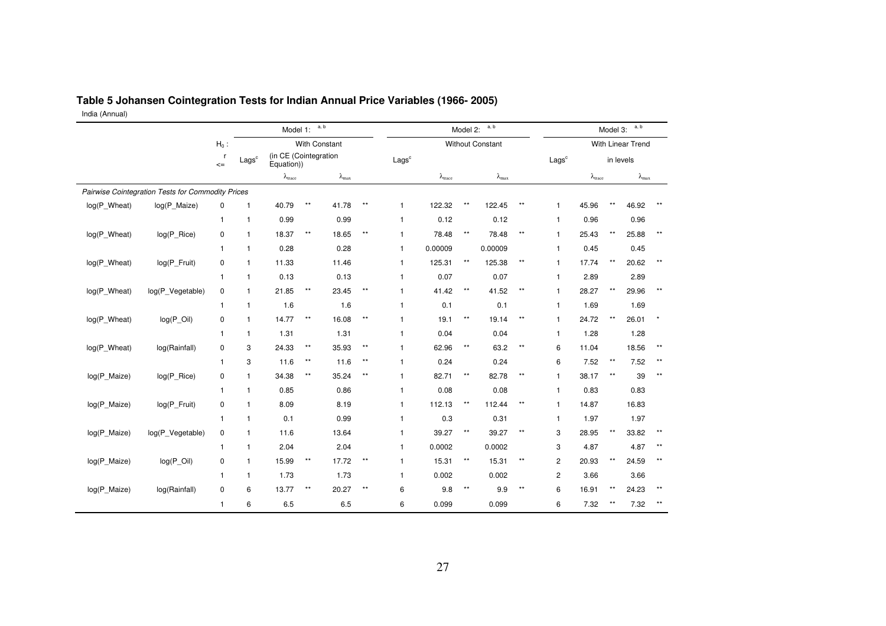## Table 5 Johansen Cointegration Tests for Indian Annual Price Variables (1966- 2005)

India (Annual)

| | | $H_0$ : | Model 1: [a, b] | | | | | | Model 2: [a, b] | | | | | | Model 3: [a, b] | | | | |
|---|---|---|---|---|---|---|---|---|---|---|---|---|---|---|---|---|---|---|---|
| | | | With Constant | | | | | | Without Constant | | | | | | With Linear Trend | | | | |
| | | r <= | Lags[c] | (in CE (Cointegration Equation)) | | | | Lags[c] | | | | | | Lags[c] | in levels | | | | |
| | | | | $\lambda_{trace}$ | | $\lambda_{max}$ | | | $\lambda_{trace}$ | | $\lambda_{max}$ | | | | $\lambda_{trace}$ | | $\lambda_{max}$ | | |
| *Pairwise Cointegration Tests for Commodity Prices* | | | | | | | | | | | | | | | | | | | |
| log(P_Wheat) | log(P_Maize) | 0 | 1 | 40.79 | ** | 41.78 | ** | 1 | 122.32 | ** | 122.45 | ** | | 1 | 45.96 | ** | 46.92 | ** | |
| | | 1 | 1 | 0.99 | | 0.99 | | 1 | 0.12 | | 0.12 | | | 1 | 0.96 | | 0.96 | | |
| log(P_Wheat) | log(P_Rice) | 0 | 1 | 18.37 | ** | 18.65 | ** | 1 | 78.48 | ** | 78.48 | ** | | 1 | 25.43 | ** | 25.88 | ** | |
| | | 1 | 1 | 0.28 | | 0.28 | | 1 | 0.00009 | | 0.00009 | | | 1 | 0.45 | | 0.45 | | |
| log(P_Wheat) | log(P_Fruit) | 0 | 1 | 11.33 | | 11.46 | | 1 | 125.31 | ** | 125.38 | ** | | 1 | 17.74 | ** | 20.62 | ** | |
| | | 1 | 1 | 0.13 | | 0.13 | | 1 | 0.07 | | 0.07 | | | 1 | 2.89 | | 2.89 | | |
| log(P_Wheat) | log(P_Vegetable) | 0 | 1 | 21.85 | ** | 23.45 | ** | 1 | 41.42 | ** | 41.52 | ** | | 1 | 28.27 | ** | 29.96 | ** | |
| | | 1 | 1 | 1.6 | | 1.6 | | 1 | 0.1 | | 0.1 | | | 1 | 1.69 | | 1.69 | | |
| log(P_Wheat) | log(P_Oil) | 0 | 1 | 14.77 | ** | 16.08 | ** | 1 | 19.1 | ** | 19.14 | ** | | 1 | 24.72 | ** | 26.01 | * | |
| | | 1 | 1 | 1.31 | | 1.31 | | 1 | 0.04 | | 0.04 | | | 1 | 1.28 | | 1.28 | | |
| log(P_Wheat) | log(Rainfall) | 0 | 3 | 24.33 | ** | 35.93 | ** | 1 | 62.96 | ** | 63.2 | ** | | 6 | 11.04 | | 18.56 | ** | |
| | | 1 | 3 | 11.6 | ** | 11.6 | ** | 1 | 0.24 | | 0.24 | | | 6 | 7.52 | ** | 7.52 | ** | |
| log(P_Maize) | log(P_Rice) | 0 | 1 | 34.38 | ** | 35.24 | ** | 1 | 82.71 | ** | 82.78 | ** | | 1 | 38.17 | ** | 39 | ** | |
| | | 1 | 1 | 0.85 | | 0.86 | | 1 | 0.08 | | 0.08 | | | 1 | 0.83 | | 0.83 | | |
| log(P_Maize) | log(P_Fruit) | 0 | 1 | 8.09 | | 8.19 | | 1 | 112.13 | ** | 112.44 | ** | | 1 | 14.87 | | 16.83 | | |
| | | 1 | 1 | 0.1 | | 0.99 | | 1 | 0.3 | | 0.31 | | | 1 | 1.97 | | 1.97 | | |
| log(P_Maize) | log(P_Vegetable) | 0 | 1 | 11.6 | | 13.64 | | 1 | 39.27 | ** | 39.27 | ** | | 3 | 28.95 | ** | 33.82 | ** | |
| | | 1 | 1 | 2.04 | | 2.04 | | 1 | 0.0002 | | 0.0002 | | | 3 | 4.87 | | 4.87 | ** | |
| log(P_Maize) | log(P_Oil) | 0 | 1 | 15.99 | ** | 17.72 | ** | 1 | 15.31 | ** | 15.31 | ** | | 2 | 20.93 | ** | 24.59 | ** | |
| | | 1 | 1 | 1.73 | | 1.73 | | 1 | 0.002 | | 0.002 | | | 2 | 3.66 | | 3.66 | | |
| log(P_Maize) | log(Rainfall) | 0 | 6 | 13.77 | ** | 20.27 | ** | 6 | 9.8 | ** | 9.9 | ** | | 6 | 16.91 | ** | 24.23 | ** | |
| | | 1 | 6 | 6.5 | | 6.5 | | 6 | 0.099 | | 0.099 | | | 6 | 7.32 | ** | 7.32 | ** | |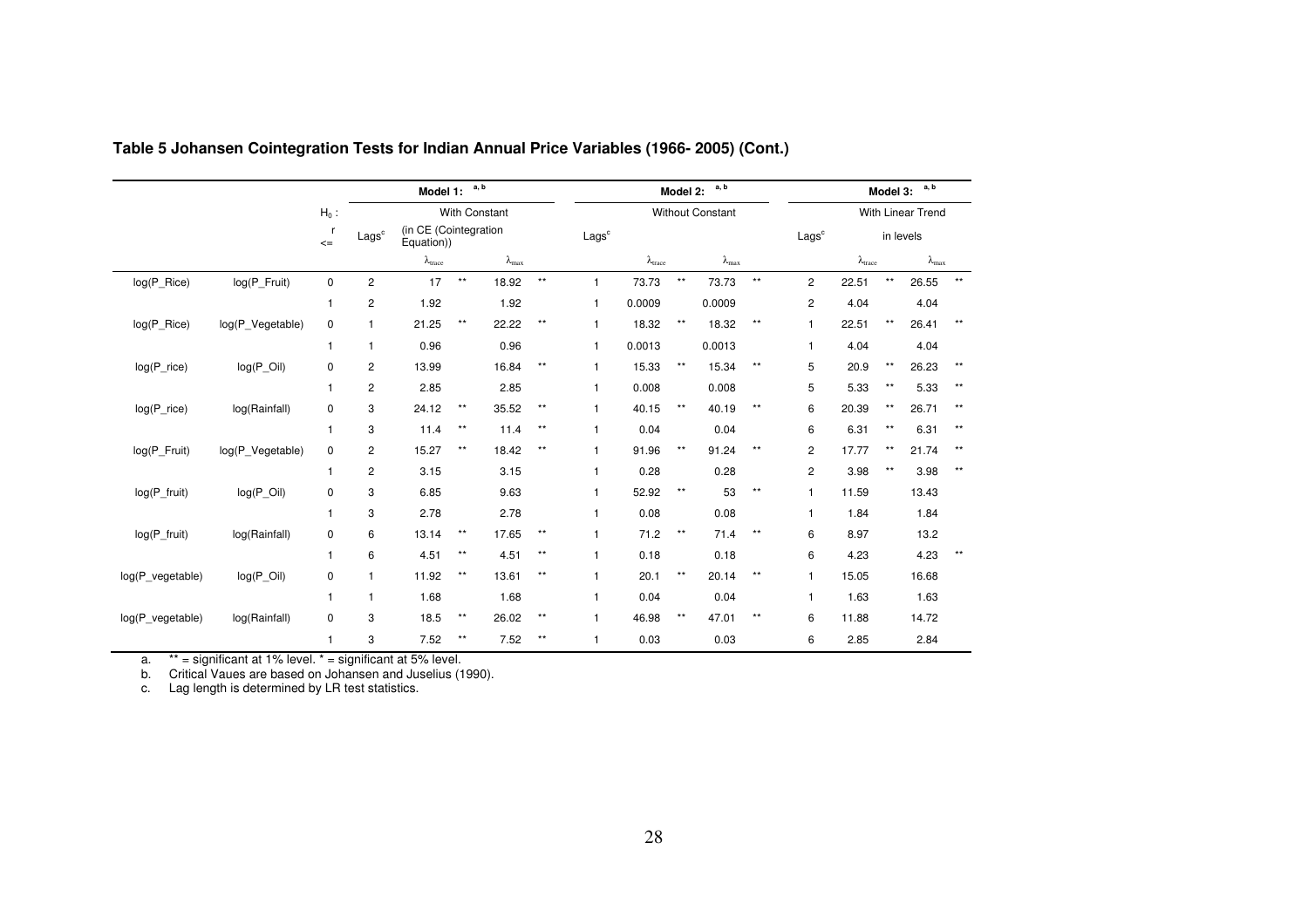**Table 5 Johansen Cointegration Tests for Indian Annual Price Variables (1966- 2005) (Cont.)**

| | | $H_0$ : | Model 1: [a, b] | | | | | | Model 2: [a, b] | | | | | | Model 3: [a, b] | | | | |
|---|---|---|---|---|---|---|---|---|---|---|---|---|---|---|---|---|---|---|---|
| | | | With Constant | | | | | | Without Constant | | | | | | With Linear Trend | | | | |
| | | r <= | Lags[c] | (in CE (Cointegration Equation)) | | | | Lags[c] | | | | | | Lags[c] | in levels | | | | |
| | | | | $\lambda_{trace}$ | | $\lambda_{max}$ | | | $\lambda_{trace}$ | | $\lambda_{max}$ | | | | $\lambda_{trace}$ | | $\lambda_{max}$ | | |
| log(P_Rice) | log(P_Fruit) | 0 | 2 | 17 | ** | 18.92 | ** | 1 | 73.73 | ** | 73.73 | ** | | 2 | 22.51 | ** | 26.55 | ** | |
| | | 1 | 2 | 1.92 | | 1.92 | | 1 | 0.0009 | | 0.0009 | | | 2 | 4.04 | | 4.04 | | |
| log(P_Rice) | log(P_Vegetable) | 0 | 1 | 21.25 | ** | 22.22 | ** | 1 | 18.32 | ** | 18.32 | ** | | 1 | 22.51 | ** | 26.41 | ** | |
| | | 1 | 1 | 0.96 | | 0.96 | | 1 | 0.0013 | | 0.0013 | | | 1 | 4.04 | | 4.04 | | |
| log(P_rice) | log(P_Oil) | 0 | 2 | 13.99 | | 16.84 | ** | 1 | 15.33 | ** | 15.34 | ** | | 5 | 20.9 | ** | 26.23 | ** | |
| | | 1 | 2 | 2.85 | | 2.85 | | 1 | 0.008 | | 0.008 | | | 5 | 5.33 | ** | 5.33 | ** | |
| log(P_rice) | log(Rainfall) | 0 | 3 | 24.12 | ** | 35.52 | ** | 1 | 40.15 | ** | 40.19 | ** | | 6 | 20.39 | ** | 26.71 | ** | |
| | | 1 | 3 | 11.4 | ** | 11.4 | ** | 1 | 0.04 | | 0.04 | | | 6 | 6.31 | ** | 6.31 | ** | |
| log(P_Fruit) | log(P_Vegetable) | 0 | 2 | 15.27 | ** | 18.42 | ** | 1 | 91.96 | ** | 91.24 | ** | | 2 | 17.77 | ** | 21.74 | ** | |
| | | 1 | 2 | 3.15 | | 3.15 | | 1 | 0.28 | | 0.28 | | | 2 | 3.98 | ** | 3.98 | ** | |
| log(P_fruit) | log(P_Oil) | 0 | 3 | 6.85 | | 9.63 | | 1 | 52.92 | ** | 53 | ** | | 1 | 11.59 | | 13.43 | | |
| | | 1 | 3 | 2.78 | | 2.78 | | 1 | 0.08 | | 0.08 | | | 1 | 1.84 | | 1.84 | | |
| log(P_fruit) | log(Rainfall) | 0 | 6 | 13.14 | ** | 17.65 | ** | 1 | 71.2 | ** | 71.4 | ** | | 6 | 8.97 | | 13.2 | | |
| | | 1 | 6 | 4.51 | ** | 4.51 | ** | 1 | 0.18 | | 0.18 | | | 6 | 4.23 | | 4.23 | ** | |
| log(P_vegetable) | log(P_Oil) | 0 | 1 | 11.92 | ** | 13.61 | ** | 1 | 20.1 | ** | 20.14 | ** | | 1 | 15.05 | | 16.68 | | |
| | | 1 | 1 | 1.68 | | 1.68 | | 1 | 0.04 | | 0.04 | | | 1 | 1.63 | | 1.63 | | |
| log(P_vegetable) | log(Rainfall) | 0 | 3 | 18.5 | ** | 26.02 | ** | 1 | 46.98 | ** | 47.01 | ** | | 6 | 11.88 | | 14.72 | | |
| | | 1 | 3 | 7.52 | ** | 7.52 | ** | 1 | 0.03 | | 0.03 | | | 6 | 2.85 | | 2.84 | | |

a. ** = significant at 1% level. * = significant at 5% level.
b. Critical Vaues are based on Johansen and Juselius (1990).
c. Lag length is determined by LR test statistics.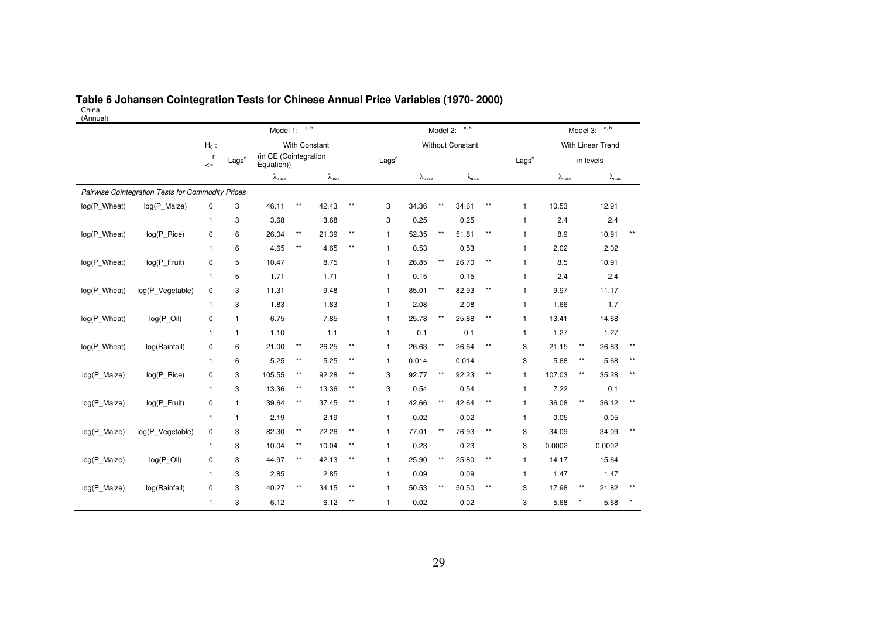**Table 6 Johansen Cointegration Tests for Chinese Annual Price Variables (1970- 2000)**

China
(Annual)

| | | $H_0$ : | Model 1: [a, b] | | | | | | Model 2: [a, b] | | | | | | Model 3: [a, b] | | | | |
|---|---|---|---|---|---|---|---|---|---|---|---|---|---|---|---|---|---|---|---|
| | | | With Constant | | | | | | Without Constant | | | | | | With Linear Trend | | | | |
| | | r <= | Lags[c] | (in CE (Cointegration Equation)) | | | | Lags[c] | | | | | Lags[c] | in levels | | | |
| | | | | $\lambda_{trace}$ | | $\lambda_{max}$ | | | $\lambda_{trace}$ | | $\lambda_{max}$ | | | $\lambda_{trace}$ | | $\lambda_{max}$ | |
| *Pairwise Cointegration Tests for Commodity Prices* | | | | | | | | | | | | | | | | | |
| log(P_Wheat) | log(P_Maize) | 0 | 3 | 46.11 | ** | 42.43 | ** | 3 | 34.36 | ** | 34.61 | ** | 1 | 10.53 | | 12.91 | |
| | | 1 | 3 | 3.68 | | 3.68 | | 3 | 0.25 | | 0.25 | | 1 | 2.4 | | 2.4 | |
| log(P_Wheat) | log(P_Rice) | 0 | 6 | 26.04 | ** | 21.39 | ** | 1 | 52.35 | ** | 51.81 | ** | 1 | 8.9 | | 10.91 | ** |
| | | 1 | 6 | 4.65 | ** | 4.65 | ** | 1 | 0.53 | | 0.53 | | 1 | 2.02 | | 2.02 | |
| log(P_Wheat) | log(P_Fruit) | 0 | 5 | 10.47 | | 8.75 | | 1 | 26.85 | ** | 26.70 | ** | 1 | 8.5 | | 10.91 | |
| | | 1 | 5 | 1.71 | | 1.71 | | 1 | 0.15 | | 0.15 | | 1 | 2.4 | | 2.4 | |
| log(P_Wheat) | log(P_Vegetable) | 0 | 3 | 11.31 | | 9.48 | | 1 | 85.01 | ** | 82.93 | ** | 1 | 9.97 | | 11.17 | |
| | | 1 | 3 | 1.83 | | 1.83 | | 1 | 2.08 | | 2.08 | | 1 | 1.66 | | 1.7 | |
| log(P_Wheat) | log(P_Oil) | 0 | 1 | 6.75 | | 7.85 | | 1 | 25.78 | ** | 25.88 | ** | 1 | 13.41 | | 14.68 | |
| | | 1 | 1 | 1.10 | | 1.1 | | 1 | 0.1 | | 0.1 | | 1 | 1.27 | | 1.27 | |
| log(P_Wheat) | log(Rainfall) | 0 | 6 | 21.00 | ** | 26.25 | ** | 1 | 26.63 | ** | 26.64 | ** | 3 | 21.15 | ** | 26.83 | ** |
| | | 1 | 6 | 5.25 | ** | 5.25 | ** | 1 | 0.014 | | 0.014 | | 3 | 5.68 | ** | 5.68 | ** |
| log(P_Maize) | log(P_Rice) | 0 | 3 | 105.55 | ** | 92.28 | ** | 3 | 92.77 | ** | 92.23 | ** | 1 | 107.03 | ** | 35.28 | ** |
| | | 1 | 3 | 13.36 | ** | 13.36 | ** | 3 | 0.54 | | 0.54 | | 1 | 7.22 | | 0.1 | |
| log(P_Maize) | log(P_Fruit) | 0 | 1 | 39.64 | ** | 37.45 | ** | 1 | 42.66 | ** | 42.64 | ** | 1 | 36.08 | ** | 36.12 | ** |
| | | 1 | 1 | 2.19 | | 2.19 | | 1 | 0.02 | | 0.02 | | 1 | 0.05 | | 0.05 | |
| log(P_Maize) | log(P_Vegetable) | 0 | 3 | 82.30 | ** | 72.26 | ** | 1 | 77.01 | ** | 76.93 | ** | 3 | 34.09 | | 34.09 | ** |
| | | 1 | 3 | 10.04 | ** | 10.04 | ** | 1 | 0.23 | | 0.23 | | 3 | 0.0002 | | 0.0002 | |
| log(P_Maize) | log(P_Oil) | 0 | 3 | 44.97 | ** | 42.13 | ** | 1 | 25.90 | ** | 25.80 | ** | 1 | 14.17 | | 15.64 | |
| | | 1 | 3 | 2.85 | | 2.85 | | 1 | 0.09 | | 0.09 | | 1 | 1.47 | | 1.47 | |
| log(P_Maize) | log(Rainfall) | 0 | 3 | 40.27 | ** | 34.15 | ** | 1 | 50.53 | ** | 50.50 | ** | 3 | 17.98 | ** | 21.82 | ** |
| | | 1 | 3 | 6.12 | | 6.12 | ** | 1 | 0.02 | | 0.02 | | 3 | 5.68 | * | 5.68 | * |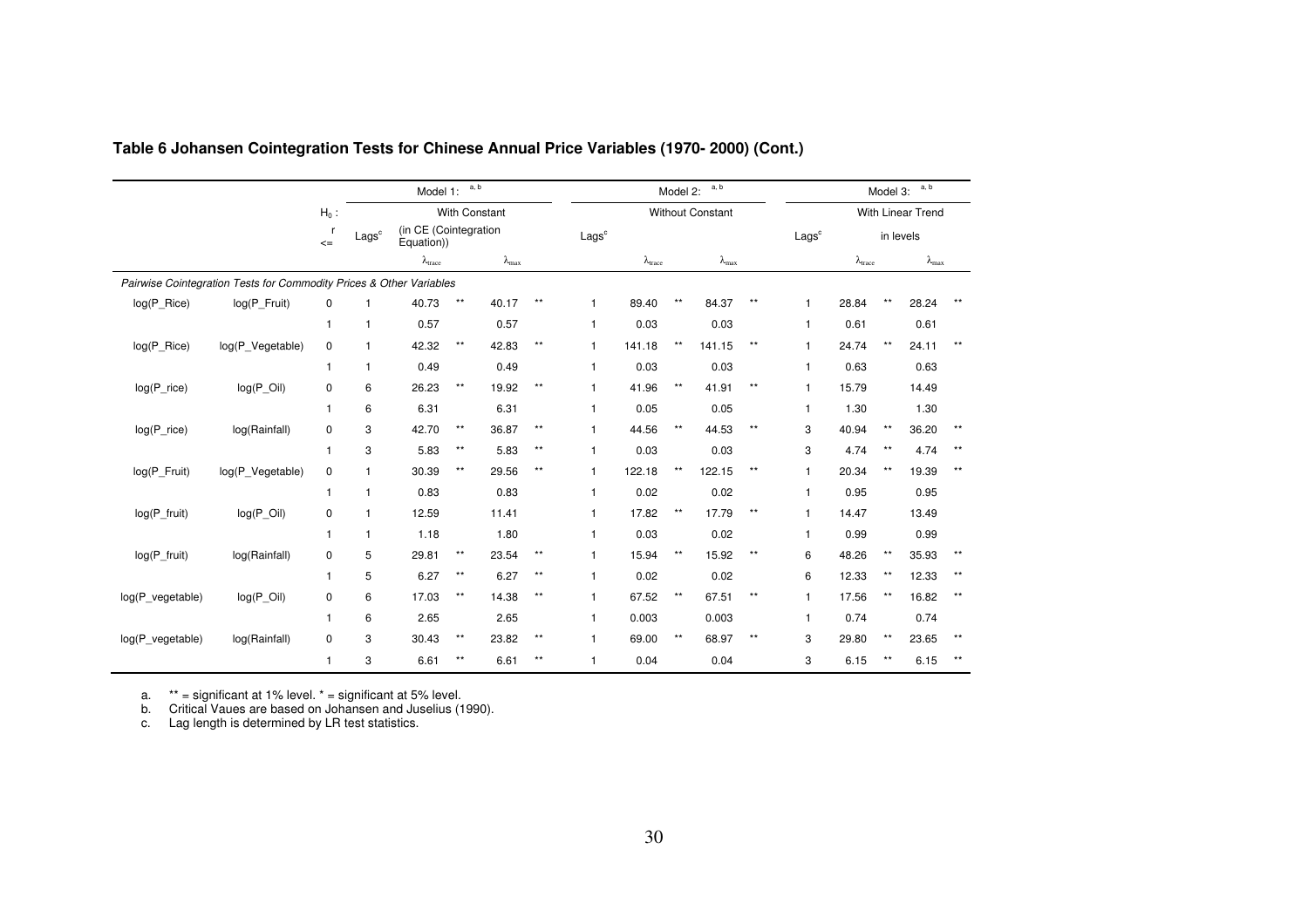## Table 6 Johansen Cointegration Tests for Chinese Annual Price Variables (1970- 2000) (Cont.)

| | | $H_0$: | Model 1: [a, b] | | | | | | Model 2: [a, b] | | | | | Model 3: [a, b] | | | | |
|---|---|---|---|---|---|---|---|---|---|---|---|---|---|---|---|---|---|---|
| | | | With Constant | | | | | | Without Constant | | | | | With Linear Trend | | | | |
| | | r <= | Lags[c] | (in CE (Cointegration Equation)) | | | | Lags[c] | | | | | Lags[c] | in levels | | | | |
| | | | | $\lambda_{trace}$ | | $\lambda_{max}$ | | | $\lambda_{trace}$ | | $\lambda_{max}$ | | | $\lambda_{trace}$ | | $\lambda_{max}$ | |
| *Pairwise Cointegration Tests for Commodity Prices & Other Variables* | | | | | | | | | | | | | | | | | | |
| log(P_Rice) | log(P_Fruit) | 0 | 1 | 40.73 | ** | 40.17 | ** | 1 | 89.40 | ** | 84.37 | ** | 1 | 28.84 | ** | 28.24 | ** |
| | | 1 | 1 | 0.57 | | 0.57 | | 1 | 0.03 | | 0.03 | | 1 | 0.61 | | 0.61 | |
| log(P_Rice) | log(P_Vegetable) | 0 | 1 | 42.32 | ** | 42.83 | ** | 1 | 141.18 | ** | 141.15 | ** | 1 | 24.74 | ** | 24.11 | ** |
| | | 1 | 1 | 0.49 | | 0.49 | | 1 | 0.03 | | 0.03 | | 1 | 0.63 | | 0.63 | |
| log(P_rice) | log(P_Oil) | 0 | 6 | 26.23 | ** | 19.92 | ** | 1 | 41.96 | ** | 41.91 | ** | 1 | 15.79 | | 14.49 | |
| | | 1 | 6 | 6.31 | | 6.31 | | 1 | 0.05 | | 0.05 | | 1 | 1.30 | | 1.30 | |
| log(P_rice) | log(Rainfall) | 0 | 3 | 42.70 | ** | 36.87 | ** | 1 | 44.56 | ** | 44.53 | ** | 3 | 40.94 | ** | 36.20 | ** |
| | | 1 | 3 | 5.83 | ** | 5.83 | ** | 1 | 0.03 | | 0.03 | | 3 | 4.74 | ** | 4.74 | ** |
| log(P_Fruit) | log(P_Vegetable) | 0 | 1 | 30.39 | ** | 29.56 | ** | 1 | 122.18 | ** | 122.15 | ** | 1 | 20.34 | ** | 19.39 | ** |
| | | 1 | 1 | 0.83 | | 0.83 | | 1 | 0.02 | | 0.02 | | 1 | 0.95 | | 0.95 | |
| log(P_fruit) | log(P_Oil) | 0 | 1 | 12.59 | | 11.41 | | 1 | 17.82 | ** | 17.79 | ** | 1 | 14.47 | | 13.49 | |
| | | 1 | 1 | 1.18 | | 1.80 | | 1 | 0.03 | | 0.02 | | 1 | 0.99 | | 0.99 | |
| log(P_fruit) | log(Rainfall) | 0 | 5 | 29.81 | ** | 23.54 | ** | 1 | 15.94 | ** | 15.92 | ** | 6 | 48.26 | ** | 35.93 | ** |
| | | 1 | 5 | 6.27 | ** | 6.27 | ** | 1 | 0.02 | | 0.02 | | 6 | 12.33 | ** | 12.33 | ** |
| log(P_vegetable) | log(P_Oil) | 0 | 6 | 17.03 | ** | 14.38 | ** | 1 | 67.52 | ** | 67.51 | ** | 1 | 17.56 | ** | 16.82 | ** |
| | | 1 | 6 | 2.65 | | 2.65 | | 1 | 0.003 | | 0.003 | | 1 | 0.74 | | 0.74 | |
| log(P_vegetable) | log(Rainfall) | 0 | 3 | 30.43 | ** | 23.82 | ** | 1 | 69.00 | ** | 68.97 | ** | 3 | 29.80 | ** | 23.65 | ** |
| | | 1 | 3 | 6.61 | ** | 6.61 | ** | 1 | 0.04 | | 0.04 | | 3 | 6.15 | ** | 6.15 | ** |

a. ** = significant at 1% level. * = significant at 5% level.
b. Critical Vaues are based on Johansen and Juselius (1990).
c. Lag length is determined by LR test statistics.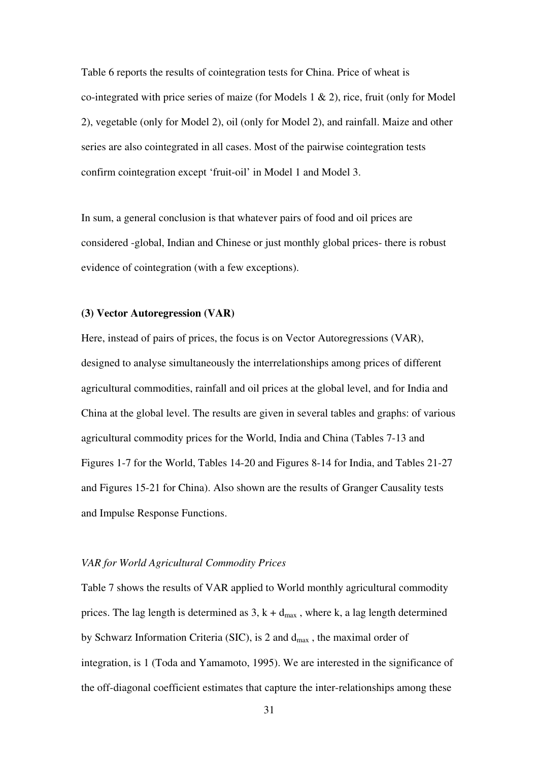Table 6 reports the results of cointegration tests for China. Price of wheat is co-integrated with price series of maize (for Models 1 & 2), rice, fruit (only for Model 2), vegetable (only for Model 2), oil (only for Model 2), and rainfall. Maize and other series are also cointegrated in all cases. Most of the pairwise cointegration tests confirm cointegration except 'fruit-oil' in Model 1 and Model 3.

In sum, a general conclusion is that whatever pairs of food and oil prices are considered -global, Indian and Chinese or just monthly global prices- there is robust evidence of cointegration (with a few exceptions).

**(3) Vector Autoregression (VAR)**

Here, instead of pairs of prices, the focus is on Vector Autoregressions (VAR), designed to analyse simultaneously the interrelationships among prices of different agricultural commodities, rainfall and oil prices at the global level, and for India and China at the global level. The results are given in several tables and graphs: of various agricultural commodity prices for the World, India and China (Tables 7-13 and Figures 1-7 for the World, Tables 14-20 and Figures 8-14 for India, and Tables 21-27 and Figures 15-21 for China). Also shown are the results of Granger Causality tests and Impulse Response Functions.

*VAR for World Agricultural Commodity Prices*

Table 7 shows the results of VAR applied to World monthly agricultural commodity prices. The lag length is determined as 3, $k + d_{max}$ , where k, a lag length determined by Schwarz Information Criteria (SIC), is 2 and $d_{max}$ , the maximal order of integration, is 1 (Toda and Yamamoto, 1995). We are interested in the significance of the off-diagonal coefficient estimates that capture the inter-relationships among these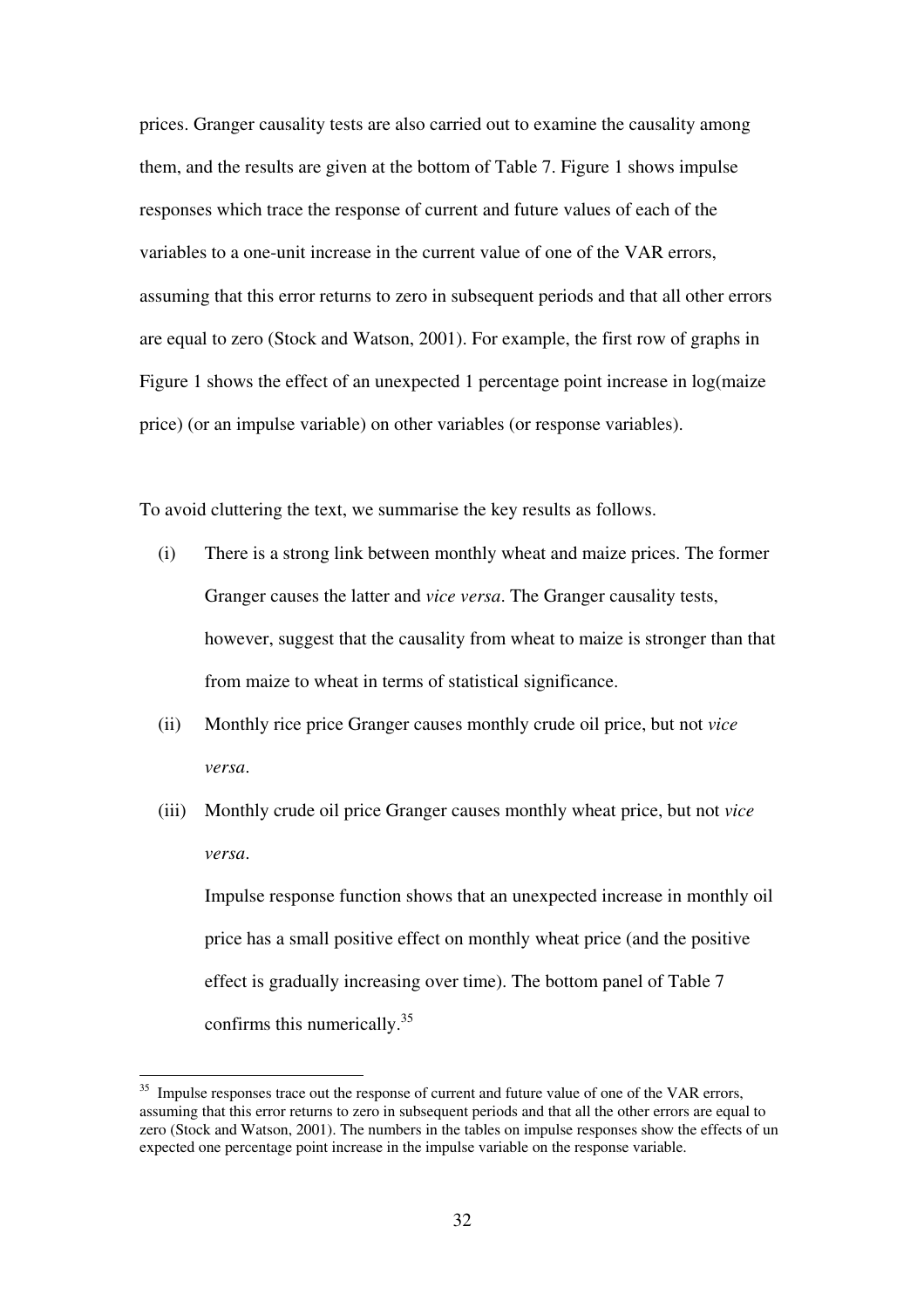prices. Granger causality tests are also carried out to examine the causality among them, and the results are given at the bottom of Table 7. Figure 1 shows impulse responses which trace the response of current and future values of each of the variables to a one-unit increase in the current value of one of the VAR errors, assuming that this error returns to zero in subsequent periods and that all other errors are equal to zero (Stock and Watson, 2001). For example, the first row of graphs in Figure 1 shows the effect of an unexpected 1 percentage point increase in log(maize price) (or an impulse variable) on other variables (or response variables).

To avoid cluttering the text, we summarise the key results as follows.

(i) There is a strong link between monthly wheat and maize prices. The former Granger causes the latter and *vice versa*. The Granger causality tests, however, suggest that the causality from wheat to maize is stronger than that from maize to wheat in terms of statistical significance.

(ii) Monthly rice price Granger causes monthly crude oil price, but not *vice versa*.

(iii) Monthly crude oil price Granger causes monthly wheat price, but not *vice versa*.

Impulse response function shows that an unexpected increase in monthly oil price has a small positive effect on monthly wheat price (and the positive effect is gradually increasing over time). The bottom panel of Table 7 confirms this numerically.[35]

[35] Impulse responses trace out the response of current and future value of one of the VAR errors, assuming that this error returns to zero in subsequent periods and that all the other errors are equal to zero (Stock and Watson, 2001). The numbers in the tables on impulse responses show the effects of un expected one percentage point increase in the impulse variable on the response variable.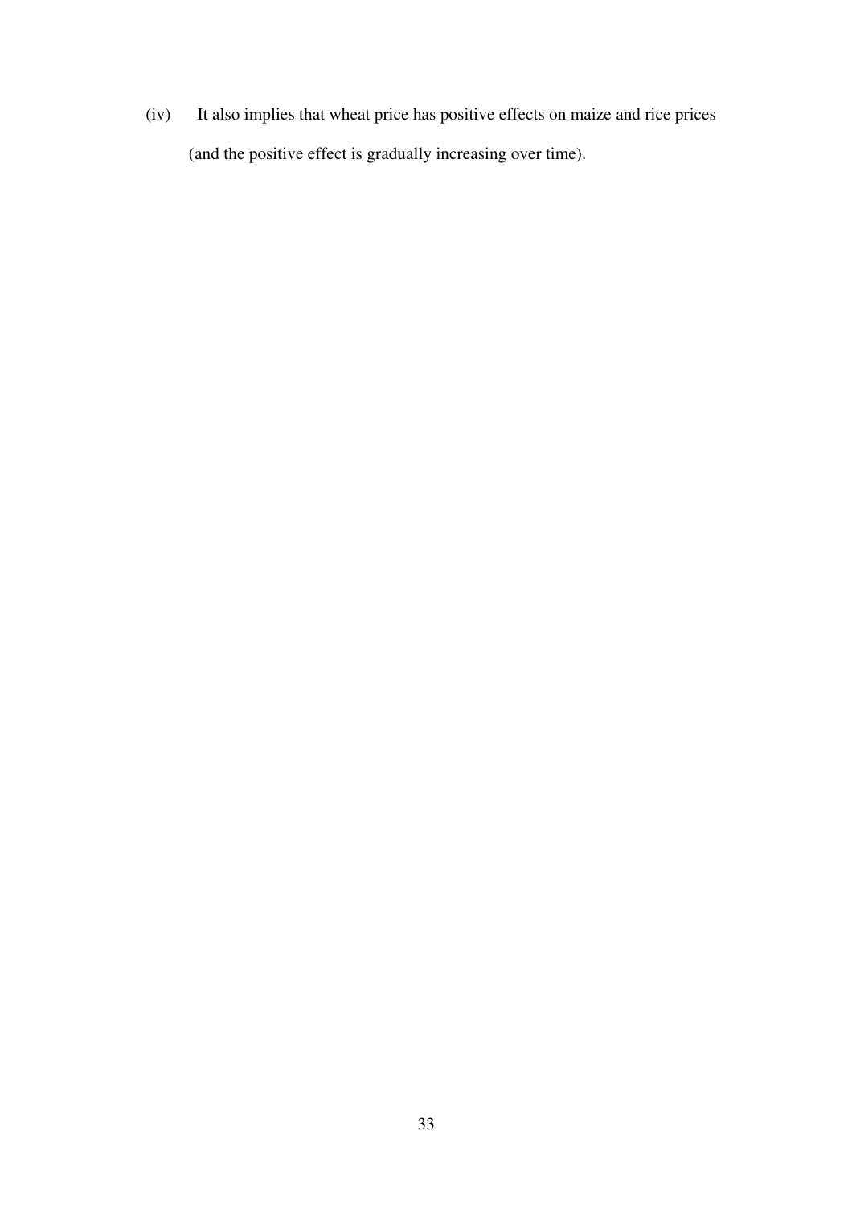(iv) It also implies that wheat price has positive effects on maize and rice prices (and the positive effect is gradually increasing over time).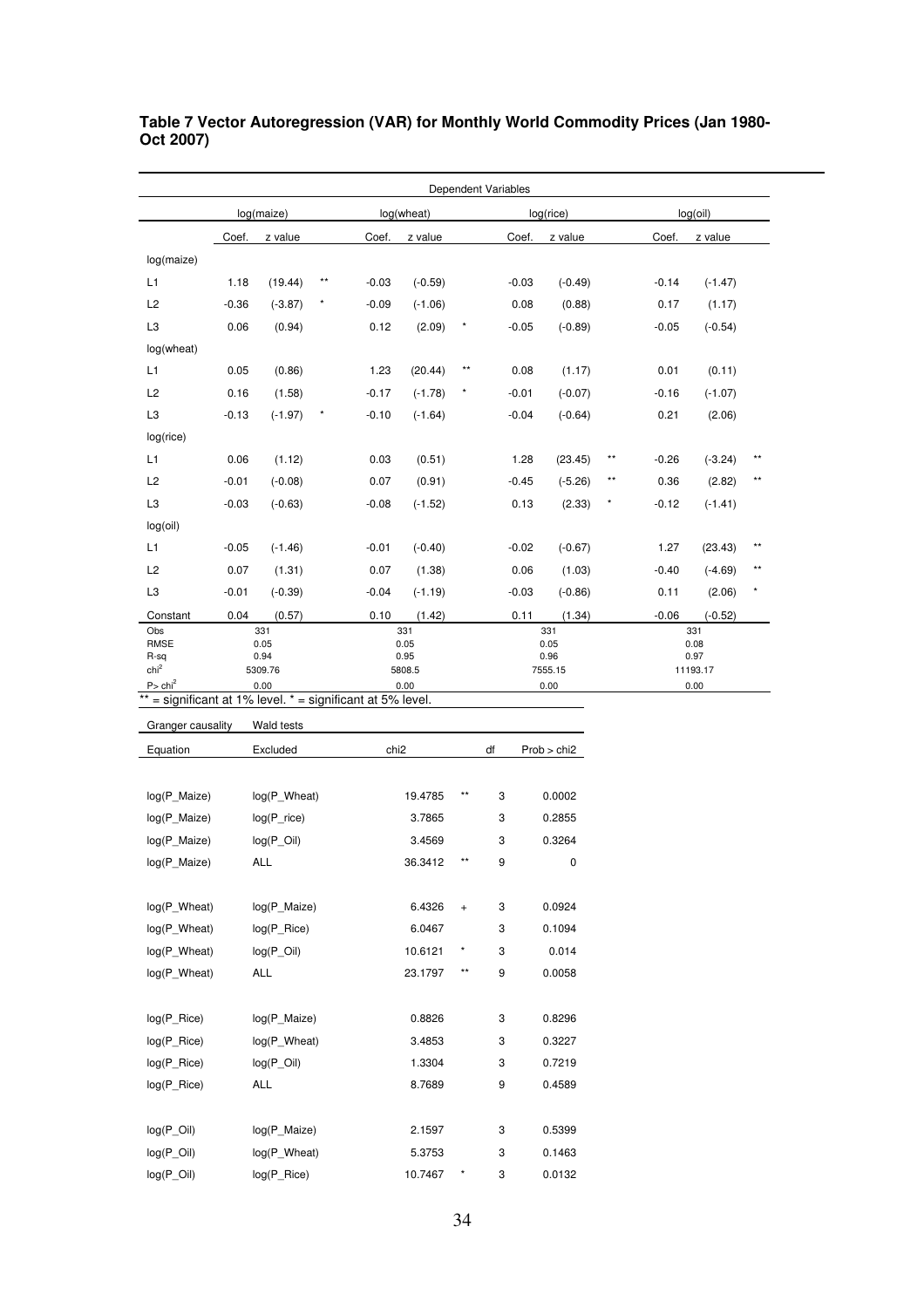**Table 7 Vector Autoregression (VAR) for Monthly World Commodity Prices (Jan 1980-Oct 2007)**

| | Dependent Variables | | | | | | | | | | | |
|---|---|---|---|---|---|---|---|---|---|---|---|---|
| | log(maize) | | | log(wheat) | | | log(rice) | | | log(oil) | | |
| | Coef. | z value | | Coef. | z value | | Coef. | z value | | Coef. | z value | |
| log(maize) | | | | | | | | | | | | |
| L1 | 1.18 | (19.44) | ** | -0.03 | (-0.59) | | -0.03 | (-0.49) | | -0.14 | (-1.47) | |
| L2 | -0.36 | (-3.87) | * | -0.09 | (-1.06) | | 0.08 | (0.88) | | 0.17 | (1.17) | |
| L3 | 0.06 | (0.94) | | 0.12 | (2.09) | * | -0.05 | (-0.89) | | -0.05 | (-0.54) | |
| log(wheat) | | | | | | | | | | | | |
| L1 | 0.05 | (0.86) | | 1.23 | (20.44) | ** | 0.08 | (1.17) | | 0.01 | (0.11) | |
| L2 | 0.16 | (1.58) | | -0.17 | (-1.78) | * | -0.01 | (-0.07) | | -0.16 | (-1.07) | |
| L3 | -0.13 | (-1.97) | * | -0.10 | (-1.64) | | -0.04 | (-0.64) | | 0.21 | (2.06) | |
| log(rice) | | | | | | | | | | | | |
| L1 | 0.06 | (1.12) | | 0.03 | (0.51) | | 1.28 | (23.45) | ** | -0.26 | (-3.24) | ** |
| L2 | -0.01 | (-0.08) | | 0.07 | (0.91) | | -0.45 | (-5.26) | ** | 0.36 | (2.82) | ** |
| L3 | -0.03 | (-0.63) | | -0.08 | (-1.52) | | 0.13 | (2.33) | * | -0.12 | (-1.41) | |
| log(oil) | | | | | | | | | | | | |
| L1 | -0.05 | (-1.46) | | -0.01 | (-0.40) | | -0.02 | (-0.67) | | 1.27 | (23.43) | ** |
| L2 | 0.07 | (1.31) | | 0.07 | (1.38) | | 0.06 | (1.03) | | -0.40 | (-4.69) | ** |
| L3 | -0.01 | (-0.39) | | -0.04 | (-1.19) | | -0.03 | (-0.86) | | 0.11 | (2.06) | * |
| Constant | 0.04 | (0.57) | | 0.10 | (1.42) | | 0.11 | (1.34) | | -0.06 | (-0.52) | |
| Obs | 331 | | | 331 | | | 331 | | | 331 | | |
| RMSE | 0.05 | | | 0.05 | | | 0.05 | | | 0.08 | | |
| R-sq | 0.94 | | | 0.95 | | | 0.96 | | | 0.97 | | |
| $chi^2$ | 5309.76 | | | 5808.5 | | | 7555.15 | | | 11193.17 | | |
| $P> chi^2$ | 0.00 | | | 0.00 | | | 0.00 | | | 0.00 | | |

** = significant at 1% level. * = significant at 5% level.

| Granger causality | Wald tests | | | | |
|---|---|---|---|---|---|
| Equation | Excluded | chi2 | | df | Prob > chi2 |
| log(P_Maize) | log(P_Wheat) | 19.4785 | ** | 3 | 0.0002 |
| log(P_Maize) | log(P_rice) | 3.7865 | | 3 | 0.2855 |
| log(P_Maize) | log(P_Oil) | 3.4569 | | 3 | 0.3264 |
| log(P_Maize) | ALL | 36.3412 | ** | 9 | 0 |
| log(P_Wheat) | log(P_Maize) | 6.4326 | + | 3 | 0.0924 |
| log(P_Wheat) | log(P_Rice) | 6.0467 | | 3 | 0.1094 |
| log(P_Wheat) | log(P_Oil) | 10.6121 | * | 3 | 0.014 |
| log(P_Wheat) | ALL | 23.1797 | ** | 9 | 0.0058 |
| log(P_Rice) | log(P_Maize) | 0.8826 | | 3 | 0.8296 |
| log(P_Rice) | log(P_Wheat) | 3.4853 | | 3 | 0.3227 |
| log(P_Rice) | log(P_Oil) | 1.3304 | | 3 | 0.7219 |
| log(P_Rice) | ALL | 8.7689 | | 9 | 0.4589 |
| log(P_Oil) | log(P_Maize) | 2.1597 | | 3 | 0.5399 |
| log(P_Oil) | log(P_Wheat) | 5.3753 | | 3 | 0.1463 |
| log(P_Oil) | log(P_Rice) | 10.7467 | * | 3 | 0.0132 |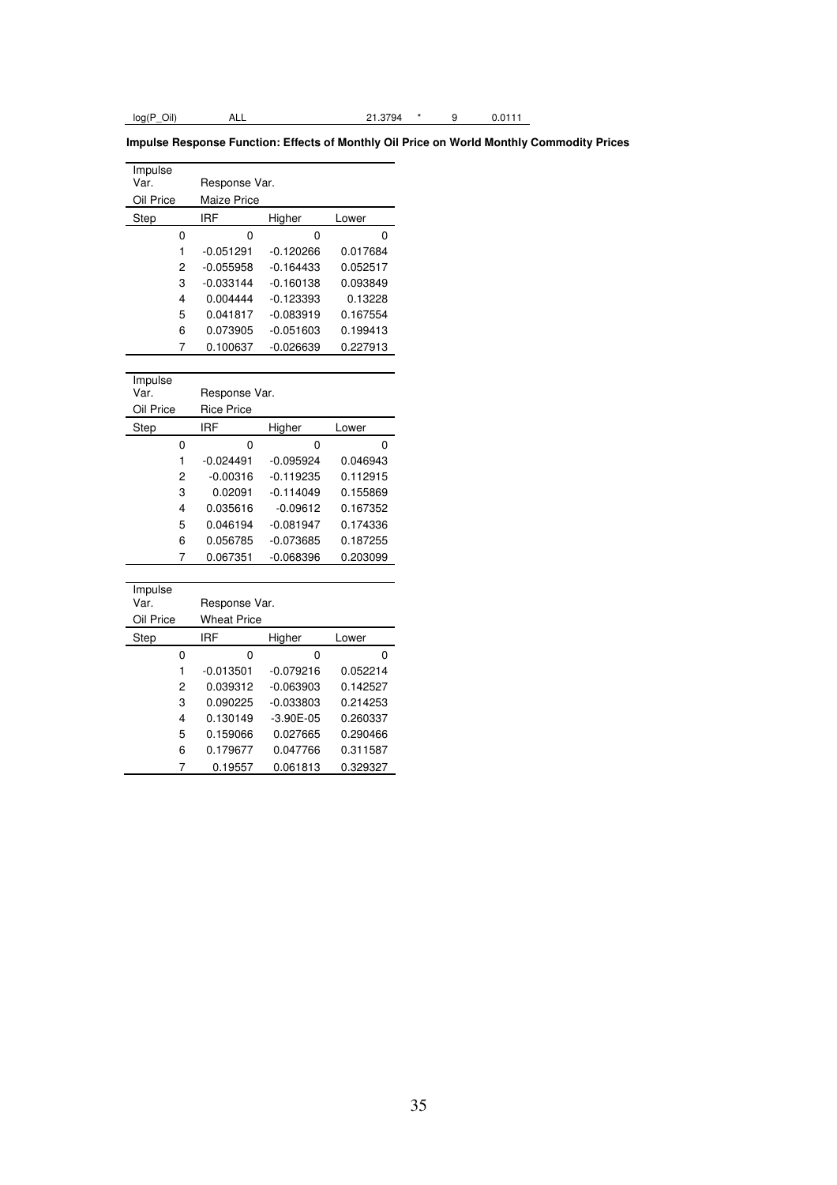| log(P_Oil) | ALL | 21.3794 | * | 9 | 0.0111 |
|---|---|---|---|---|---|

**Impulse Response Function: Effects of Monthly Oil Price on World Monthly Commodity Prices**

| Impulse Var. | Response Var. | | |
|---|---|---|---|
| Oil Price | Maize Price | | |
| Step | IRF | Higher | Lower |
| 0 | 0 | 0 | 0 |
| 1 | -0.051291 | -0.120266 | 0.017684 |
| 2 | -0.055958 | -0.164433 | 0.052517 |
| 3 | -0.033144 | -0.160138 | 0.093849 |
| 4 | 0.004444 | -0.123393 | 0.13228 |
| 5 | 0.041817 | -0.083919 | 0.167554 |
| 6 | 0.073905 | -0.051603 | 0.199413 |
| 7 | 0.100637 | -0.026639 | 0.227913 |

| Impulse Var. | Response Var. | | |
|---|---|---|---|
| Oil Price | Rice Price | | |
| Step | IRF | Higher | Lower |
| 0 | 0 | 0 | 0 |
| 1 | -0.024491 | -0.095924 | 0.046943 |
| 2 | -0.00316 | -0.119235 | 0.112915 |
| 3 | 0.02091 | -0.114049 | 0.155869 |
| 4 | 0.035616 | -0.09612 | 0.167352 |
| 5 | 0.046194 | -0.081947 | 0.174336 |
| 6 | 0.056785 | -0.073685 | 0.187255 |
| 7 | 0.067351 | -0.068396 | 0.203099 |

| Impulse Var. | Response Var. | | |
|---|---|---|---|
| Oil Price | Wheat Price | | |
| Step | IRF | Higher | Lower |
| 0 | 0 | 0 | 0 |
| 1 | -0.013501 | -0.079216 | 0.052214 |
| 2 | 0.039312 | -0.063903 | 0.142527 |
| 3 | 0.090225 | -0.033803 | 0.214253 |
| 4 | 0.130149 | -3.90E-05 | 0.260337 |
| 5 | 0.159066 | 0.027665 | 0.290466 |
| 6 | 0.179677 | 0.047766 | 0.311587 |
| 7 | 0.19557 | 0.061813 | 0.329327 |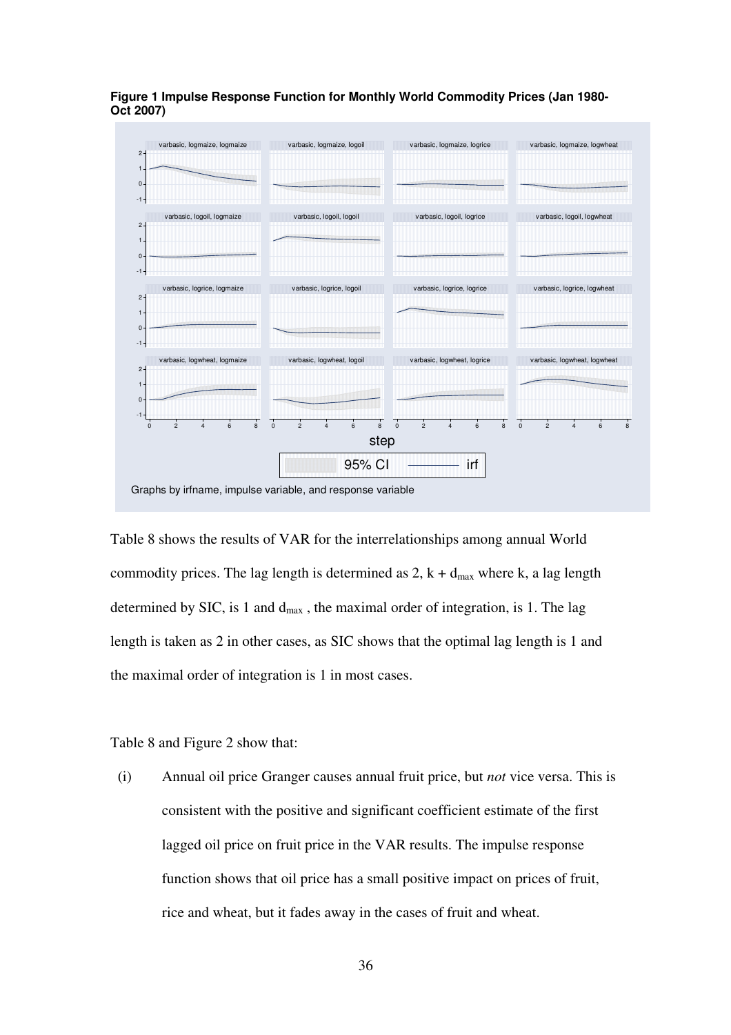**Figure 1 Impulse Response Function for Monthly World Commodity Prices (Jan 1980-Oct 2007)**

Table 8 shows the results of VAR for the interrelationships among annual World commodity prices. The lag length is determined as 2, $k + d_{max}$ where k, a lag length determined by SIC, is 1 and $d_{max}$ , the maximal order of integration, is 1. The lag length is taken as 2 in other cases, as SIC shows that the optimal lag length is 1 and the maximal order of integration is 1 in most cases.

Table 8 and Figure 2 show that:

(i) Annual oil price Granger causes annual fruit price, but *not* vice versa. This is consistent with the positive and significant coefficient estimate of the first lagged oil price on fruit price in the VAR results. The impulse response function shows that oil price has a small positive impact on prices of fruit, rice and wheat, but it fades away in the cases of fruit and wheat.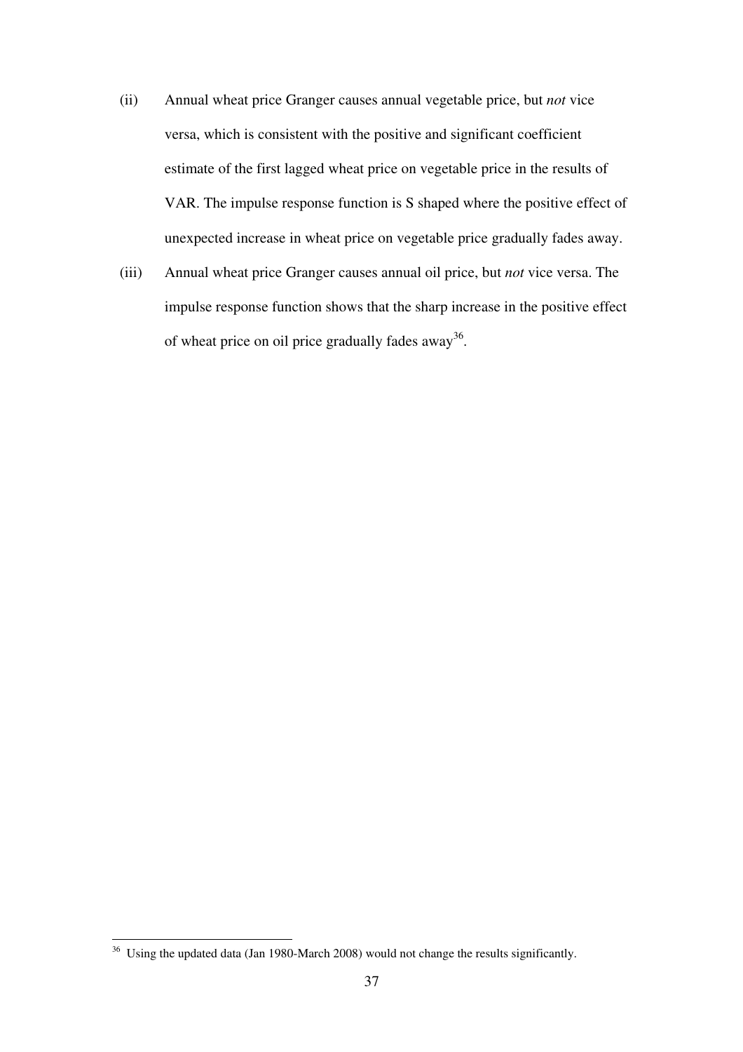(ii) Annual wheat price Granger causes annual vegetable price, but *not* vice versa, which is consistent with the positive and significant coefficient estimate of the first lagged wheat price on vegetable price in the results of VAR. The impulse response function is S shaped where the positive effect of unexpected increase in wheat price on vegetable price gradually fades away.

(iii) Annual wheat price Granger causes annual oil price, but *not* vice versa. The impulse response function shows that the sharp increase in the positive effect of wheat price on oil price gradually fades away[36].

---

[36] Using the updated data (Jan 1980-March 2008) would not change the results significantly.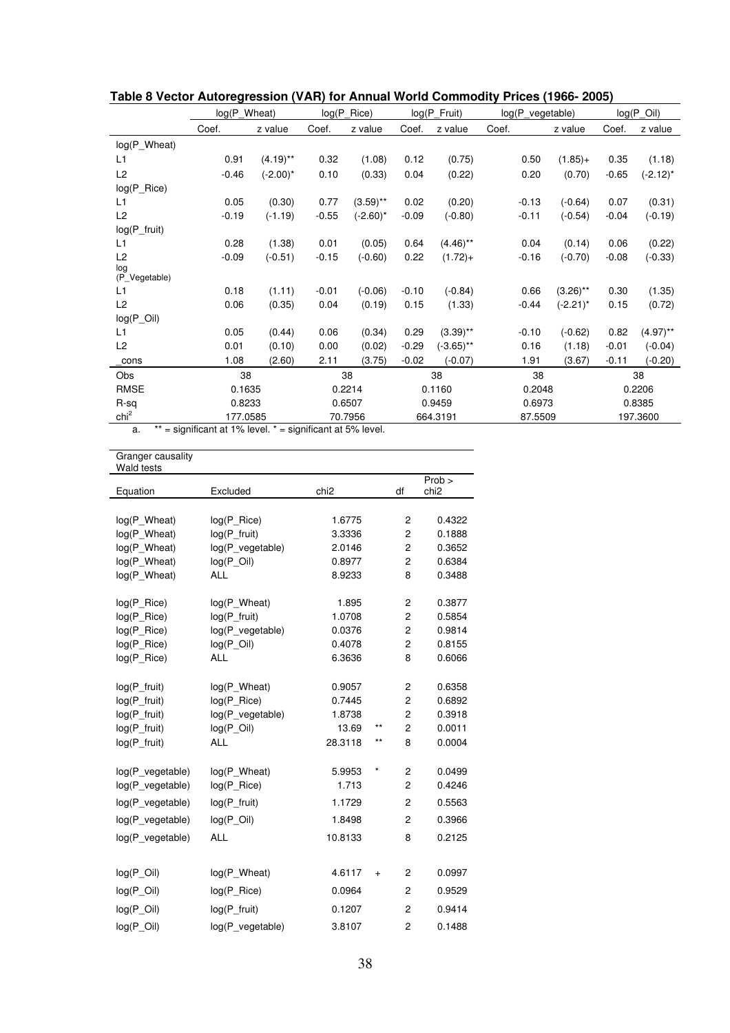**Table 8 Vector Autoregression (VAR) for Annual World Commodity Prices (1966- 2005)**

| | log(P_Wheat) | | log(P_Rice) | | log(P_Fruit) | | log(P_vegetable) | | log(P_Oil) | |
|---|---|---|---|---|---|---|---|---|---|---|
| | Coef. | z value | Coef. | z value | Coef. | z value | Coef. | z value | Coef. | z value |
| log(P_Wheat) | | | | | | | | | | |
| L1 | 0.91 | (4.19)** | 0.32 | (1.08) | 0.12 | (0.75) | 0.50 | (1.85)+ | 0.35 | (1.18) |
| L2 | -0.46 | (-2.00)* | 0.10 | (0.33) | 0.04 | (0.22) | 0.20 | (0.70) | -0.65 | (-2.12)* |
| log(P_Rice) | | | | | | | | | | |
| L1 | 0.05 | (0.30) | 0.77 | (3.59)** | 0.02 | (0.20) | -0.13 | (-0.64) | 0.07 | (0.31) |
| L2 | -0.19 | (-1.19) | -0.55 | (-2.60)* | -0.09 | (-0.80) | -0.11 | (-0.54) | -0.04 | (-0.19) |
| log(P_fruit) | | | | | | | | | | |
| L1 | 0.28 | (1.38) | 0.01 | (0.05) | 0.64 | (4.46)** | 0.04 | (0.14) | 0.06 | (0.22) |
| L2 | -0.09 | (-0.51) | -0.15 | (-0.60) | 0.22 | (1.72)+ | -0.16 | (-0.70) | -0.08 | (-0.33) |
| log (P_Vegetable) | | | | | | | | | | |
| L1 | 0.18 | (1.11) | -0.01 | (-0.06) | -0.10 | (-0.84) | 0.66 | (3.26)** | 0.30 | (1.35) |
| L2 | 0.06 | (0.35) | 0.04 | (0.19) | 0.15 | (1.33) | -0.44 | (-2.21)* | 0.15 | (0.72) |
| log(P_Oil) | | | | | | | | | | |
| L1 | 0.05 | (0.44) | 0.06 | (0.34) | 0.29 | (3.39)** | -0.10 | (-0.62) | 0.82 | (4.97)** |
| L2 | 0.01 | (0.10) | 0.00 | (0.02) | -0.29 | (-3.65)** | 0.16 | (1.18) | -0.01 | (-0.04) |
| _cons | 1.08 | (2.60) | 2.11 | (3.75) | -0.02 | (-0.07) | 1.91 | (3.67) | -0.11 | (-0.20) |
| Obs | 38 | | 38 | | 38 | | 38 | | 38 | |
| RMSE | 0.1635 | | 0.2214 | | 0.1160 | | 0.2048 | | 0.2206 | |
| R-sq | 0.8233 | | 0.6507 | | 0.9459 | | 0.6973 | | 0.8385 | |
| $chi^2$ | 177.0585 | | 70.7956 | | 664.3191 | | 87.5509 | | 197.3600 | |

a. ** = significant at 1% level. * = significant at 5% level.

Granger causality Wald tests

| Equation | Excluded | chi2 | | df | Prob > chi2 |
|---|---|---|---|---|---|
| log(P_Wheat) | log(P_Rice) | 1.6775 | | 2 | 0.4322 |
| log(P_Wheat) | log(P_fruit) | 3.3336 | | 2 | 0.1888 |
| log(P_Wheat) | log(P_vegetable) | 2.0146 | | 2 | 0.3652 |
| log(P_Wheat) | log(P_Oil) | 0.8977 | | 2 | 0.6384 |
| log(P_Wheat) | ALL | 8.9233 | | 8 | 0.3488 |
| log(P_Rice) | log(P_Wheat) | 1.895 | | 2 | 0.3877 |
| log(P_Rice) | log(P_fruit) | 1.0708 | | 2 | 0.5854 |
| log(P_Rice) | log(P_vegetable) | 0.0376 | | 2 | 0.9814 |
| log(P_Rice) | log(P_Oil) | 0.4078 | | 2 | 0.8155 |
| log(P_Rice) | ALL | 6.3636 | | 8 | 0.6066 |
| log(P_fruit) | log(P_Wheat) | 0.9057 | | 2 | 0.6358 |
| log(P_fruit) | log(P_Rice) | 0.7445 | | 2 | 0.6892 |
| log(P_fruit) | log(P_vegetable) | 1.8738 | | 2 | 0.3918 |
| log(P_fruit) | log(P_Oil) | 13.69 | ** | 2 | 0.0011 |
| log(P_fruit) | ALL | 28.3118 | ** | 8 | 0.0004 |
| log(P_vegetable) | log(P_Wheat) | 5.9953 | * | 2 | 0.0499 |
| log(P_vegetable) | log(P_Rice) | 1.713 | | 2 | 0.4246 |
| log(P_vegetable) | log(P_fruit) | 1.1729 | | 2 | 0.5563 |
| log(P_vegetable) | log(P_Oil) | 1.8498 | | 2 | 0.3966 |
| log(P_vegetable) | ALL | 10.8133 | | 8 | 0.2125 |
| log(P_Oil) | log(P_Wheat) | 4.6117 | + | 2 | 0.0997 |
| log(P_Oil) | log(P_Rice) | 0.0964 | | 2 | 0.9529 |
| log(P_Oil) | log(P_fruit) | 0.1207 | | 2 | 0.9414 |
| log(P_Oil) | log(P_vegetable) | 3.8107 | | 2 | 0.1488 |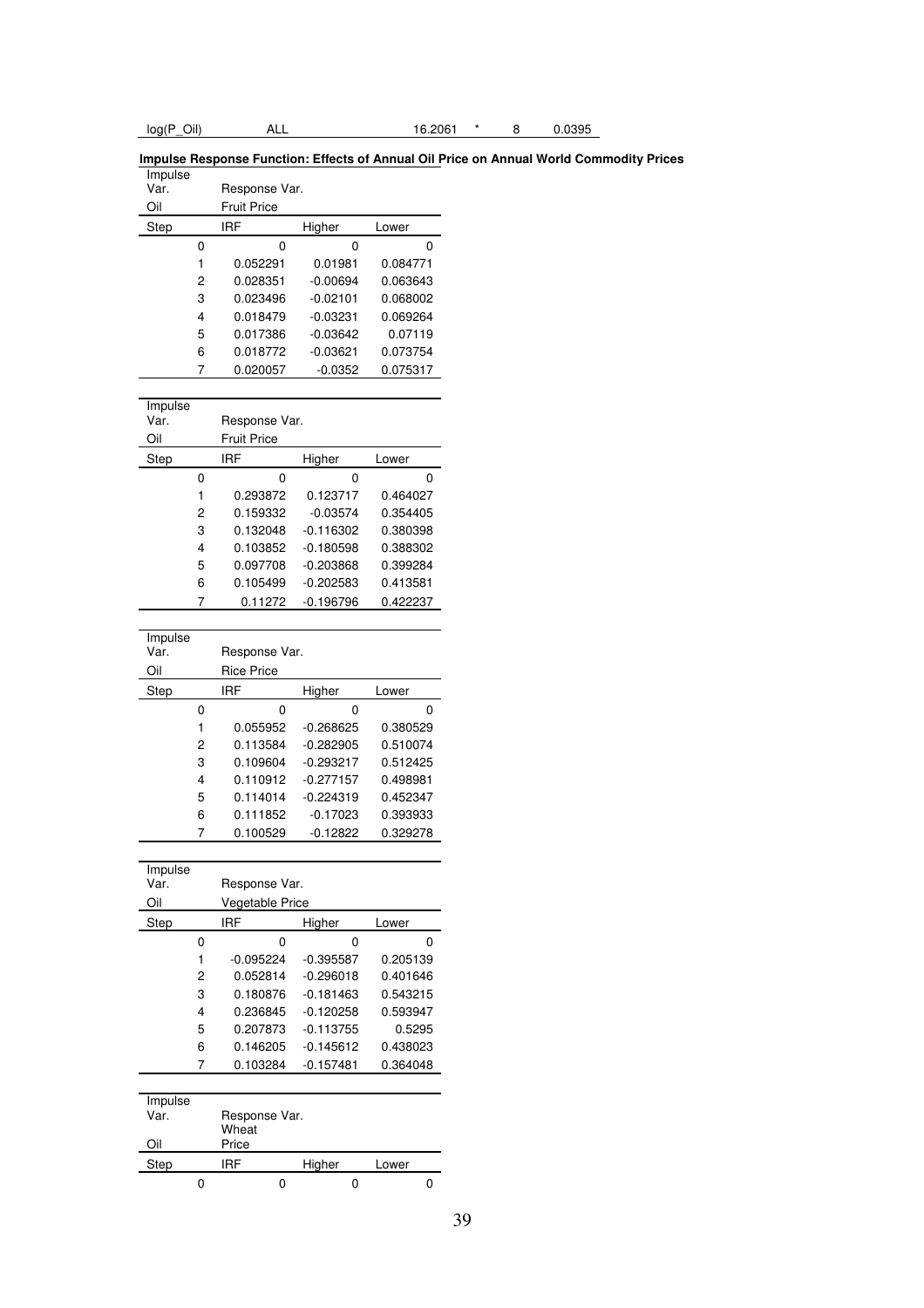| log(P_Oil) | ALL | 16.2061 | * | 8 | 0.0395 |
|---|---|---|---|---|---|

**Impulse Response Function: Effects of Annual Oil Price on Annual World Commodity Prices**

| Impulse Var. | Response Var. | | |
|---|---|---|---|
| Oil | Fruit Price | | |
| Step | IRF | Higher | Lower |
| 0 | 0 | 0 | 0 |
| 1 | 0.052291 | 0.01981 | 0.084771 |
| 2 | 0.028351 | -0.00694 | 0.063643 |
| 3 | 0.023496 | -0.02101 | 0.068002 |
| 4 | 0.018479 | -0.03231 | 0.069264 |
| 5 | 0.017386 | -0.03642 | 0.07119 |
| 6 | 0.018772 | -0.03621 | 0.073754 |
| 7 | 0.020057 | -0.0352 | 0.075317 |

| Impulse Var. | Response Var. | | |
|---|---|---|---|
| Oil | Fruit Price | | |
| Step | IRF | Higher | Lower |
| 0 | 0 | 0 | 0 |
| 1 | 0.293872 | 0.123717 | 0.464027 |
| 2 | 0.159332 | -0.03574 | 0.354405 |
| 3 | 0.132048 | -0.116302 | 0.380398 |
| 4 | 0.103852 | -0.180598 | 0.388302 |
| 5 | 0.097708 | -0.203868 | 0.399284 |
| 6 | 0.105499 | -0.202583 | 0.413581 |
| 7 | 0.11272 | -0.196796 | 0.422237 |

| Impulse Var. | Response Var. | | |
|---|---|---|---|
| Oil | Rice Price | | |
| Step | IRF | Higher | Lower |
| 0 | 0 | 0 | 0 |
| 1 | 0.055952 | -0.268625 | 0.380529 |
| 2 | 0.113584 | -0.282905 | 0.510074 |
| 3 | 0.109604 | -0.293217 | 0.512425 |
| 4 | 0.110912 | -0.277157 | 0.498981 |
| 5 | 0.114014 | -0.224319 | 0.452347 |
| 6 | 0.111852 | -0.17023 | 0.393933 |
| 7 | 0.100529 | -0.12822 | 0.329278 |

| Impulse Var. | Response Var. | | |
|---|---|---|---|
| Oil | Vegetable Price | | |
| Step | IRF | Higher | Lower |
| 0 | 0 | 0 | 0 |
| 1 | -0.095224 | -0.395587 | 0.205139 |
| 2 | 0.052814 | -0.296018 | 0.401646 |
| 3 | 0.180876 | -0.181463 | 0.543215 |
| 4 | 0.236845 | -0.120258 | 0.593947 |
| 5 | 0.207873 | -0.113755 | 0.5295 |
| 6 | 0.146205 | -0.145612 | 0.438023 |
| 7 | 0.103284 | -0.157481 | 0.364048 |

| Impulse Var. | Response Var. | | |
|---|---|---|---|
| Oil | Wheat Price | | |
| Step | IRF | Higher | Lower |
| 0 | 0 | 0 | 0 |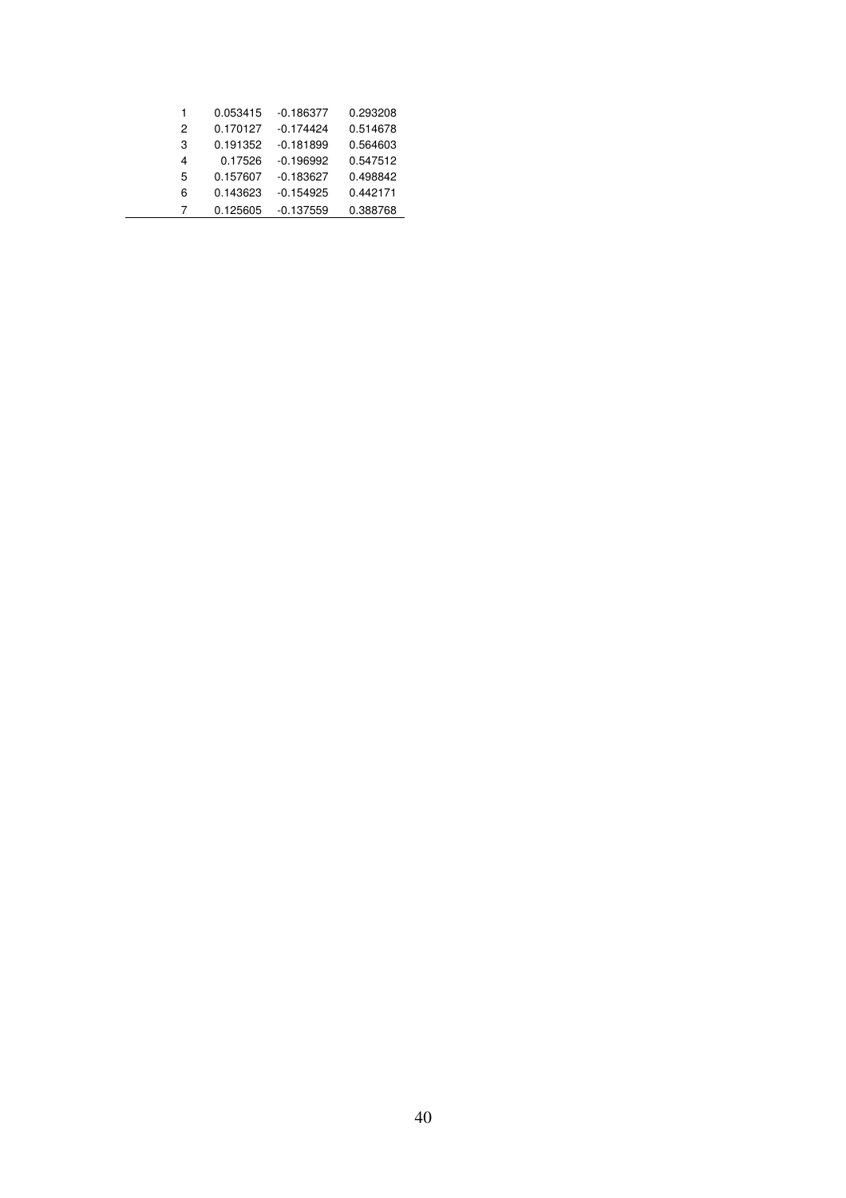| | | | |
|---|---|---|---|
| 1 | 0.053415 | -0.186377 | 0.293208 |
| 2 | 0.170127 | -0.174424 | 0.514678 |
| 3 | 0.191352 | -0.181899 | 0.564603 |
| 4 | 0.17526 | -0.196992 | 0.547512 |
| 5 | 0.157607 | -0.183627 | 0.498842 |
| 6 | 0.143623 | -0.154925 | 0.442171 |
| 7 | 0.125605 | -0.137559 | 0.388768 |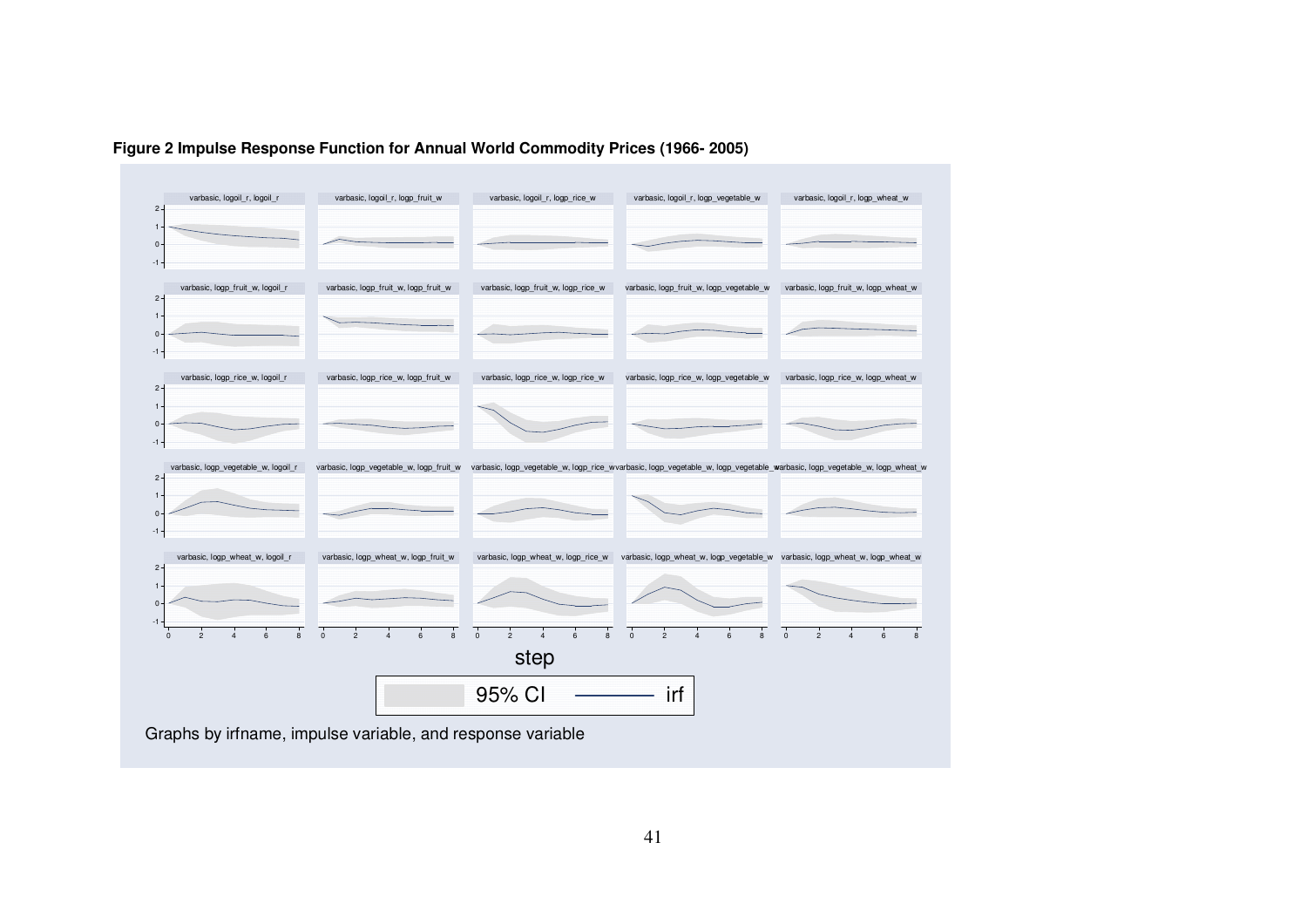**Figure 2 Impulse Response Function for Annual World Commodity Prices (1966- 2005)**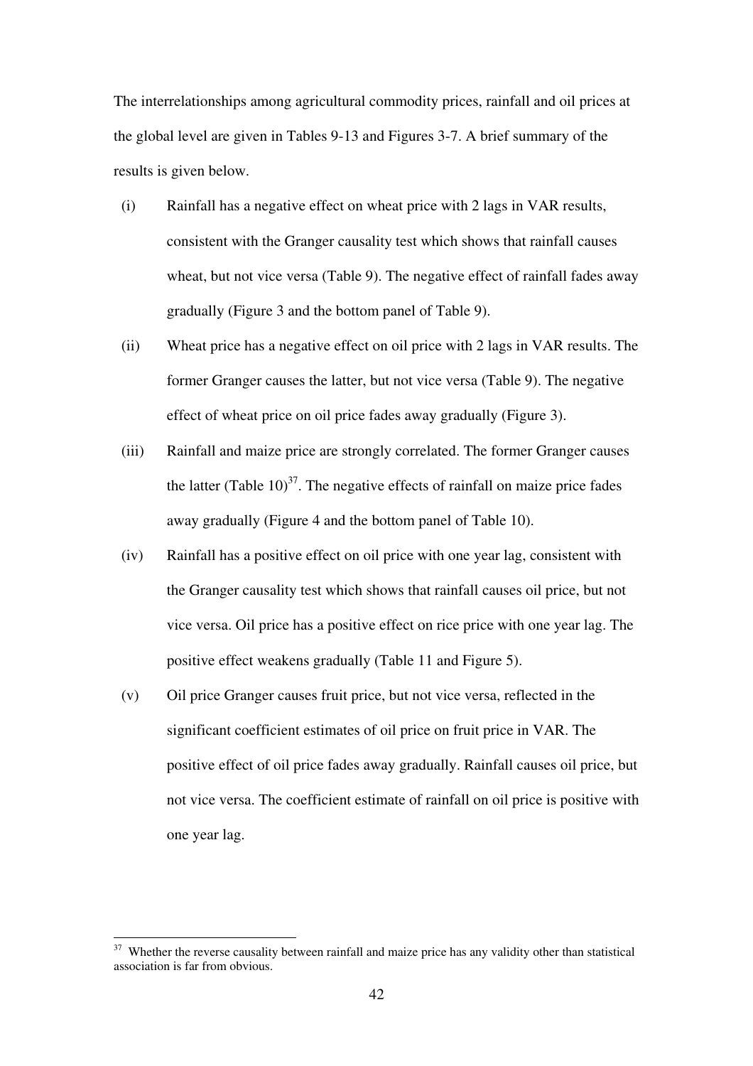The interrelationships among agricultural commodity prices, rainfall and oil prices at the global level are given in Tables 9-13 and Figures 3-7. A brief summary of the results is given below.

(i) Rainfall has a negative effect on wheat price with 2 lags in VAR results, consistent with the Granger causality test which shows that rainfall causes wheat, but not vice versa (Table 9). The negative effect of rainfall fades away gradually (Figure 3 and the bottom panel of Table 9).

(ii) Wheat price has a negative effect on oil price with 2 lags in VAR results. The former Granger causes the latter, but not vice versa (Table 9). The negative effect of wheat price on oil price fades away gradually (Figure 3).

(iii) Rainfall and maize price are strongly correlated. The former Granger causes the latter (Table 10)[37]. The negative effects of rainfall on maize price fades away gradually (Figure 4 and the bottom panel of Table 10).

(iv) Rainfall has a positive effect on oil price with one year lag, consistent with the Granger causality test which shows that rainfall causes oil price, but not vice versa. Oil price has a positive effect on rice price with one year lag. The positive effect weakens gradually (Table 11 and Figure 5).

(v) Oil price Granger causes fruit price, but not vice versa, reflected in the significant coefficient estimates of oil price on fruit price in VAR. The positive effect of oil price fades away gradually. Rainfall causes oil price, but not vice versa. The coefficient estimate of rainfall on oil price is positive with one year lag.

---

[37] Whether the reverse causality between rainfall and maize price has any validity other than statistical association is far from obvious.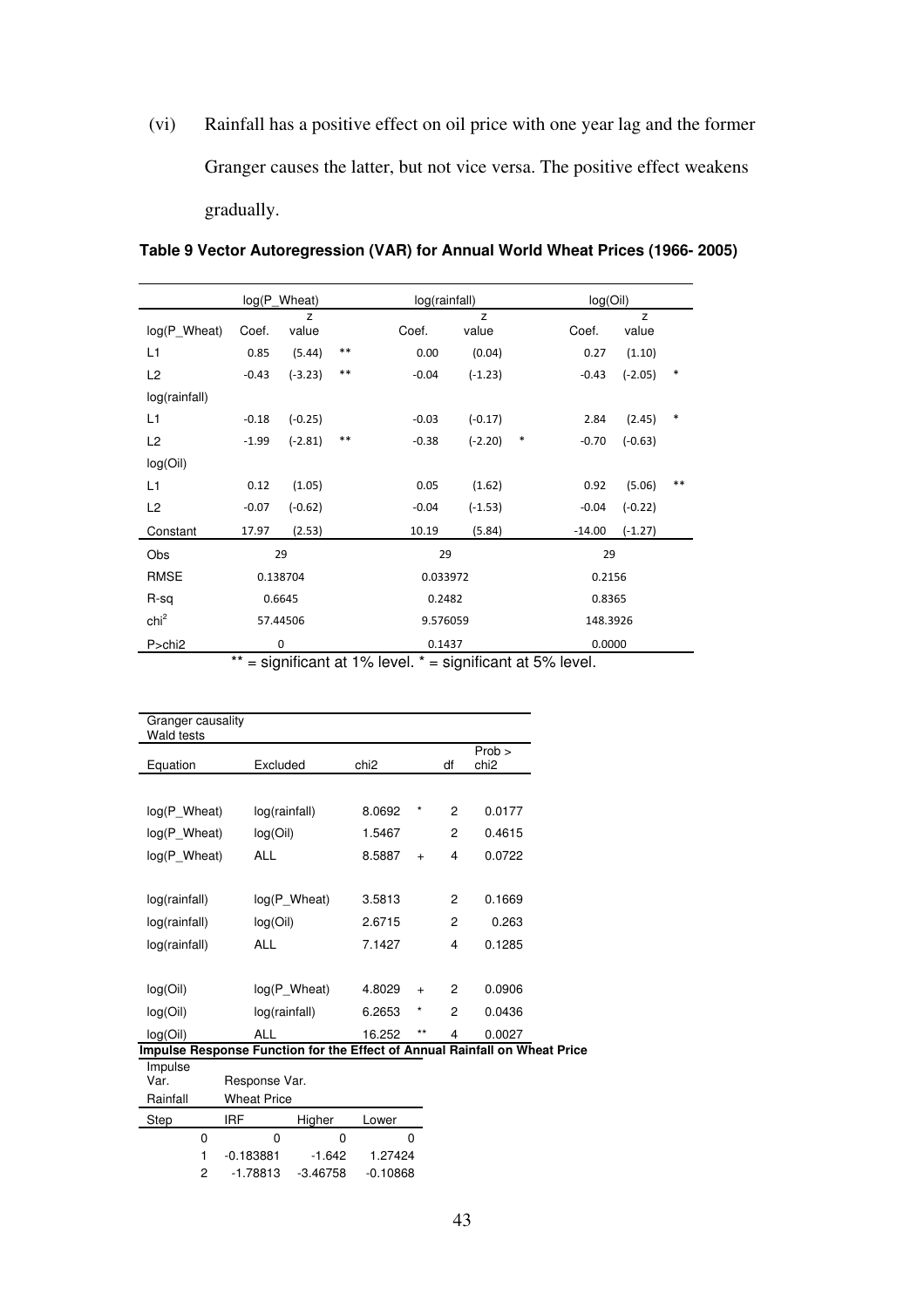(vi) Rainfall has a positive effect on oil price with one year lag and the former Granger causes the latter, but not vice versa. The positive effect weakens gradually.

**Table 9 Vector Autoregression (VAR) for Annual World Wheat Prices (1966- 2005)**

| | log(P_Wheat) | | | log(rainfall) | | | log(Oil) | | |
|---|---|---|---|---|---|---|---|---|---|
| log(P_Wheat) | Coef. | z value | | Coef. | z value | | Coef. | z value | |
| L1 | 0.85 | (5.44) | ** | 0.00 | (0.04) | | 0.27 | (1.10) | |
| L2 | -0.43 | (-3.23) | ** | -0.04 | (-1.23) | | -0.43 | (-2.05) | * |
| log(rainfall) | | | | | | | | | |
| L1 | -0.18 | (-0.25) | | -0.03 | (-0.17) | | 2.84 | (2.45) | * |
| L2 | -1.99 | (-2.81) | ** | -0.38 | (-2.20) | * | -0.70 | (-0.63) | |
| log(Oil) | | | | | | | | | |
| L1 | 0.12 | (1.05) | | 0.05 | (1.62) | | 0.92 | (5.06) | ** |
| L2 | -0.07 | (-0.62) | | -0.04 | (-1.53) | | -0.04 | (-0.22) | |
| Constant | 17.97 | (2.53) | | 10.19 | (5.84) | | -14.00 | (-1.27) | |
| Obs | 29 | | | 29 | | | 29 | | |
| RMSE | 0.138704 | | | 0.033972 | | | 0.2156 | | |
| R-sq | 0.6645 | | | 0.2482 | | | 0.8365 | | |
| $chi^2$ | 57.44506 | | | 9.576059 | | | 148.3926 | | |
| P>chi2 | 0 | | | 0.1437 | | | 0.0000 | | |

** = significant at 1% level. * = significant at 5% level.

Granger causality Wald tests

| Equation | Excluded | chi2 | | df | Prob > chi2 |
|---|---|---|---|---|---|
| log(P_Wheat) | log(rainfall) | 8.0692 | * | 2 | 0.0177 |
| log(P_Wheat) | log(Oil) | 1.5467 | | 2 | 0.4615 |
| log(P_Wheat) | ALL | 8.5887 | + | 4 | 0.0722 |
| log(rainfall) | log(P_Wheat) | 3.5813 | | 2 | 0.1669 |
| log(rainfall) | log(Oil) | 2.6715 | | 2 | 0.263 |
| log(rainfall) | ALL | 7.1427 | | 4 | 0.1285 |
| log(Oil) | log(P_Wheat) | 4.8029 | + | 2 | 0.0906 |
| log(Oil) | log(rainfall) | 6.2653 | * | 2 | 0.0436 |
| log(Oil) | ALL | 16.252 | ** | 4 | 0.0027 |

**Impulse Response Function for the Effect of Annual Rainfall on Wheat Price**

| Impulse Var. | Response Var. | | |
|---|---|---|---|
| Rainfall | Wheat Price | | |
| Step | IRF | Higher | Lower |
| 0 | 0 | 0 | 0 |
| 1 | -0.183881 | -1.642 | 1.27424 |
| 2 | -1.78813 | -3.46758 | -0.10868 |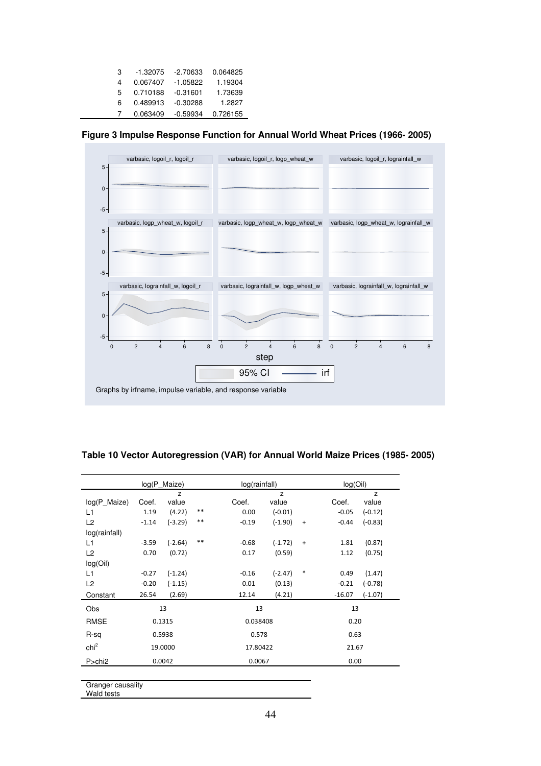| | | | |
|---|---|---|---|
| 3 | -1.32075 | -2.70633 | 0.064825 |
| 4 | 0.067407 | -1.05822 | 1.19304 |
| 5 | 0.710188 | -0.31601 | 1.73639 |
| 6 | 0.489913 | -0.30288 | 1.2827 |
| 7 | 0.063409 | -0.59934 | 0.726155 |

**Figure 3 Impulse Response Function for Annual World Wheat Prices (1966- 2005)**

**Table 10 Vector Autoregression (VAR) for Annual World Maize Prices (1985- 2005)**

| | log(P_Maize) | | | log(rainfall) | | | log(Oil) | |
|---|---|---|---|---|---|---|---|---|
| log(P_Maize) | Coef. | z value | | Coef. | z value | | Coef. | z value |
| L1 | 1.19 | (4.22) | ** | 0.00 | (-0.01) | | -0.05 | (-0.12) |
| L2 | -1.14 | (-3.29) | ** | -0.19 | (-1.90) | + | -0.44 | (-0.83) |
| log(rainfall) | | | | | | | | |
| L1 | -3.59 | (-2.64) | ** | -0.68 | (-1.72) | + | 1.81 | (0.87) |
| L2 | 0.70 | (0.72) | | 0.17 | (0.59) | | 1.12 | (0.75) |
| log(Oil) | | | | | | | | |
| L1 | -0.27 | (-1.24) | | -0.16 | (-2.47) | * | 0.49 | (1.47) |
| L2 | -0.20 | (-1.15) | | 0.01 | (0.13) | | -0.21 | (-0.78) |
| Constant | 26.54 | (2.69) | | 12.14 | (4.21) | | -16.07 | (-1.07) |
| Obs | 13 | | | 13 | | | 13 | |
| RMSE | 0.1315 | | | 0.038408 | | | 0.20 | |
| R-sq | 0.5938 | | | 0.578 | | | 0.63 | |
| $chi^2$ | 19.0000 | | | 17.80422 | | | 21.67 | |
| P>chi2 | 0.0042 | | | 0.0067 | | | 0.00 | |

| Granger causality Wald tests |
|---|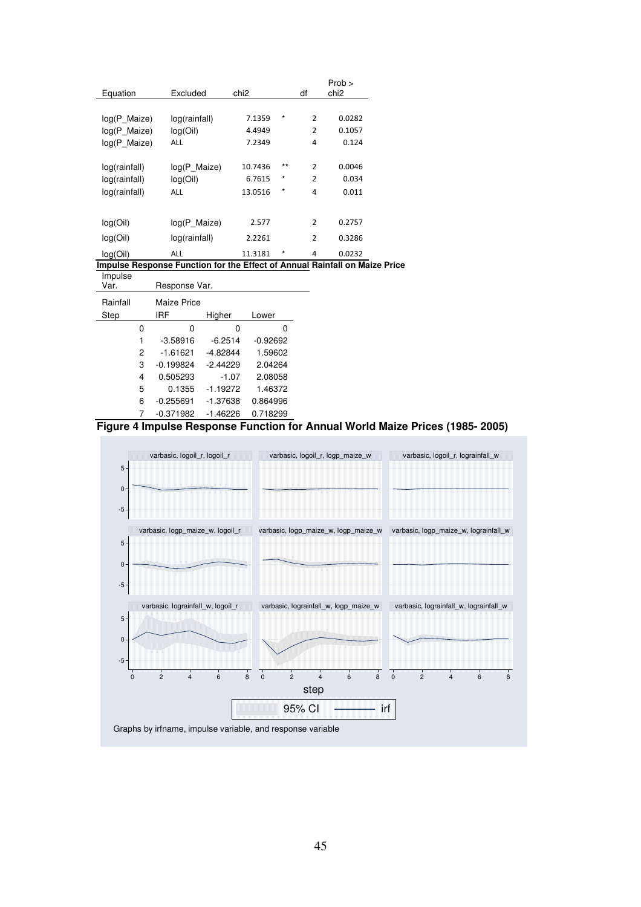| Equation | Excluded | chi2 | | df | Prob > chi2 |
|---|---|---|---|---|---|
| log(P_Maize) | log(rainfall) | 7.1359 | * | 2 | 0.0282 |
| log(P_Maize) | log(Oil) | 4.4949 | | 2 | 0.1057 |
| log(P_Maize) | ALL | 7.2349 | | 4 | 0.124 |
| log(rainfall) | log(P_Maize) | 10.7436 | ** | 2 | 0.0046 |
| log(rainfall) | log(Oil) | 6.7615 | * | 2 | 0.034 |
| log(rainfall) | ALL | 13.0516 | * | 4 | 0.011 |
| log(Oil) | log(P_Maize) | 2.577 | | 2 | 0.2757 |
| log(Oil) | log(rainfall) | 2.2261 | | 2 | 0.3286 |
| log(Oil) | ALL | 11.3181 | * | 4 | 0.0232 |

**Impulse Response Function for the Effect of Annual Rainfall on Maize Price**

| Impulse Var. | Response Var. | | |
|---|---|---|---|
| Rainfall | Maize Price | | |
| Step | IRF | Higher | Lower |
| 0 | 0 | 0 | 0 |
| 1 | -3.58916 | -6.2514 | -0.92692 |
| 2 | -1.61621 | -4.82844 | 1.59602 |
| 3 | -0.199824 | -2.44229 | 2.04264 |
| 4 | 0.505293 | -1.07 | 2.08058 |
| 5 | 0.1355 | -1.19272 | 1.46372 |
| 6 | -0.255691 | -1.37638 | 0.864996 |
| 7 | -0.371982 | -1.46226 | 0.718299 |

**Figure 4 Impulse Response Function for Annual World Maize Prices (1985- 2005)**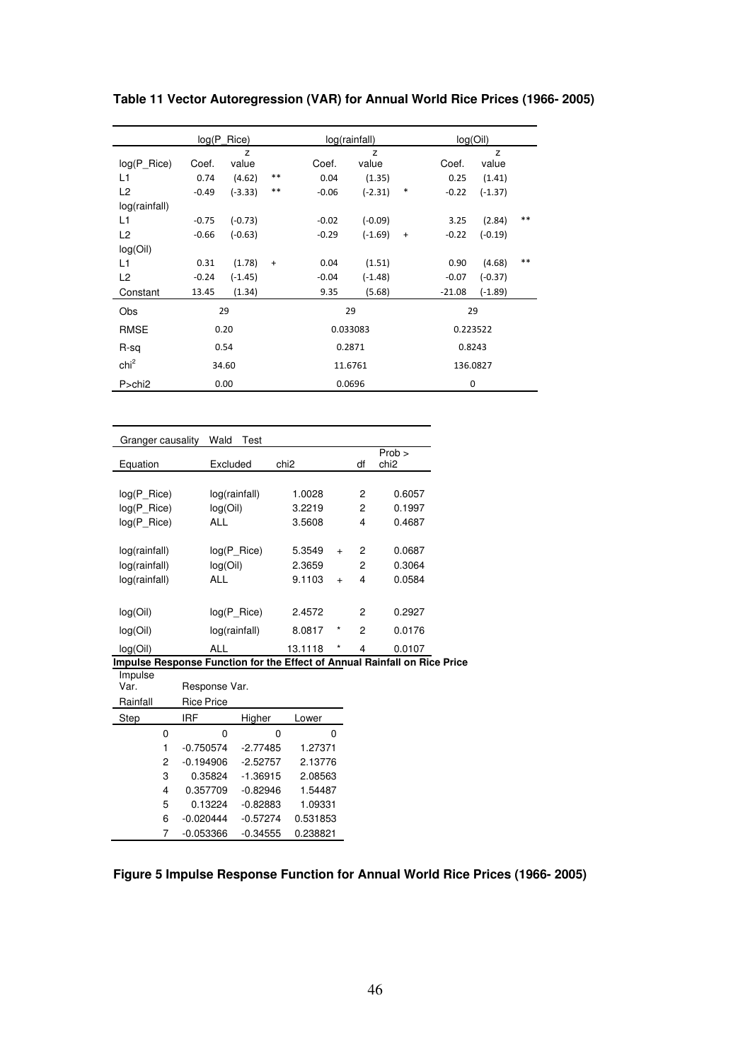**Table 11 Vector Autoregression (VAR) for Annual World Rice Prices (1966- 2005)**

| | log(P_Rice) | | | log(rainfall) | | | log(Oil) | | |
|---|---|---|---|---|---|---|---|---|---|
| log(P_Rice) | Coef. | z value | | Coef. | z value | | Coef. | z value | |
| L1 | 0.74 | (4.62) | ** | 0.04 | (1.35) | | 0.25 | (1.41) | |
| L2 | -0.49 | (-3.33) | ** | -0.06 | (-2.31) | * | -0.22 | (-1.37) | |
| log(rainfall) | | | | | | | | | |
| L1 | -0.75 | (-0.73) | | -0.02 | (-0.09) | | 3.25 | (2.84) | ** |
| L2 | -0.66 | (-0.63) | | -0.29 | (-1.69) | + | -0.22 | (-0.19) | |
| log(Oil) | | | | | | | | | |
| L1 | 0.31 | (1.78) | + | 0.04 | (1.51) | | 0.90 | (4.68) | ** |
| L2 | -0.24 | (-1.45) | | -0.04 | (-1.48) | | -0.07 | (-0.37) | |
| Constant | 13.45 | (1.34) | | 9.35 | (5.68) | | -21.08 | (-1.89) | |
| Obs | 29 | | | 29 | | | 29 | | |
| RMSE | 0.20 | | | 0.033083 | | | 0.223522 | | |
| R-sq | 0.54 | | | 0.2871 | | | 0.8243 | | |
| $chi^2$ | 34.60 | | | 11.6761 | | | 136.0827 | | |
| P>chi2 | 0.00 | | | 0.0696 | | | 0 | | |

| Granger causality | Wald Test | | | | |
|---|---|---|---|---|---|
| Equation | Excluded | chi2 | | df | Prob > chi2 |
| log(P_Rice) | log(rainfall) | 1.0028 | | 2 | 0.6057 |
| log(P_Rice) | log(Oil) | 3.2219 | | 2 | 0.1997 |
| log(P_Rice) | ALL | 3.5608 | | 4 | 0.4687 |
| log(rainfall) | log(P_Rice) | 5.3549 | + | 2 | 0.0687 |
| log(rainfall) | log(Oil) | 2.3659 | | 2 | 0.3064 |
| log(rainfall) | ALL | 9.1103 | + | 4 | 0.0584 |
| log(Oil) | log(P_Rice) | 2.4572 | | 2 | 0.2927 |
| log(Oil) | log(rainfall) | 8.0817 | * | 2 | 0.0176 |
| log(Oil) | ALL | 13.1118 | * | 4 | 0.0107 |

**Impulse Response Function for the Effect of Annual Rainfall on Rice Price**

| Impulse Var. | Response Var. | | |
|---|---|---|---|
| Rainfall | Rice Price | | |
| Step | IRF | Higher | Lower |
| 0 | 0 | 0 | 0 |
| 1 | -0.750574 | -2.77485 | 1.27371 |
| 2 | -0.194906 | -2.52757 | 2.13776 |
| 3 | 0.35824 | -1.36915 | 2.08563 |
| 4 | 0.357709 | -0.82946 | 1.54487 |
| 5 | 0.13224 | -0.82883 | 1.09331 |
| 6 | -0.020444 | -0.57274 | 0.531853 |
| 7 | -0.053366 | -0.34555 | 0.238821 |

**Figure 5 Impulse Response Function for Annual World Rice Prices (1966- 2005)**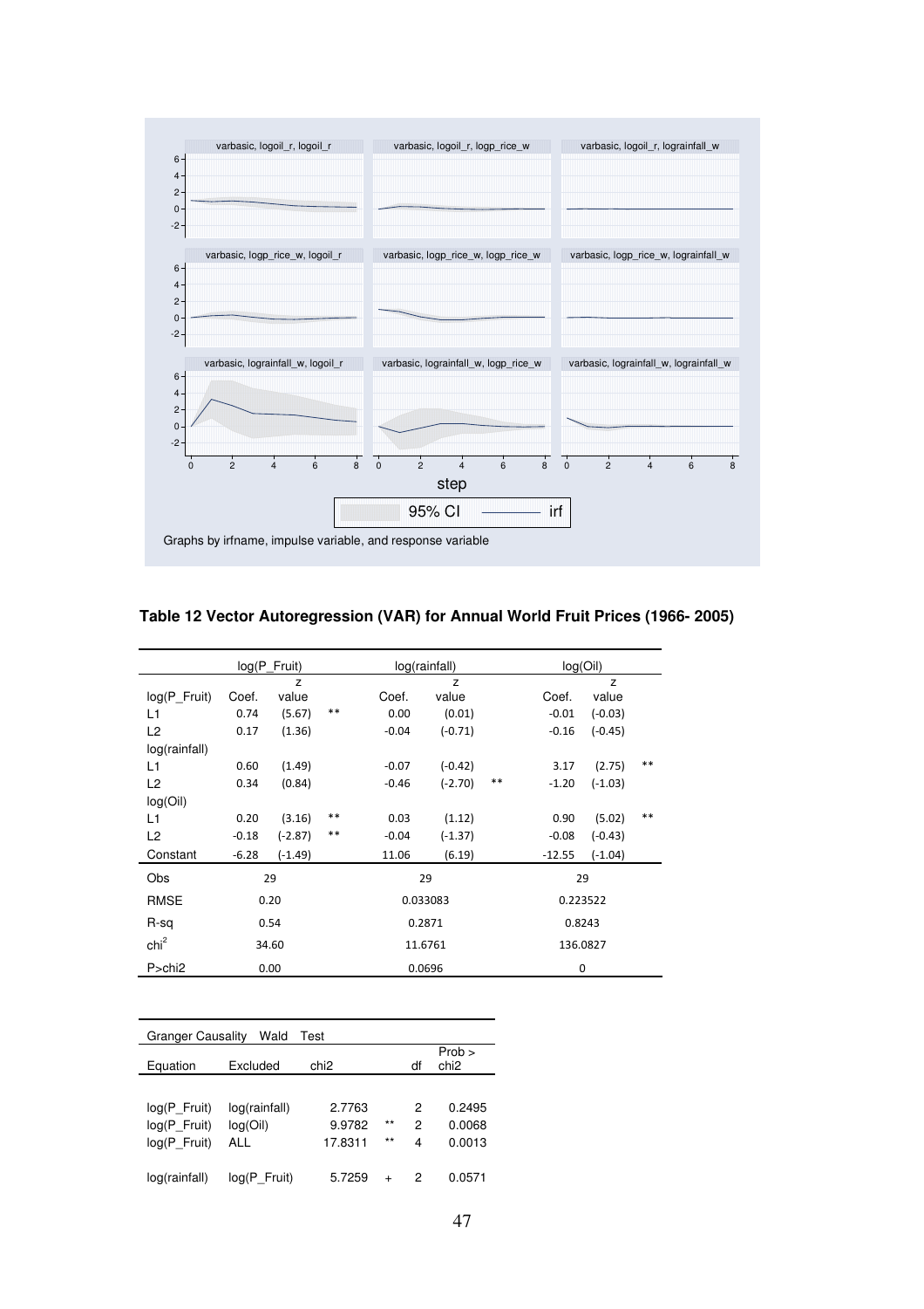Graphs by irfname, impulse variable, and response variable

**Table 12 Vector Autoregression (VAR) for Annual World Fruit Prices (1966- 2005)**

| | log(P_Fruit) | | | log(rainfall) | | | log(Oil) | | |
|---|---|---|---|---|---|---|---|---|---|
| | Coef. | z value | | Coef. | z value | | Coef. | z value | |
| log(P_Fruit) | | | | | | | | | |
| L1 | 0.74 | (5.67) | ** | 0.00 | (0.01) | | -0.01 | (-0.03) | |
| L2 | 0.17 | (1.36) | | -0.04 | (-0.71) | | -0.16 | (-0.45) | |
| log(rainfall) | | | | | | | | | |
| L1 | 0.60 | (1.49) | | -0.07 | (-0.42) | | 3.17 | (2.75) | ** |
| L2 | 0.34 | (0.84) | | -0.46 | (-2.70) | ** | -1.20 | (-1.03) | |
| log(Oil) | | | | | | | | | |
| L1 | 0.20 | (3.16) | ** | 0.03 | (1.12) | | 0.90 | (5.02) | ** |
| L2 | -0.18 | (-2.87) | ** | -0.04 | (-1.37) | | -0.08 | (-0.43) | |
| Constant | -6.28 | (-1.49) | | 11.06 | (6.19) | | -12.55 | (-1.04) | |
| Obs | 29 | | | 29 | | | 29 | | |
| RMSE | 0.20 | | | 0.033083 | | | 0.223522 | | |
| R-sq | 0.54 | | | 0.2871 | | | 0.8243 | | |
| $chi^2$ | 34.60 | | | 11.6761 | | | 136.0827 | | |
| P>chi2 | 0.00 | | | 0.0696 | | | 0 | | |

| Granger Causality Wald Test | | | | | |
|---|---|---|---|---|---|
| Equation | Excluded | chi2 | | df | Prob > chi2 |
| log(P_Fruit) | log(rainfall) | 2.7763 | | 2 | 0.2495 |
| log(P_Fruit) | log(Oil) | 9.9782 | ** | 2 | 0.0068 |
| log(P_Fruit) | ALL | 17.8311 | ** | 4 | 0.0013 |
| log(rainfall) | log(P_Fruit) | 5.7259 | + | 2 | 0.0571 |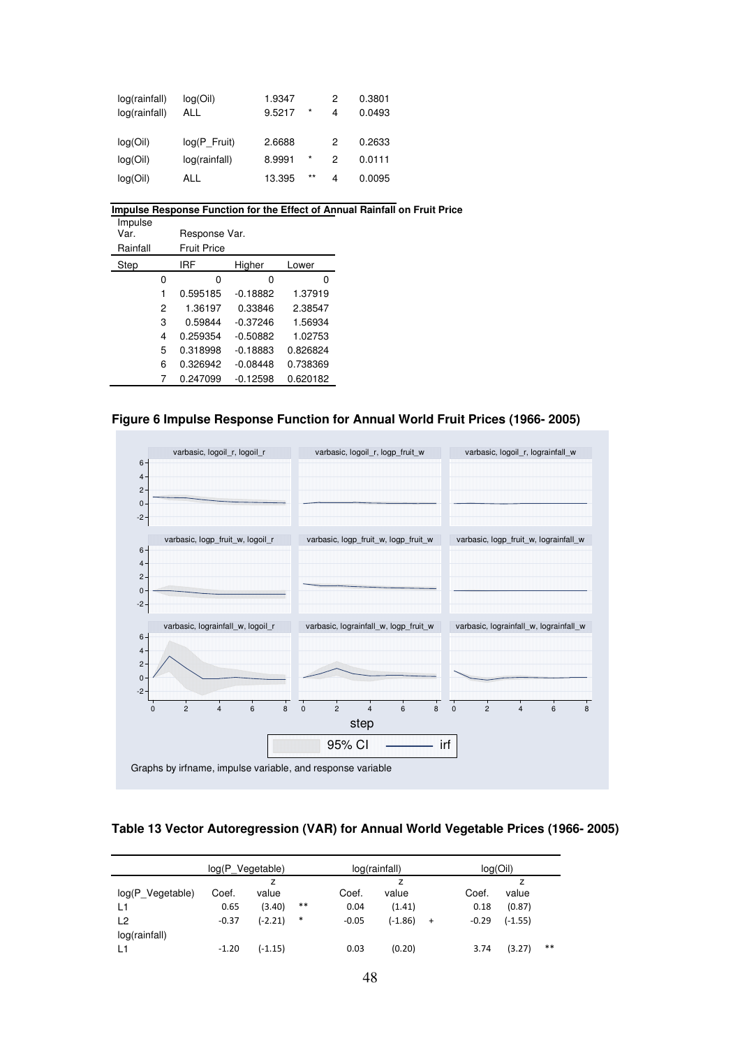| | | | | | |
|---|---|---|---|---|---|
| log(rainfall) | log(Oil) | 1.9347 | | 2 | 0.3801 |
| log(rainfall) | ALL | 9.5217 | * | 4 | 0.0493 |
| | | | | | |
| log(Oil) | log(P_Fruit) | 2.6688 | | 2 | 0.2633 |
| log(Oil) | log(rainfall) | 8.9991 | * | 2 | 0.0111 |
| log(Oil) | ALL | 13.395 | ** | 4 | 0.0095 |

**Impulse Response Function for the Effect of Annual Rainfall on Fruit Price**

| Impulse Var. | Response Var. | | |
|---|---|---|---|
| Rainfall | Fruit Price | | |
| Step | IRF | Higher | Lower |
| 0 | 0 | 0 | 0 |
| 1 | 0.595185 | -0.18882 | 1.37919 |
| 2 | 1.36197 | 0.33846 | 2.38547 |
| 3 | 0.59844 | -0.37246 | 1.56934 |
| 4 | 0.259354 | -0.50882 | 1.02753 |
| 5 | 0.318998 | -0.18883 | 0.826824 |
| 6 | 0.326942 | -0.08448 | 0.738369 |
| 7 | 0.247099 | -0.12598 | 0.620182 |

**Figure 6 Impulse Response Function for Annual World Fruit Prices (1966- 2005)**

Graphs by irfname, impulse variable, and response variable

**Table 13 Vector Autoregression (VAR) for Annual World Vegetable Prices (1966- 2005)**

| | log(P_Vegetable) | | | log(rainfall) | | | log(Oil) | | |
|---|---|---|---|---|---|---|---|---|---|
| log(P_Vegetable) | Coef. | z value | | Coef. | z value | | Coef. | z value | |
| L1 | 0.65 | (3.40) | ** | 0.04 | (1.41) | | 0.18 | (0.87) | |
| L2 | -0.37 | (-2.21) | * | -0.05 | (-1.86) | + | -0.29 | (-1.55) | |
| log(rainfall) | | | | | | | | | |
| L1 | -1.20 | (-1.15) | | 0.03 | (0.20) | | 3.74 | (3.27) | ** |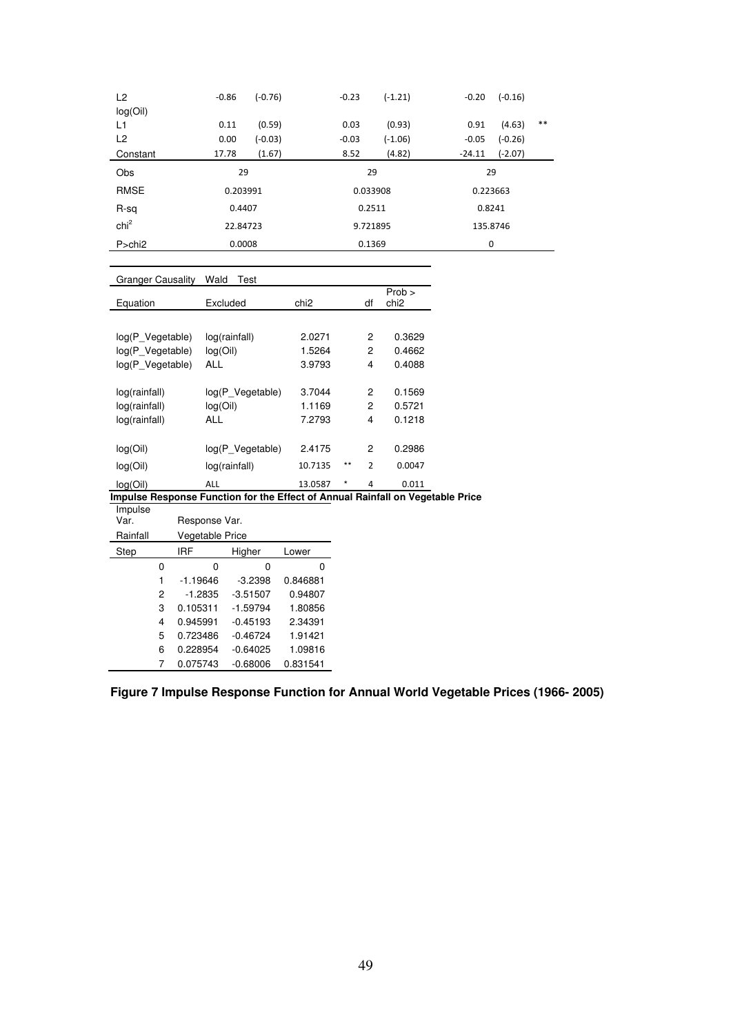| | | | | | | | |
|---|---|---|---|---|---|---|---|
| L2 | -0.86 | (-0.76) | -0.23 | (-1.21) | -0.20 | (-0.16) | |
| log(Oil) | | | | | | | |
| L1 | 0.11 | (0.59) | 0.03 | (0.93) | 0.91 | (4.63) | ** |
| L2 | 0.00 | (-0.03) | -0.03 | (-1.06) | -0.05 | (-0.26) | |
| Constant | 17.78 | (1.67) | 8.52 | (4.82) | -24.11 | (-2.07) | |
| Obs | 29 | | 29 | | 29 | | |
| RMSE | 0.203991 | | 0.033908 | | 0.223663 | | |
| R-sq | 0.4407 | | 0.2511 | | 0.8241 | | |
| $chi^2$ | 22.84723 | | 9.721895 | | 135.8746 | | |
| P>chi2 | 0.0008 | | 0.1369 | | 0 | | |

| Granger Causality Equation | Wald Test Excluded | chi2 | | df | Prob > chi2 |
|---|---|---|---|---|---|
| log(P_Vegetable) | log(rainfall) | 2.0271 | | 2 | 0.3629 |
| log(P_Vegetable) | log(Oil) | 1.5264 | | 2 | 0.4662 |
| log(P_Vegetable) | ALL | 3.9793 | | 4 | 0.4088 |
| log(rainfall) | log(P_Vegetable) | 3.7044 | | 2 | 0.1569 |
| log(rainfall) | log(Oil) | 1.1169 | | 2 | 0.5721 |
| log(rainfall) | ALL | 7.2793 | | 4 | 0.1218 |
| log(Oil) | log(P_Vegetable) | 2.4175 | | 2 | 0.2986 |
| log(Oil) | log(rainfall) | 10.7135 | ** | 2 | 0.0047 |
| log(Oil) | ALL | 13.0587 | * | 4 | 0.011 |

**Impulse Response Function for the Effect of Annual Rainfall on Vegetable Price**

| Impulse Var. | Response Var. | | |
|---|---|---|---|
| Rainfall | Vegetable Price | | |
| Step | IRF | Higher | Lower |
| 0 | 0 | 0 | 0 |
| 1 | -1.19646 | -3.2398 | 0.846881 |
| 2 | -1.2835 | -3.51507 | 0.94807 |
| 3 | 0.105311 | -1.59794 | 1.80856 |
| 4 | 0.945991 | -0.45193 | 2.34391 |
| 5 | 0.723486 | -0.46724 | 1.91421 |
| 6 | 0.228954 | -0.64025 | 1.09816 |
| 7 | 0.075743 | -0.68006 | 0.831541 |

**Figure 7 Impulse Response Function for Annual World Vegetable Prices (1966- 2005)**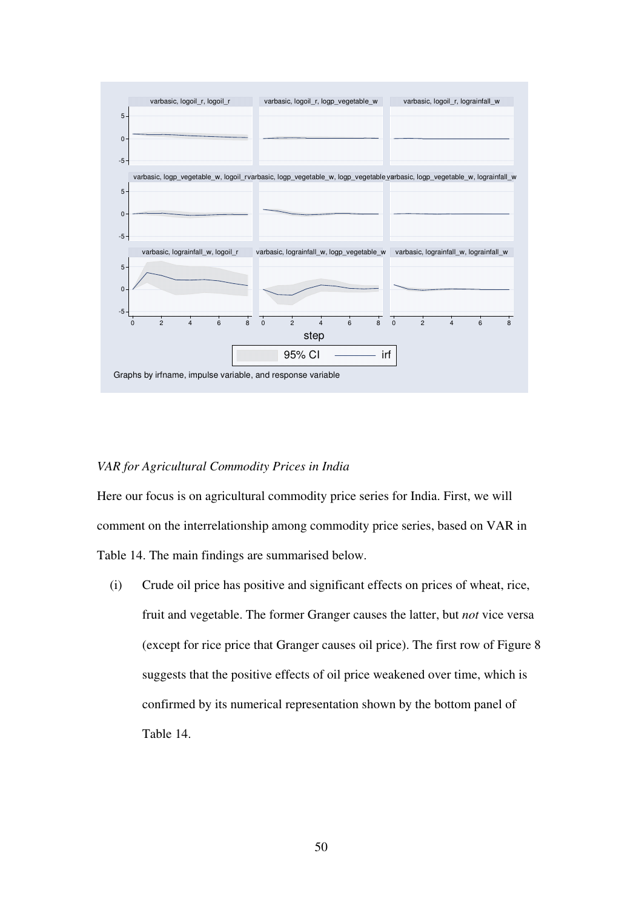*VAR for Agricultural Commodity Prices in India*

Here our focus is on agricultural commodity price series for India. First, we will comment on the interrelationship among commodity price series, based on VAR in Table 14. The main findings are summarised below.

(i) Crude oil price has positive and significant effects on prices of wheat, rice, fruit and vegetable. The former Granger causes the latter, but *not* vice versa (except for rice price that Granger causes oil price). The first row of Figure 8 suggests that the positive effects of oil price weakened over time, which is confirmed by its numerical representation shown by the bottom panel of Table 14.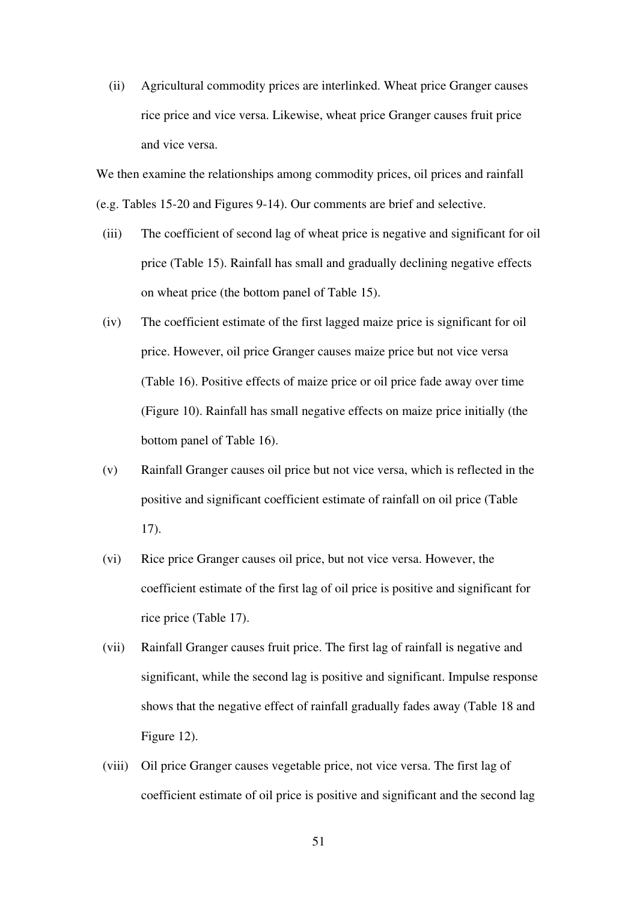(ii) Agricultural commodity prices are interlinked. Wheat price Granger causes rice price and vice versa. Likewise, wheat price Granger causes fruit price and vice versa.

We then examine the relationships among commodity prices, oil prices and rainfall (e.g. Tables 15-20 and Figures 9-14). Our comments are brief and selective.

(iii) The coefficient of second lag of wheat price is negative and significant for oil price (Table 15). Rainfall has small and gradually declining negative effects on wheat price (the bottom panel of Table 15).

(iv) The coefficient estimate of the first lagged maize price is significant for oil price. However, oil price Granger causes maize price but not vice versa (Table 16). Positive effects of maize price or oil price fade away over time (Figure 10). Rainfall has small negative effects on maize price initially (the bottom panel of Table 16).

(v) Rainfall Granger causes oil price but not vice versa, which is reflected in the positive and significant coefficient estimate of rainfall on oil price (Table 17).

(vi) Rice price Granger causes oil price, but not vice versa. However, the coefficient estimate of the first lag of oil price is positive and significant for rice price (Table 17).

(vii) Rainfall Granger causes fruit price. The first lag of rainfall is negative and significant, while the second lag is positive and significant. Impulse response shows that the negative effect of rainfall gradually fades away (Table 18 and Figure 12).

(viii) Oil price Granger causes vegetable price, not vice versa. The first lag of coefficient estimate of oil price is positive and significant and the second lag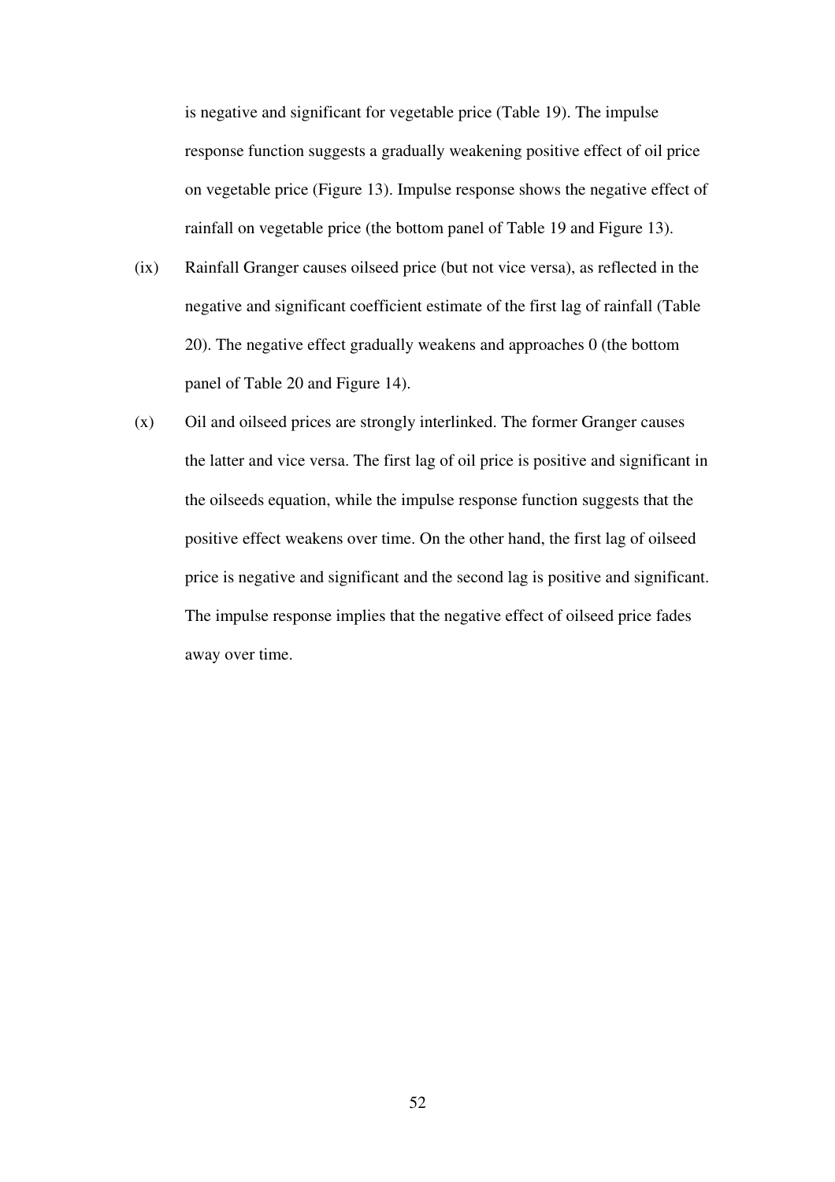is negative and significant for vegetable price (Table 19). The impulse response function suggests a gradually weakening positive effect of oil price on vegetable price (Figure 13). Impulse response shows the negative effect of rainfall on vegetable price (the bottom panel of Table 19 and Figure 13).

(ix) Rainfall Granger causes oilseed price (but not vice versa), as reflected in the negative and significant coefficient estimate of the first lag of rainfall (Table 20). The negative effect gradually weakens and approaches 0 (the bottom panel of Table 20 and Figure 14).

(x) Oil and oilseed prices are strongly interlinked. The former Granger causes the latter and vice versa. The first lag of oil price is positive and significant in the oilseeds equation, while the impulse response function suggests that the positive effect weakens over time. On the other hand, the first lag of oilseed price is negative and significant and the second lag is positive and significant. The impulse response implies that the negative effect of oilseed price fades away over time.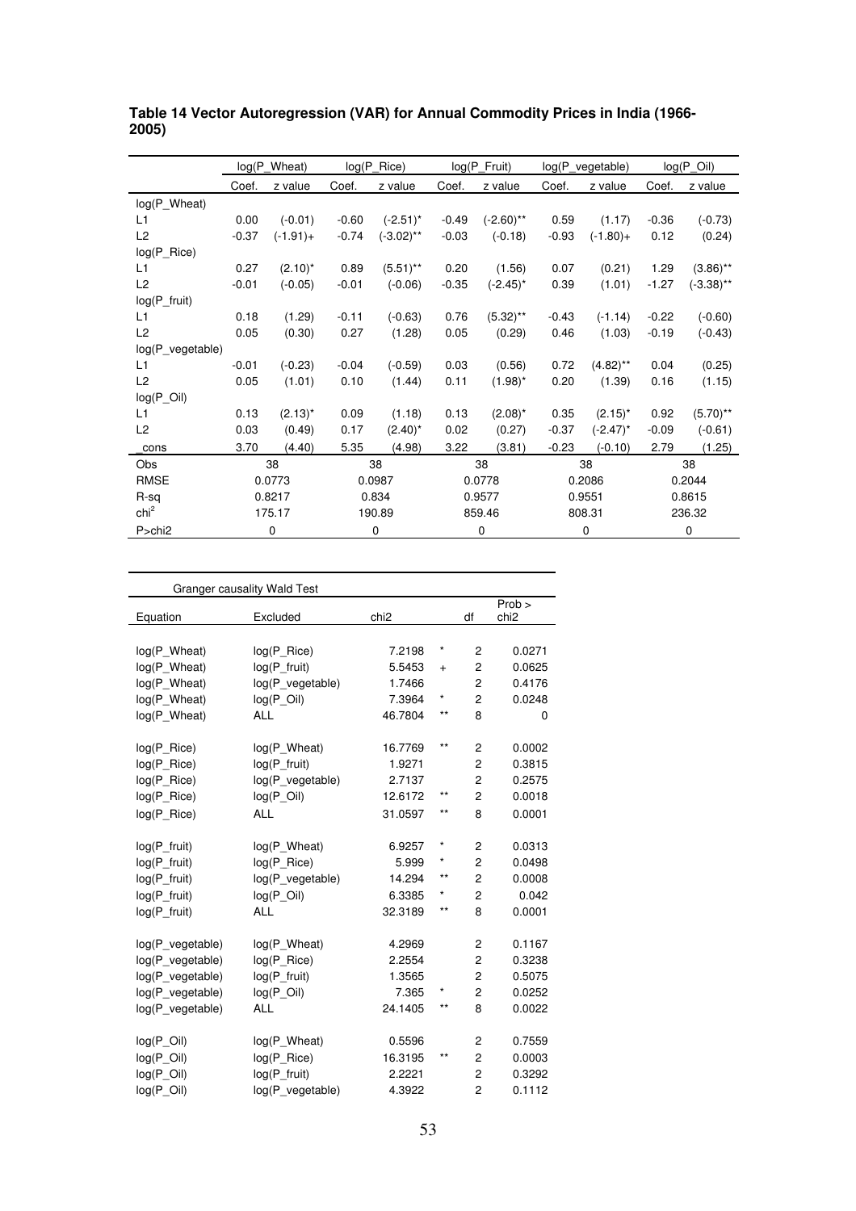**Table 14 Vector Autoregression (VAR) for Annual Commodity Prices in India (1966-2005)**

| | log(P_Wheat) | | log(P_Rice) | | log(P_Fruit) | | log(P_vegetable) | | log(P_Oil) | |
|---|---|---|---|---|---|---|---|---|---|---|
| | Coef. | z value | Coef. | z value | Coef. | z value | Coef. | z value | Coef. | z value |
| log(P_Wheat) | | | | | | | | | | |
| L1 | 0.00 | (-0.01) | -0.60 | (-2.51)* | -0.49 | (-2.60)** | 0.59 | (1.17) | -0.36 | (-0.73) |
| L2 | -0.37 | (-1.91)+ | -0.74 | (-3.02)** | -0.03 | (-0.18) | -0.93 | (-1.80)+ | 0.12 | (0.24) |
| log(P_Rice) | | | | | | | | | | |
| L1 | 0.27 | (2.10)* | 0.89 | (5.51)** | 0.20 | (1.56) | 0.07 | (0.21) | 1.29 | (3.86)** |
| L2 | -0.01 | (-0.05) | -0.01 | (-0.06) | -0.35 | (-2.45)* | 0.39 | (1.01) | -1.27 | (-3.38)** |
| log(P_fruit) | | | | | | | | | | |
| L1 | 0.18 | (1.29) | -0.11 | (-0.63) | 0.76 | (5.32)** | -0.43 | (-1.14) | -0.22 | (-0.60) |
| L2 | 0.05 | (0.30) | 0.27 | (1.28) | 0.05 | (0.29) | 0.46 | (1.03) | -0.19 | (-0.43) |
| log(P_vegetable) | | | | | | | | | | |
| L1 | -0.01 | (-0.23) | -0.04 | (-0.59) | 0.03 | (0.56) | 0.72 | (4.82)** | 0.04 | (0.25) |
| L2 | 0.05 | (1.01) | 0.10 | (1.44) | 0.11 | (1.98)* | 0.20 | (1.39) | 0.16 | (1.15) |
| log(P_Oil) | | | | | | | | | | |
| L1 | 0.13 | (2.13)* | 0.09 | (1.18) | 0.13 | (2.08)* | 0.35 | (2.15)* | 0.92 | (5.70)** |
| L2 | 0.03 | (0.49) | 0.17 | (2.40)* | 0.02 | (0.27) | -0.37 | (-2.47)* | -0.09 | (-0.61) |
| _cons | 3.70 | (4.40) | 5.35 | (4.98) | 3.22 | (3.81) | -0.23 | (-0.10) | 2.79 | (1.25) |
| Obs | 38 | | 38 | | 38 | | 38 | | 38 | |
| RMSE | 0.0773 | | 0.0987 | | 0.0778 | | 0.2086 | | 0.2044 | |
| R-sq | 0.8217 | | 0.834 | | 0.9577 | | 0.9551 | | 0.8615 | |
| $chi^2$ | 175.17 | | 190.89 | | 859.46 | | 808.31 | | 236.32 | |
| P>chi2 | 0 | | 0 | | 0 | | 0 | | 0 | |

| Granger causality Wald Test | | | | | |
|---|---|---|---|---|---|
| Equation | Excluded | chi2 | | df | Prob > chi2 |
| log(P_Wheat) | log(P_Rice) | 7.2198 | * | 2 | 0.0271 |
| log(P_Wheat) | log(P_fruit) | 5.5453 | + | 2 | 0.0625 |
| log(P_Wheat) | log(P_vegetable) | 1.7466 | | 2 | 0.4176 |
| log(P_Wheat) | log(P_Oil) | 7.3964 | * | 2 | 0.0248 |
| log(P_Wheat) | ALL | 46.7804 | ** | 8 | 0 |
| log(P_Rice) | log(P_Wheat) | 16.7769 | ** | 2 | 0.0002 |
| log(P_Rice) | log(P_fruit) | 1.9271 | | 2 | 0.3815 |
| log(P_Rice) | log(P_vegetable) | 2.7137 | | 2 | 0.2575 |
| log(P_Rice) | log(P_Oil) | 12.6172 | ** | 2 | 0.0018 |
| log(P_Rice) | ALL | 31.0597 | ** | 8 | 0.0001 |
| log(P_fruit) | log(P_Wheat) | 6.9257 | * | 2 | 0.0313 |
| log(P_fruit) | log(P_Rice) | 5.999 | * | 2 | 0.0498 |
| log(P_fruit) | log(P_vegetable) | 14.294 | ** | 2 | 0.0008 |
| log(P_fruit) | log(P_Oil) | 6.3385 | * | 2 | 0.042 |
| log(P_fruit) | ALL | 32.3189 | ** | 8 | 0.0001 |
| log(P_vegetable) | log(P_Wheat) | 4.2969 | | 2 | 0.1167 |
| log(P_vegetable) | log(P_Rice) | 2.2554 | | 2 | 0.3238 |
| log(P_vegetable) | log(P_fruit) | 1.3565 | | 2 | 0.5075 |
| log(P_vegetable) | log(P_Oil) | 7.365 | * | 2 | 0.0252 |
| log(P_vegetable) | ALL | 24.1405 | ** | 8 | 0.0022 |
| log(P_Oil) | log(P_Wheat) | 0.5596 | | 2 | 0.7559 |
| log(P_Oil) | log(P_Rice) | 16.3195 | ** | 2 | 0.0003 |
| log(P_Oil) | log(P_fruit) | 2.2221 | | 2 | 0.3292 |
| log(P_Oil) | log(P_vegetable) | 4.3922 | | 2 | 0.1112 |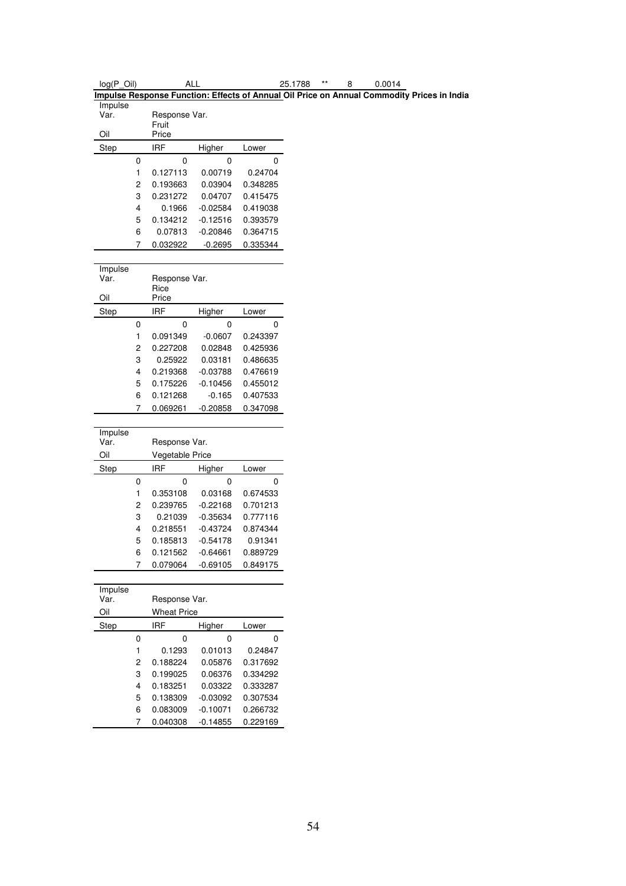| log(P_Oil) | ALL | 25.1788 | ** | 8 | 0.0014 |
|---|---|---|---|---|---|

**Impulse Response Function: Effects of Annual Oil Price on Annual Commodity Prices in India**

| Impulse Var. | Response Var. | | |
|---|---|---|---|
| Oil | Fruit Price | | |
| Step | IRF | Higher | Lower |
| 0 | 0 | 0 | 0 |
| 1 | 0.127113 | 0.00719 | 0.24704 |
| 2 | 0.193663 | 0.03904 | 0.348285 |
| 3 | 0.231272 | 0.04707 | 0.415475 |
| 4 | 0.1966 | -0.02584 | 0.419038 |
| 5 | 0.134212 | -0.12516 | 0.393579 |
| 6 | 0.07813 | -0.20846 | 0.364715 |
| 7 | 0.032922 | -0.2695 | 0.335344 |

| Impulse Var. | Response Var. | | |
|---|---|---|---|
| Oil | Rice Price | | |
| Step | IRF | Higher | Lower |
| 0 | 0 | 0 | 0 |
| 1 | 0.091349 | -0.0607 | 0.243397 |
| 2 | 0.227208 | 0.02848 | 0.425936 |
| 3 | 0.25922 | 0.03181 | 0.486635 |
| 4 | 0.219368 | -0.03788 | 0.476619 |
| 5 | 0.175226 | -0.10456 | 0.455012 |
| 6 | 0.121268 | -0.165 | 0.407533 |
| 7 | 0.069261 | -0.20858 | 0.347098 |

| Impulse Var. | Response Var. | | |
|---|---|---|---|
| Oil | Vegetable Price | | |
| Step | IRF | Higher | Lower |
| 0 | 0 | 0 | 0 |
| 1 | 0.353108 | 0.03168 | 0.674533 |
| 2 | 0.239765 | -0.22168 | 0.701213 |
| 3 | 0.21039 | -0.35634 | 0.777116 |
| 4 | 0.218551 | -0.43724 | 0.874344 |
| 5 | 0.185813 | -0.54178 | 0.91341 |
| 6 | 0.121562 | -0.64661 | 0.889729 |
| 7 | 0.079064 | -0.69105 | 0.849175 |

| Impulse Var. | Response Var. | | |
|---|---|---|---|
| Oil | Wheat Price | | |
| Step | IRF | Higher | Lower |
| 0 | 0 | 0 | 0 |
| 1 | 0.1293 | 0.01013 | 0.24847 |
| 2 | 0.188224 | 0.05876 | 0.317692 |
| 3 | 0.199025 | 0.06376 | 0.334292 |
| 4 | 0.183251 | 0.03322 | 0.333287 |
| 5 | 0.138309 | -0.03092 | 0.307534 |
| 6 | 0.083009 | -0.10071 | 0.266732 |
| 7 | 0.040308 | -0.14855 | 0.229169 |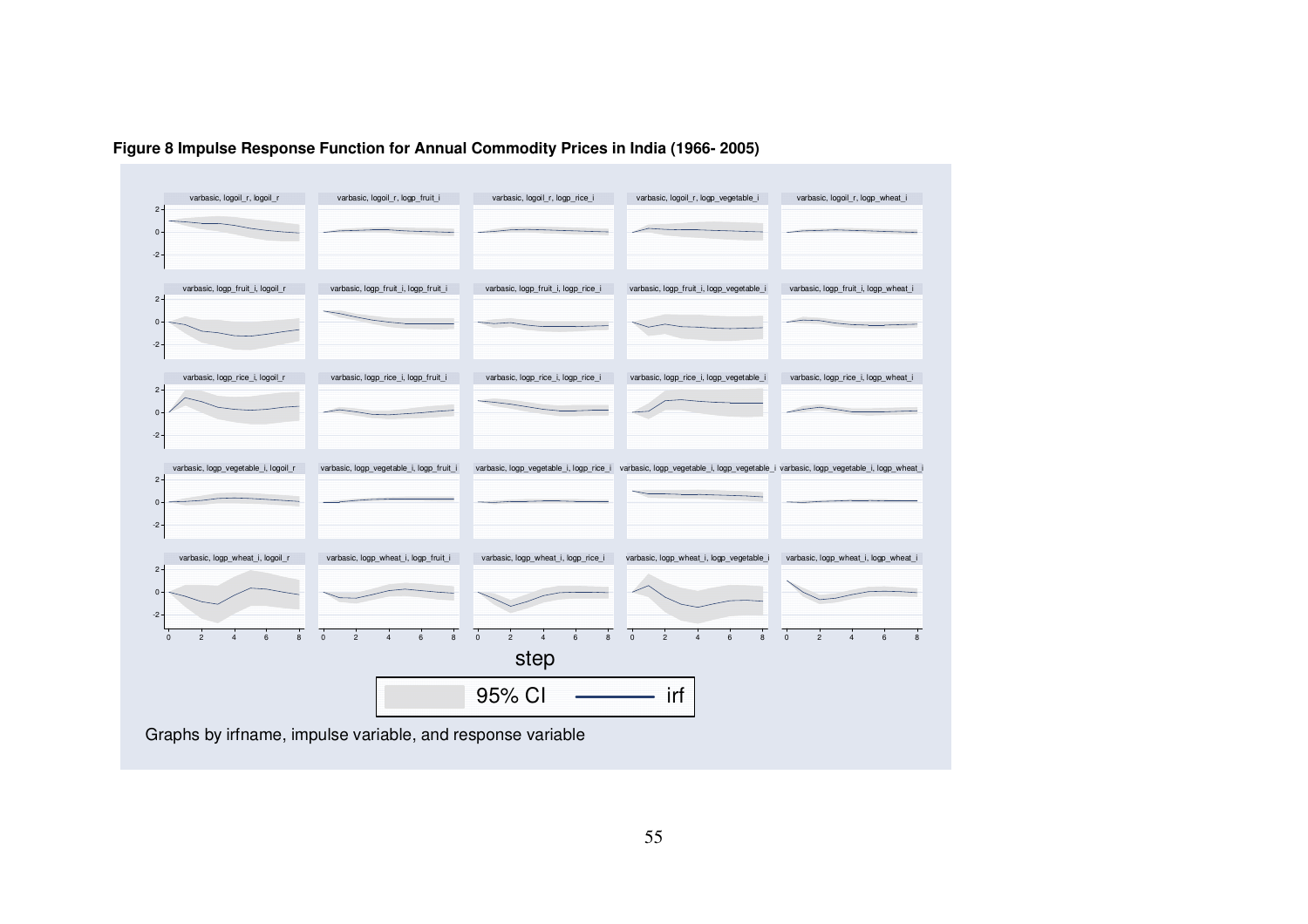**Figure 8 Impulse Response Function for Annual Commodity Prices in India (1966- 2005)**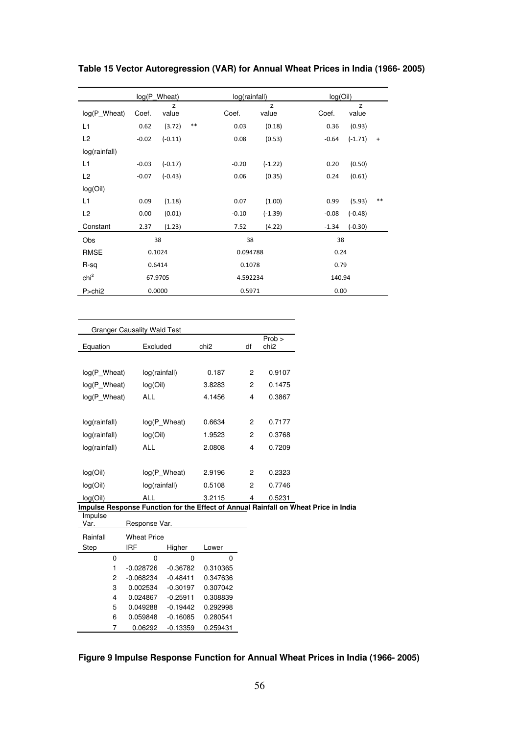**Table 15 Vector Autoregression (VAR) for Annual Wheat Prices in India (1966- 2005)**

| | log(P_Wheat) | | | log(rainfall) | | log(Oil) | | |
|---|---|---|---|---|---|---|---|---|
| log(P_Wheat) | Coef. | z value | | Coef. | z value | Coef. | z value | |
| L1 | 0.62 | (3.72) | ** | 0.03 | (0.18) | 0.36 | (0.93) | |
| L2 | -0.02 | (-0.11) | | 0.08 | (0.53) | -0.64 | (-1.71) | + |
| log(rainfall) | | | | | | | | |
| L1 | -0.03 | (-0.17) | | -0.20 | (-1.22) | 0.20 | (0.50) | |
| L2 | -0.07 | (-0.43) | | 0.06 | (0.35) | 0.24 | (0.61) | |
| log(Oil) | | | | | | | | |
| L1 | 0.09 | (1.18) | | 0.07 | (1.00) | 0.99 | (5.93) | ** |
| L2 | 0.00 | (0.01) | | -0.10 | (-1.39) | -0.08 | (-0.48) | |
| Constant | 2.37 | (1.23) | | 7.52 | (4.22) | -1.34 | (-0.30) | |
| Obs | 38 | | | 38 | | 38 | | |
| RMSE | 0.1024 | | | 0.094788 | | 0.24 | | |
| R-sq | 0.6414 | | | 0.1078 | | 0.79 | | |
| $chi^2$ | 67.9705 | | | 4.592234 | | 140.94 | | |
| P>chi2 | 0.0000 | | | 0.5971 | | 0.00 | | |

| Granger Causality Wald Test | | | | |
|---|---|---|---|---|
| Equation | Excluded | chi2 | df | Prob > chi2 |
| log(P_Wheat) | log(rainfall) | 0.187 | 2 | 0.9107 |
| log(P_Wheat) | log(Oil) | 3.8283 | 2 | 0.1475 |
| log(P_Wheat) | ALL | 4.1456 | 4 | 0.3867 |
| log(rainfall) | log(P_Wheat) | 0.6634 | 2 | 0.7177 |
| log(rainfall) | log(Oil) | 1.9523 | 2 | 0.3768 |
| log(rainfall) | ALL | 2.0808 | 4 | 0.7209 |
| log(Oil) | log(P_Wheat) | 2.9196 | 2 | 0.2323 |
| log(Oil) | log(rainfall) | 0.5108 | 2 | 0.7746 |
| log(Oil) | ALL | 3.2115 | 4 | 0.5231 |

**Impulse Response Function for the Effect of Annual Rainfall on Wheat Price in India**

| Impulse Var. | Response Var. | | |
|---|---|---|---|
| Rainfall | Wheat Price | | |
| Step | IRF | Higher | Lower |
| 0 | 0 | 0 | 0 |
| 1 | -0.028726 | -0.36782 | 0.310365 |
| 2 | -0.068234 | -0.48411 | 0.347636 |
| 3 | 0.002534 | -0.30197 | 0.307042 |
| 4 | 0.024867 | -0.25911 | 0.308839 |
| 5 | 0.049288 | -0.19442 | 0.292998 |
| 6 | 0.059848 | -0.16085 | 0.280541 |
| 7 | 0.06292 | -0.13359 | 0.259431 |

**Figure 9 Impulse Response Function for Annual Wheat Prices in India (1966- 2005)**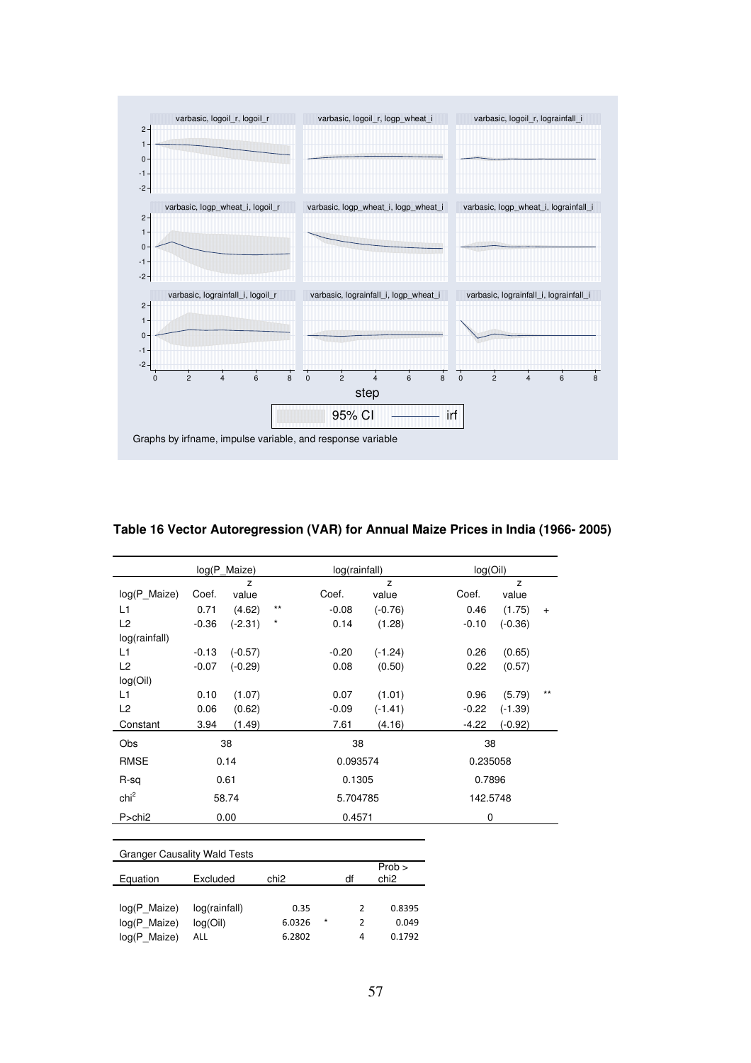**Table 16 Vector Autoregression (VAR) for Annual Maize Prices in India (1966- 2005)**

| | log(P_Maize) | | | log(rainfall) | | log(Oil) | | |
|---|---|---|---|---|---|---|---|---|
| log(P_Maize) | Coef. | z value | | Coef. | z value | Coef. | z value | |
| L1 | 0.71 | (4.62) | ** | -0.08 | (-0.76) | 0.46 | (1.75) | + |
| L2 | -0.36 | (-2.31) | * | 0.14 | (1.28) | -0.10 | (-0.36) | |
| log(rainfall) | | | | | | | | |
| L1 | -0.13 | (-0.57) | | -0.20 | (-1.24) | 0.26 | (0.65) | |
| L2 | -0.07 | (-0.29) | | 0.08 | (0.50) | 0.22 | (0.57) | |
| log(Oil) | | | | | | | | |
| L1 | 0.10 | (1.07) | | 0.07 | (1.01) | 0.96 | (5.79) | ** |
| L2 | 0.06 | (0.62) | | -0.09 | (-1.41) | -0.22 | (-1.39) | |
| Constant | 3.94 | (1.49) | | 7.61 | (4.16) | -4.22 | (-0.92) | |
| Obs | 38 | | | 38 | | 38 | | |
| RMSE | 0.14 | | | 0.093574 | | 0.235058 | | |
| R-sq | 0.61 | | | 0.1305 | | 0.7896 | | |
| $chi^2$ | 58.74 | | | 5.704785 | | 142.5748 | | |
| P>chi2 | 0.00 | | | 0.4571 | | 0 | | |

| Granger Causality Wald Tests | | | | | |
|---|---|---|---|---|---|
| Equation | Excluded | chi2 | | df | Prob > chi2 |
| log(P_Maize) | log(rainfall) | 0.35 | | 2 | 0.8395 |
| log(P_Maize) | log(Oil) | 6.0326 | * | 2 | 0.049 |
| log(P_Maize) | ALL | 6.2802 | | 4 | 0.1792 |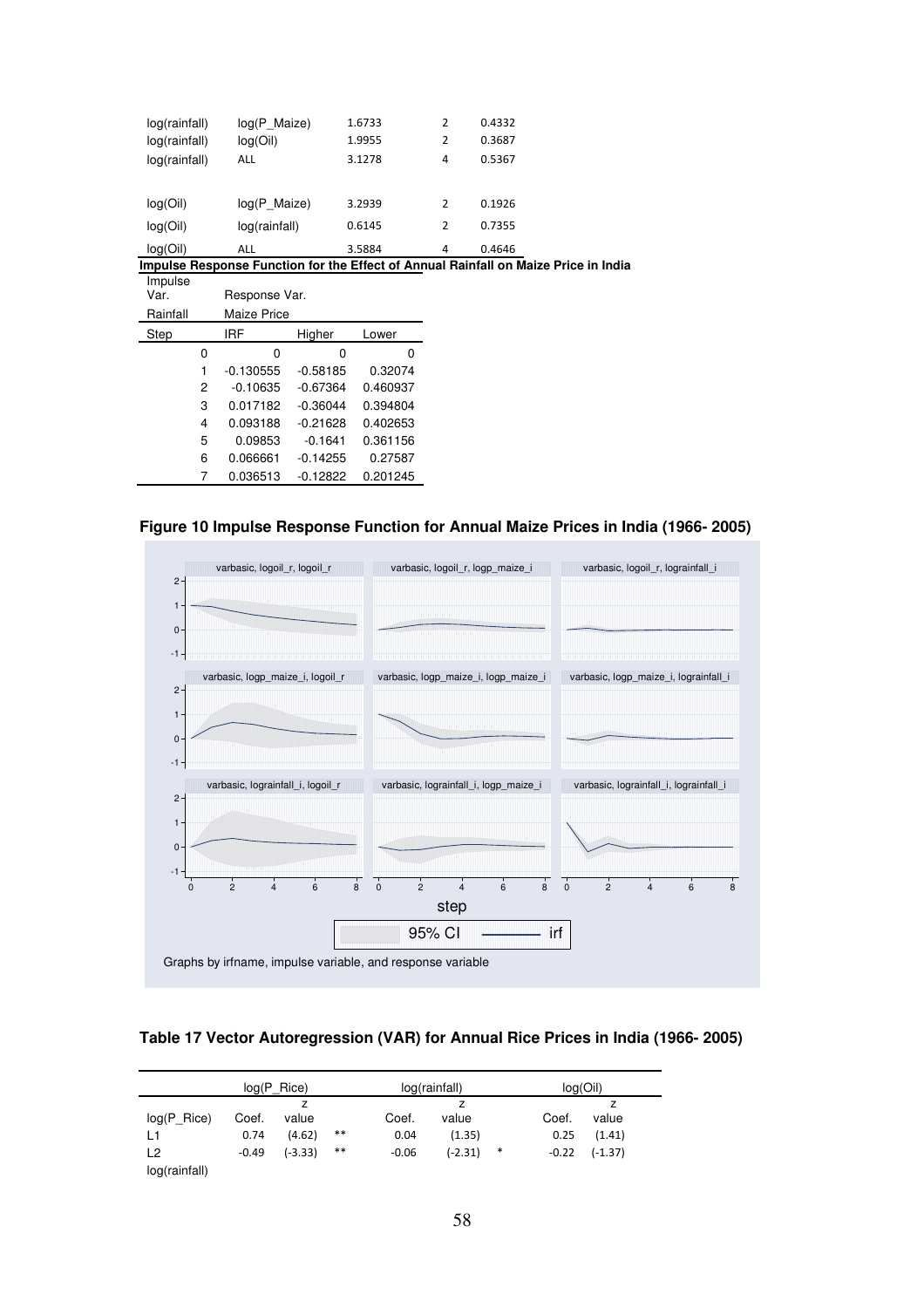| | | | | |
|---|---|---|---|---|
| log(rainfall) | log(P_Maize) | 1.6733 | 2 | 0.4332 |
| log(rainfall) | log(Oil) | 1.9955 | 2 | 0.3687 |
| log(rainfall) | ALL | 3.1278 | 4 | 0.5367 |
| | | | | |
| log(Oil) | log(P_Maize) | 3.2939 | 2 | 0.1926 |
| log(Oil) | log(rainfall) | 0.6145 | 2 | 0.7355 |
| log(Oil) | ALL | 3.5884 | 4 | 0.4646 |

**Impulse Response Function for the Effect of Annual Rainfall on Maize Price in India**

| Impulse Var. | Response Var. | | |
|---|---|---|---|
| Rainfall | Maize Price | | |
| Step | IRF | Higher | Lower |
| 0 | 0 | 0 | 0 |
| 1 | -0.130555 | -0.58185 | 0.32074 |
| 2 | -0.10635 | -0.67364 | 0.460937 |
| 3 | 0.017182 | -0.36044 | 0.394804 |
| 4 | 0.093188 | -0.21628 | 0.402653 |
| 5 | 0.09853 | -0.1641 | 0.361156 |
| 6 | 0.066661 | -0.14255 | 0.27587 |
| 7 | 0.036513 | -0.12822 | 0.201245 |

**Figure 10 Impulse Response Function for Annual Maize Prices in India (1966- 2005)**

Graphs by irfname, impulse variable, and response variable

**Table 17 Vector Autoregression (VAR) for Annual Rice Prices in India (1966- 2005)**

| | log(P_Rice) | | | log(rainfall) | | | log(Oil) | |
|---|---|---|---|---|---|---|---|---|
| log(P_Rice) | Coef. | z value | | Coef. | z value | | Coef. | z value |
| L1 | 0.74 | (4.62) | ** | 0.04 | (1.35) | | 0.25 | (1.41) |
| L2 | -0.49 | (-3.33) | ** | -0.06 | (-2.31) | * | -0.22 | (-1.37) |
| log(rainfall) | | | | | | | | |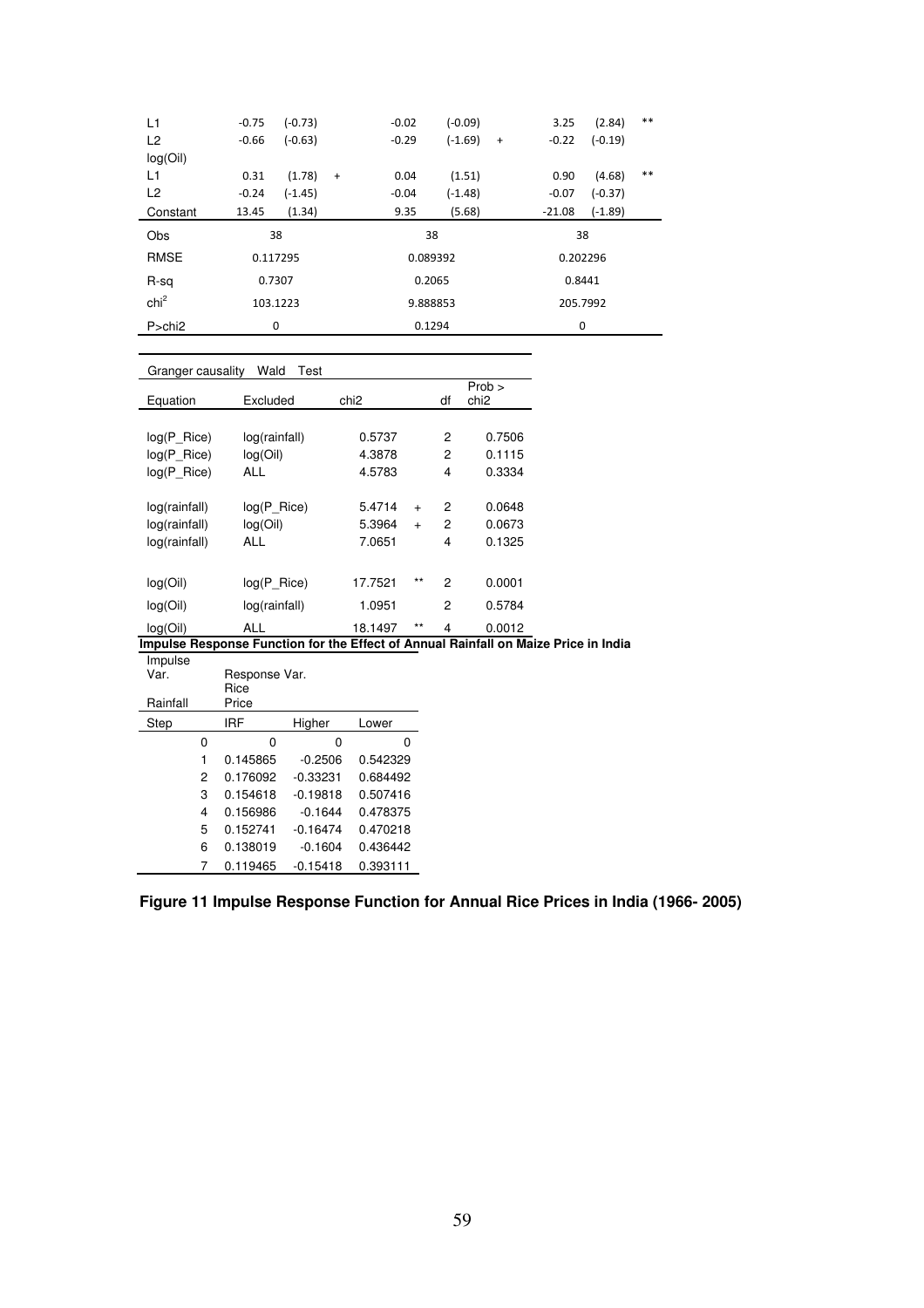| | | | | | | | | | |
|---|---|---|---|---|---|---|---|---|---|
| L1 | -0.75 | (-0.73) | | -0.02 | (-0.09) | | 3.25 | (2.84) | ** |
| L2 | -0.66 | (-0.63) | | -0.29 | (-1.69) | + | -0.22 | (-0.19) | |
| log(Oil) | | | | | | | | | |
| L1 | 0.31 | (1.78) | + | 0.04 | (1.51) | | 0.90 | (4.68) | ** |
| L2 | -0.24 | (-1.45) | | -0.04 | (-1.48) | | -0.07 | (-0.37) | |
| Constant | 13.45 | (1.34) | | 9.35 | (5.68) | | -21.08 | (-1.89) | |
| Obs | 38 | | | 38 | | | 38 | | |
| RMSE | 0.117295 | | | 0.089392 | | | 0.202296 | | |
| R-sq | 0.7307 | | | 0.2065 | | | 0.8441 | | |
| $chi^2$ | 103.1223 | | | 9.888853 | | | 205.7992 | | |
| P>chi2 | 0 | | | 0.1294 | | | 0 | | |

Granger causality Wald Test

| Equation | Excluded | chi2 | | df | Prob > chi2 |
|---|---|---|---|---|---|
| log(P_Rice) | log(rainfall) | 0.5737 | | 2 | 0.7506 |
| log(P_Rice) | log(Oil) | 4.3878 | | 2 | 0.1115 |
| log(P_Rice) | ALL | 4.5783 | | 4 | 0.3334 |
| log(rainfall) | log(P_Rice) | 5.4714 | + | 2 | 0.0648 |
| log(rainfall) | log(Oil) | 5.3964 | + | 2 | 0.0673 |
| log(rainfall) | ALL | 7.0651 | | 4 | 0.1325 |
| log(Oil) | log(P_Rice) | 17.7521 | ** | 2 | 0.0001 |
| log(Oil) | log(rainfall) | 1.0951 | | 2 | 0.5784 |
| log(Oil) | ALL | 18.1497 | ** | 4 | 0.0012 |

**Impulse Response Function for the Effect of Annual Rainfall on Maize Price in India**

| Impulse Var. | Response Var. | | |
|---|---|---|---|
| Rainfall | Rice Price | | |
| Step | IRF | Higher | Lower |
| 0 | 0 | 0 | 0 |
| 1 | 0.145865 | -0.2506 | 0.542329 |
| 2 | 0.176092 | -0.33231 | 0.684492 |
| 3 | 0.154618 | -0.19818 | 0.507416 |
| 4 | 0.156986 | -0.1644 | 0.478375 |
| 5 | 0.152741 | -0.16474 | 0.470218 |
| 6 | 0.138019 | -0.1604 | 0.436442 |
| 7 | 0.119465 | -0.15418 | 0.393111 |

**Figure 11 Impulse Response Function for Annual Rice Prices in India (1966- 2005)**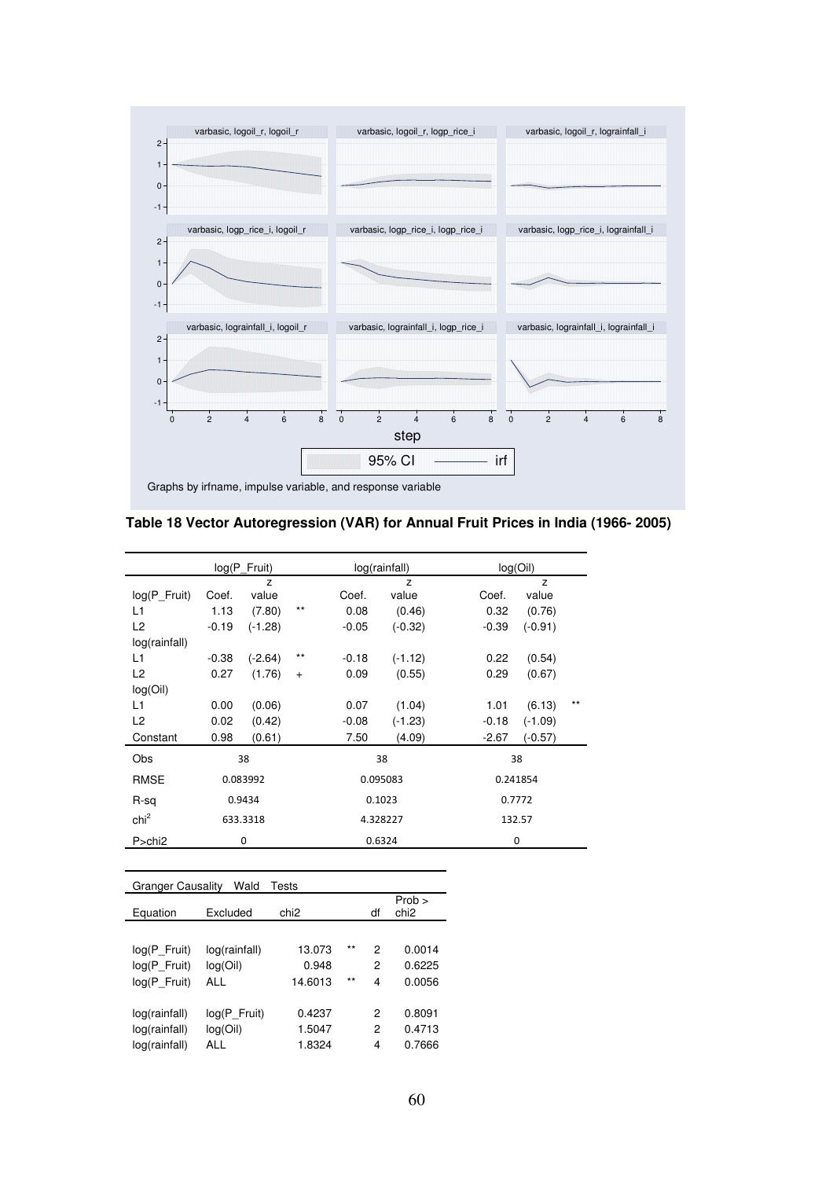varbasic, logoil_r, logoil_r | varbasic, logoil_r, logp_rice_i | varbasic, logoil_r, lograinfall_i

varbasic, logp_rice_i, logoil_r | varbasic, logp_rice_i, logp_rice_i | varbasic, logp_rice_i, lograinfall_i

varbasic, lograinfall_i, logoil_r | varbasic, lograinfall_i, logp_rice_i | varbasic, lograinfall_i, lograinfall_i

step

95% CI — irf

Graphs by irfname, impulse variable, and response variable

**Table 18 Vector Autoregression (VAR) for Annual Fruit Prices in India (1966- 2005)**

| | log(P_Fruit) | | | log(rainfall) | | log(Oil) | | |
|---|---|---|---|---|---|---|---|---|
| log(P_Fruit) | Coef. | z value | | Coef. | z value | Coef. | z value | |
| L1 | 1.13 | (7.80) | ** | 0.08 | (0.46) | 0.32 | (0.76) | |
| L2 | -0.19 | (-1.28) | | -0.05 | (-0.32) | -0.39 | (-0.91) | |
| log(rainfall) | | | | | | | | |
| L1 | -0.38 | (-2.64) | ** | -0.18 | (-1.12) | 0.22 | (0.54) | |
| L2 | 0.27 | (1.76) | + | 0.09 | (0.55) | 0.29 | (0.67) | |
| log(Oil) | | | | | | | | |
| L1 | 0.00 | (0.06) | | 0.07 | (1.04) | 1.01 | (6.13) | ** |
| L2 | 0.02 | (0.42) | | -0.08 | (-1.23) | -0.18 | (-1.09) | |
| Constant | 0.98 | (0.61) | | 7.50 | (4.09) | -2.67 | (-0.57) | |
| Obs | 38 | | | 38 | | 38 | | |
| RMSE | 0.083992 | | | 0.095083 | | 0.241854 | | |
| R-sq | 0.9434 | | | 0.1023 | | 0.7772 | | |
| $chi^2$ | 633.3318 | | | 4.328227 | | 132.57 | | |
| P>chi2 | 0 | | | 0.6324 | | 0 | | |

| Granger Causality | Wald Tests | | | | |
|---|---|---|---|---|---|
| Equation | Excluded | chi2 | | df | Prob > chi2 |
| log(P_Fruit) | log(rainfall) | 13.073 | ** | 2 | 0.0014 |
| log(P_Fruit) | log(Oil) | 0.948 | | 2 | 0.6225 |
| log(P_Fruit) | ALL | 14.6013 | ** | 4 | 0.0056 |
| log(rainfall) | log(P_Fruit) | 0.4237 | | 2 | 0.8091 |
| log(rainfall) | log(Oil) | 1.5047 | | 2 | 0.4713 |
| log(rainfall) | ALL | 1.8324 | | 4 | 0.7666 |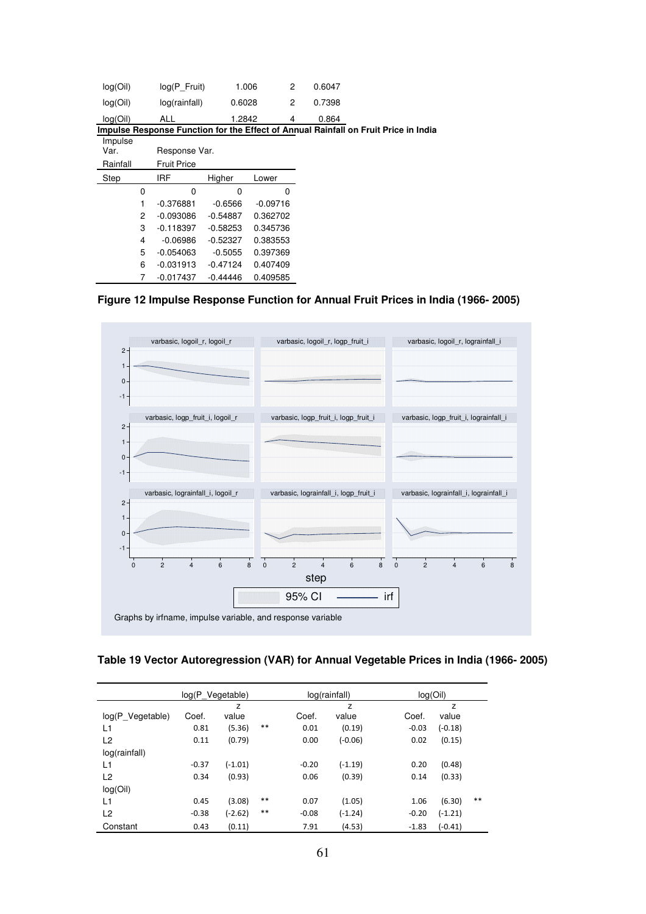| log(Oil) | log(P_Fruit) | 1.006 | 2 | 0.6047 |
|---|---|---|---|---|
| log(Oil) | log(rainfall) | 0.6028 | 2 | 0.7398 |
| log(Oil) | ALL | 1.2842 | 4 | 0.864 |

**Impulse Response Function for the Effect of Annual Rainfall on Fruit Price in India**

| Impulse Var. | Response Var. | | |
|---|---|---|---|
| Rainfall | Fruit Price | | |
| Step | IRF | Higher | Lower |
| 0 | 0 | 0 | 0 |
| 1 | -0.376881 | -0.6566 | -0.09716 |
| 2 | -0.093086 | -0.54887 | 0.362702 |
| 3 | -0.118397 | -0.58253 | 0.345736 |
| 4 | -0.06986 | -0.52327 | 0.383553 |
| 5 | -0.054063 | -0.5055 | 0.397369 |
| 6 | -0.031913 | -0.47124 | 0.407409 |
| 7 | -0.017437 | -0.44446 | 0.409585 |

**Figure 12 Impulse Response Function for Annual Fruit Prices in India (1966- 2005)**

Graphs by irfname, impulse variable, and response variable

**Table 19 Vector Autoregression (VAR) for Annual Vegetable Prices in India (1966- 2005)**

| | log(P_Vegetable) | | | log(rainfall) | | log(Oil) | | |
|---|---|---|---|---|---|---|---|---|
| log(P_Vegetable) | Coef. | z value | | Coef. | z value | Coef. | z value | |
| L1 | 0.81 | (5.36) | ** | 0.01 | (0.19) | -0.03 | (-0.18) | |
| L2 | 0.11 | (0.79) | | 0.00 | (-0.06) | 0.02 | (0.15) | |
| log(rainfall) | | | | | | | | |
| L1 | -0.37 | (-1.01) | | -0.20 | (-1.19) | 0.20 | (0.48) | |
| L2 | 0.34 | (0.93) | | 0.06 | (0.39) | 0.14 | (0.33) | |
| log(Oil) | | | | | | | | |
| L1 | 0.45 | (3.08) | ** | 0.07 | (1.05) | 1.06 | (6.30) | ** |
| L2 | -0.38 | (-2.62) | ** | -0.08 | (-1.24) | -0.20 | (-1.21) | |
| Constant | 0.43 | (0.11) | | 7.91 | (4.53) | -1.83 | (-0.41) | |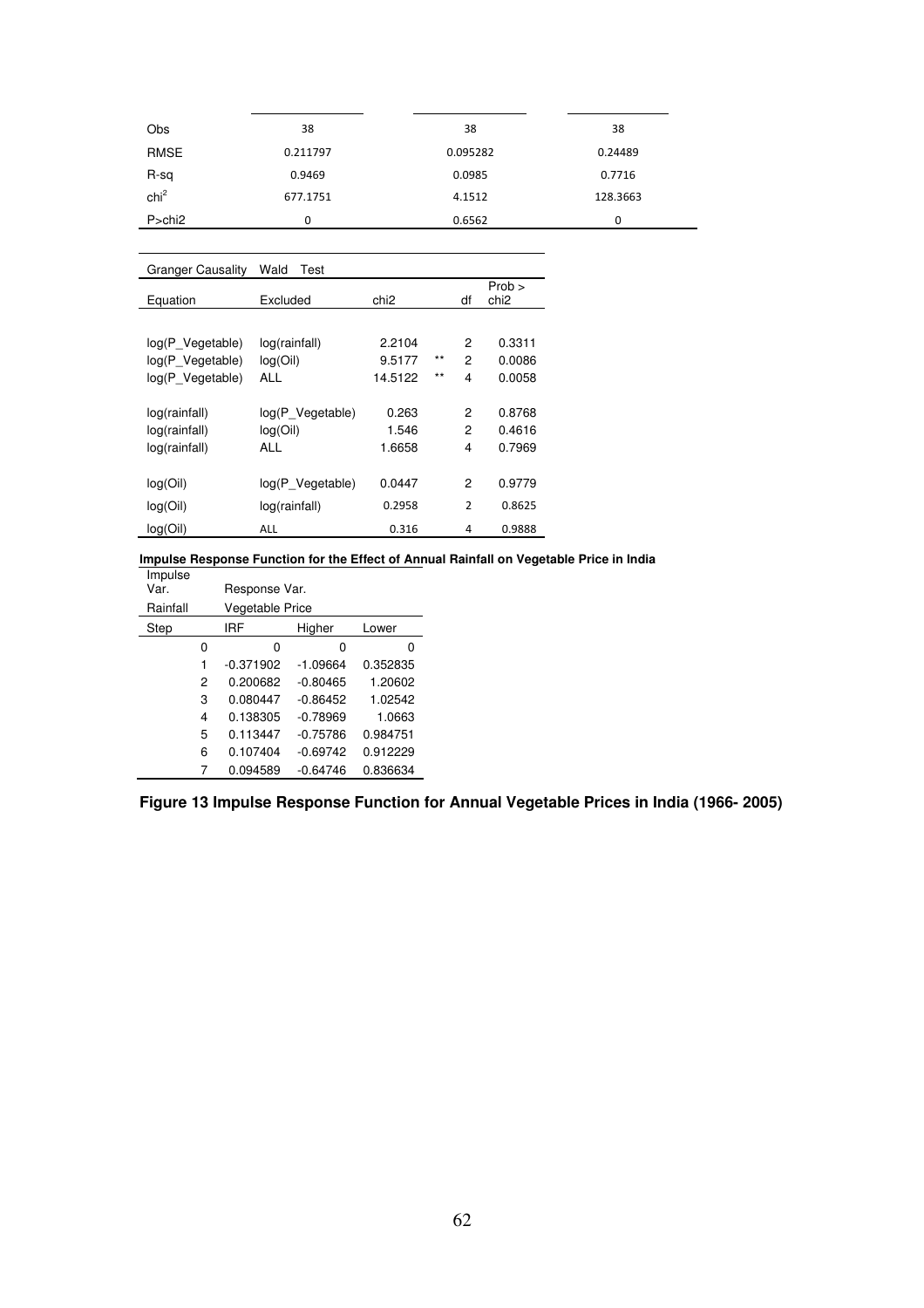| | | | |
|---|---|---|---|
| Obs | 38 | 38 | 38 |
| RMSE | 0.211797 | 0.095282 | 0.24489 |
| R-sq | 0.9469 | 0.0985 | 0.7716 |
| $chi^2$ | 677.1751 | 4.1512 | 128.3663 |
| P>chi2 | 0 | 0.6562 | 0 |

| Granger Causality | Wald Test | | | | |
|---|---|---|---|---|---|
| Equation | Excluded | chi2 | | df | Prob > chi2 |
| log(P_Vegetable) | log(rainfall) | 2.2104 | | 2 | 0.3311 |
| log(P_Vegetable) | log(Oil) | 9.5177 | ** | 2 | 0.0086 |
| log(P_Vegetable) | ALL | 14.5122 | ** | 4 | 0.0058 |
| log(rainfall) | log(P_Vegetable) | 0.263 | | 2 | 0.8768 |
| log(rainfall) | log(Oil) | 1.546 | | 2 | 0.4616 |
| log(rainfall) | ALL | 1.6658 | | 4 | 0.7969 |
| log(Oil) | log(P_Vegetable) | 0.0447 | | 2 | 0.9779 |
| log(Oil) | log(rainfall) | 0.2958 | | 2 | 0.8625 |
| log(Oil) | ALL | 0.316 | | 4 | 0.9888 |

**Impulse Response Function for the Effect of Annual Rainfall on Vegetable Price in India**

| Impulse Var. | Response Var. | | |
|---|---|---|---|
| Rainfall | Vegetable Price | | |
| Step | IRF | Higher | Lower |
| 0 | 0 | 0 | 0 |
| 1 | -0.371902 | -1.09664 | 0.352835 |
| 2 | 0.200682 | -0.80465 | 1.20602 |
| 3 | 0.080447 | -0.86452 | 1.02542 |
| 4 | 0.138305 | -0.78969 | 1.0663 |
| 5 | 0.113447 | -0.75786 | 0.984751 |
| 6 | 0.107404 | -0.69742 | 0.912229 |
| 7 | 0.094589 | -0.64746 | 0.836634 |

**Figure 13 Impulse Response Function for Annual Vegetable Prices in India (1966- 2005)**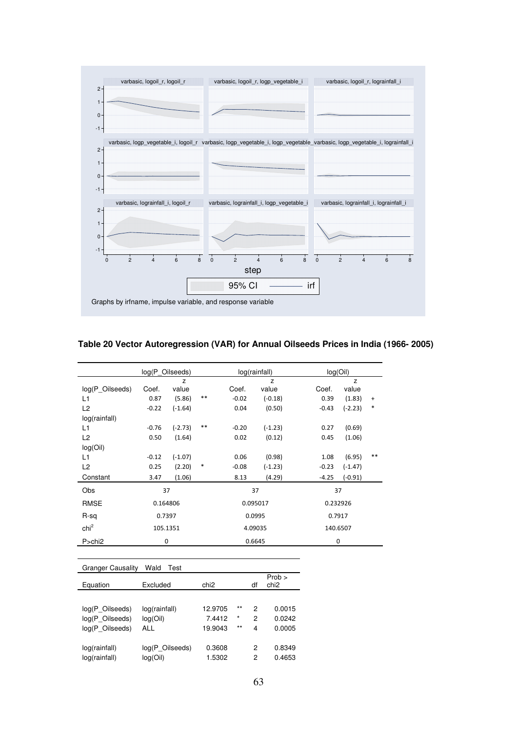**Table 20 Vector Autoregression (VAR) for Annual Oilseeds Prices in India (1966- 2005)**

| | log(P_Oilseeds) | | | log(rainfall) | | log(Oil) | | |
|---|---|---|---|---|---|---|---|---|
| log(P_Oilseeds) | Coef. | z value | | Coef. | z value | Coef. | z value | |
| L1 | 0.87 | (5.86) | ** | -0.02 | (-0.18) | 0.39 | (1.83) | + |
| L2 | -0.22 | (-1.64) | | 0.04 | (0.50) | -0.43 | (-2.23) | * |
| log(rainfall) | | | | | | | | |
| L1 | -0.76 | (-2.73) | ** | -0.20 | (-1.23) | 0.27 | (0.69) | |
| L2 | 0.50 | (1.64) | | 0.02 | (0.12) | 0.45 | (1.06) | |
| log(Oil) | | | | | | | | |
| L1 | -0.12 | (-1.07) | | 0.06 | (0.98) | 1.08 | (6.95) | ** |
| L2 | 0.25 | (2.20) | * | -0.08 | (-1.23) | -0.23 | (-1.47) | |
| Constant | 3.47 | (1.06) | | 8.13 | (4.29) | -4.25 | (-0.91) | |
| Obs | 37 | | | 37 | | 37 | | |
| RMSE | 0.164806 | | | 0.095017 | | 0.232926 | | |
| R-sq | 0.7397 | | | 0.0995 | | 0.7917 | | |
| $chi^2$ | 105.1351 | | | 4.09035 | | 140.6507 | | |
| P>chi2 | 0 | | | 0.6645 | | 0 | | |

| Granger Causality | Wald Test | | | | |
|---|---|---|---|---|---|
| Equation | Excluded | chi2 | | df | Prob > chi2 |
| log(P_Oilseeds) | log(rainfall) | 12.9705 | ** | 2 | 0.0015 |
| log(P_Oilseeds) | log(Oil) | 7.4412 | * | 2 | 0.0242 |
| log(P_Oilseeds) | ALL | 19.9043 | ** | 4 | 0.0005 |
| log(rainfall) | log(P_Oilseeds) | 0.3608 | | 2 | 0.8349 |
| log(rainfall) | log(Oil) | 1.5302 | | 2 | 0.4653 |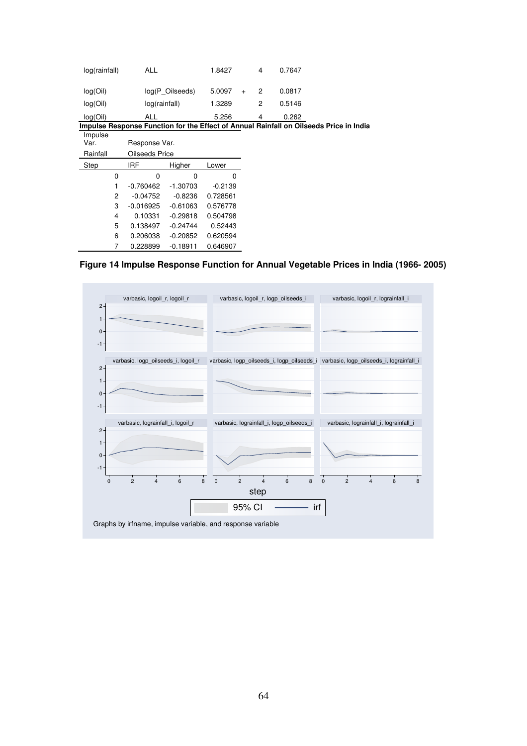| | | | | | |
|---|---|---|---|---|---|
| log(rainfall) | ALL | 1.8427 | | 4 | 0.7647 |
| log(Oil) | log(P_Oilseeds) | 5.0097 | + | 2 | 0.0817 |
| log(Oil) | log(rainfall) | 1.3289 | | 2 | 0.5146 |
| log(Oil) | ALL | 5.256 | | 4 | 0.262 |

**Impulse Response Function for the Effect of Annual Rainfall on Oilseeds Price in India**

| Impulse Var. | Response Var. | | |
|---|---|---|---|
| Rainfall | Oilseeds Price | | |
| Step | IRF | Higher | Lower |
| 0 | 0 | 0 | 0 |
| 1 | -0.760462 | -1.30703 | -0.2139 |
| 2 | -0.04752 | -0.8236 | 0.728561 |
| 3 | -0.016925 | -0.61063 | 0.576778 |
| 4 | 0.10331 | -0.29818 | 0.504798 |
| 5 | 0.138497 | -0.24744 | 0.52443 |
| 6 | 0.206038 | -0.20852 | 0.620594 |
| 7 | 0.228899 | -0.18911 | 0.646907 |

**Figure 14 Impulse Response Function for Annual Vegetable Prices in India (1966- 2005)**

Graphs by irfname, impulse variable, and response variable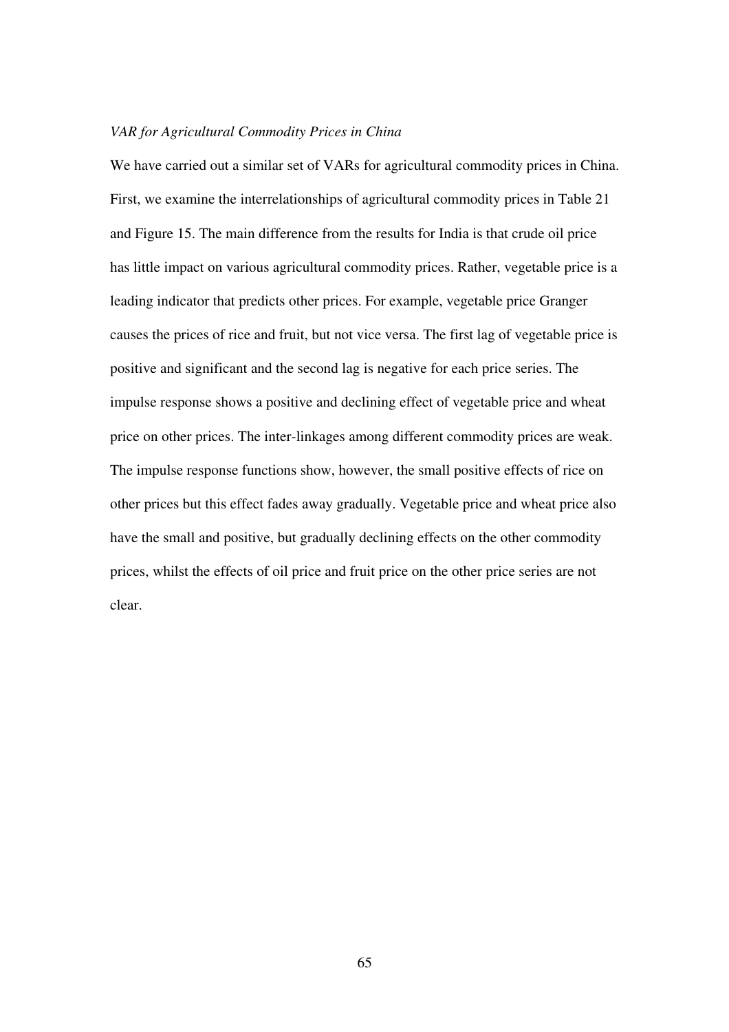*VAR for Agricultural Commodity Prices in China*

We have carried out a similar set of VARs for agricultural commodity prices in China. First, we examine the interrelationships of agricultural commodity prices in Table 21 and Figure 15. The main difference from the results for India is that crude oil price has little impact on various agricultural commodity prices. Rather, vegetable price is a leading indicator that predicts other prices. For example, vegetable price Granger causes the prices of rice and fruit, but not vice versa. The first lag of vegetable price is positive and significant and the second lag is negative for each price series. The impulse response shows a positive and declining effect of vegetable price and wheat price on other prices. The inter-linkages among different commodity prices are weak. The impulse response functions show, however, the small positive effects of rice on other prices but this effect fades away gradually. Vegetable price and wheat price also have the small and positive, but gradually declining effects on the other commodity prices, whilst the effects of oil price and fruit price on the other price series are not clear.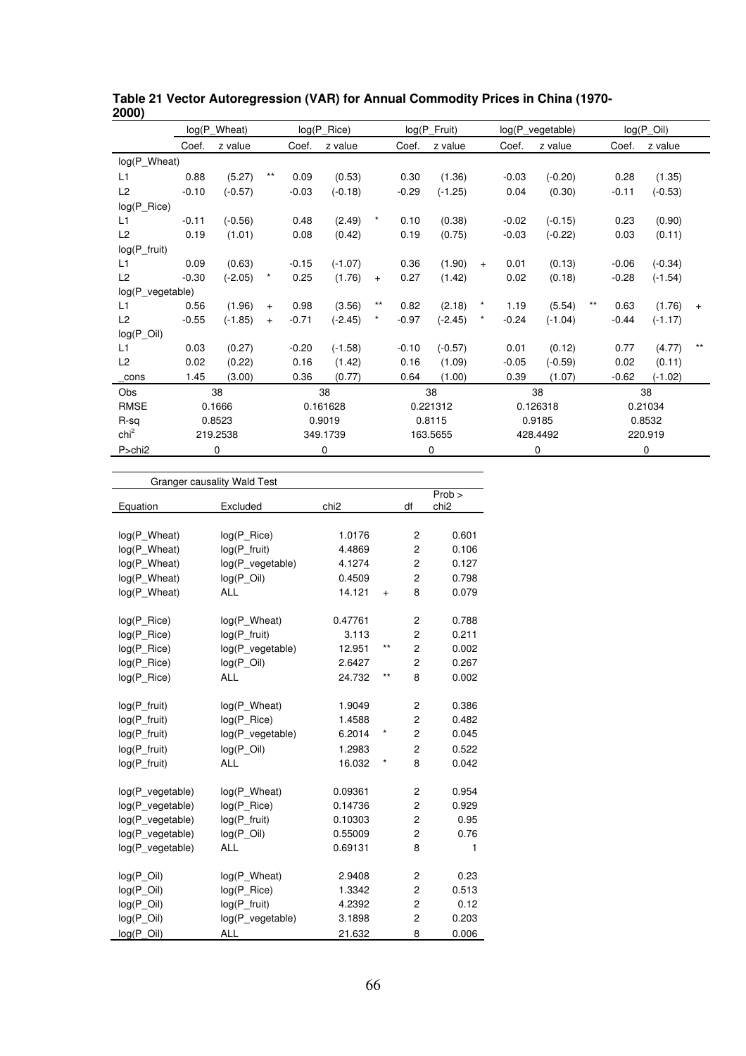**Table 21 Vector Autoregression (VAR) for Annual Commodity Prices in China (1970-2000)**

| | log(P_Wheat) | | | log(P_Rice) | | | log(P_Fruit) | | | log(P_vegetable) | | | log(P_Oil) | | |
|---|---|---|---|---|---|---|---|---|---|---|---|---|---|---|---|
| | Coef. | z value | | Coef. | z value | | Coef. | z value | | Coef. | z value | | Coef. | z value | |
| log(P_Wheat) | | | | | | | | | | | | | | | |
| L1 | 0.88 | (5.27) | ** | 0.09 | (0.53) | | 0.30 | (1.36) | | -0.03 | (-0.20) | | 0.28 | (1.35) | |
| L2 | -0.10 | (-0.57) | | -0.03 | (-0.18) | | -0.29 | (-1.25) | | 0.04 | (0.30) | | -0.11 | (-0.53) | |
| log(P_Rice) | | | | | | | | | | | | | | | |
| L1 | -0.11 | (-0.56) | | 0.48 | (2.49) | * | 0.10 | (0.38) | | -0.02 | (-0.15) | | 0.23 | (0.90) | |
| L2 | 0.19 | (1.01) | | 0.08 | (0.42) | | 0.19 | (0.75) | | -0.03 | (-0.22) | | 0.03 | (0.11) | |
| log(P_fruit) | | | | | | | | | | | | | | | |
| L1 | 0.09 | (0.63) | | -0.15 | (-1.07) | | 0.36 | (1.90) | + | 0.01 | (0.13) | | -0.06 | (-0.34) | |
| L2 | -0.30 | (-2.05) | * | 0.25 | (1.76) | + | 0.27 | (1.42) | | 0.02 | (0.18) | | -0.28 | (-1.54) | |
| log(P_vegetable) | | | | | | | | | | | | | | | |
| L1 | 0.56 | (1.96) | + | 0.98 | (3.56) | ** | 0.82 | (2.18) | * | 1.19 | (5.54) | ** | 0.63 | (1.76) | + |
| L2 | -0.55 | (-1.85) | + | -0.71 | (-2.45) | * | -0.97 | (-2.45) | * | -0.24 | (-1.04) | | -0.44 | (-1.17) | |
| log(P_Oil) | | | | | | | | | | | | | | | |
| L1 | 0.03 | (0.27) | | -0.20 | (-1.58) | | -0.10 | (-0.57) | | 0.01 | (0.12) | | 0.77 | (4.77) | ** |
| L2 | 0.02 | (0.22) | | 0.16 | (1.42) | | 0.16 | (1.09) | | -0.05 | (-0.59) | | 0.02 | (0.11) | |
| _cons | 1.45 | (3.00) | | 0.36 | (0.77) | | 0.64 | (1.00) | | 0.39 | (1.07) | | -0.62 | (-1.02) | |
| Obs | 38 | | | 38 | | | 38 | | | 38 | | | 38 | | |
| RMSE | 0.1666 | | | 0.161628 | | | 0.221312 | | | 0.126318 | | | 0.21034 | | |
| R-sq | 0.8523 | | | 0.9019 | | | 0.8115 | | | 0.9185 | | | 0.8532 | | |
| $chi^2$ | 219.2538 | | | 349.1739 | | | 163.5655 | | | 428.4492 | | | 220.919 | | |
| P>chi2 | 0 | | | 0 | | | 0 | | | 0 | | | 0 | | |

**Granger causality Wald Test**

| Equation | Excluded | chi2 | | df | Prob > chi2 |
|---|---|---|---|---|---|
| log(P_Wheat) | log(P_Rice) | 1.0176 | | 2 | 0.601 |
| log(P_Wheat) | log(P_fruit) | 4.4869 | | 2 | 0.106 |
| log(P_Wheat) | log(P_vegetable) | 4.1274 | | 2 | 0.127 |
| log(P_Wheat) | log(P_Oil) | 0.4509 | | 2 | 0.798 |
| log(P_Wheat) | ALL | 14.121 | + | 8 | 0.079 |
| log(P_Rice) | log(P_Wheat) | 0.47761 | | 2 | 0.788 |
| log(P_Rice) | log(P_fruit) | 3.113 | | 2 | 0.211 |
| log(P_Rice) | log(P_vegetable) | 12.951 | ** | 2 | 0.002 |
| log(P_Rice) | log(P_Oil) | 2.6427 | | 2 | 0.267 |
| log(P_Rice) | ALL | 24.732 | ** | 8 | 0.002 |
| log(P_fruit) | log(P_Wheat) | 1.9049 | | 2 | 0.386 |
| log(P_fruit) | log(P_Rice) | 1.4588 | | 2 | 0.482 |
| log(P_fruit) | log(P_vegetable) | 6.2014 | * | 2 | 0.045 |
| log(P_fruit) | log(P_Oil) | 1.2983 | | 2 | 0.522 |
| log(P_fruit) | ALL | 16.032 | * | 8 | 0.042 |
| log(P_vegetable) | log(P_Wheat) | 0.09361 | | 2 | 0.954 |
| log(P_vegetable) | log(P_Rice) | 0.14736 | | 2 | 0.929 |
| log(P_vegetable) | log(P_fruit) | 0.10303 | | 2 | 0.95 |
| log(P_vegetable) | log(P_Oil) | 0.55009 | | 2 | 0.76 |
| log(P_vegetable) | ALL | 0.69131 | | 8 | 1 |
| log(P_Oil) | log(P_Wheat) | 2.9408 | | 2 | 0.23 |
| log(P_Oil) | log(P_Rice) | 1.3342 | | 2 | 0.513 |
| log(P_Oil) | log(P_fruit) | 4.2392 | | 2 | 0.12 |
| log(P_Oil) | log(P_vegetable) | 3.1898 | | 2 | 0.203 |
| log(P_Oil) | ALL | 21.632 | | 8 | 0.006 |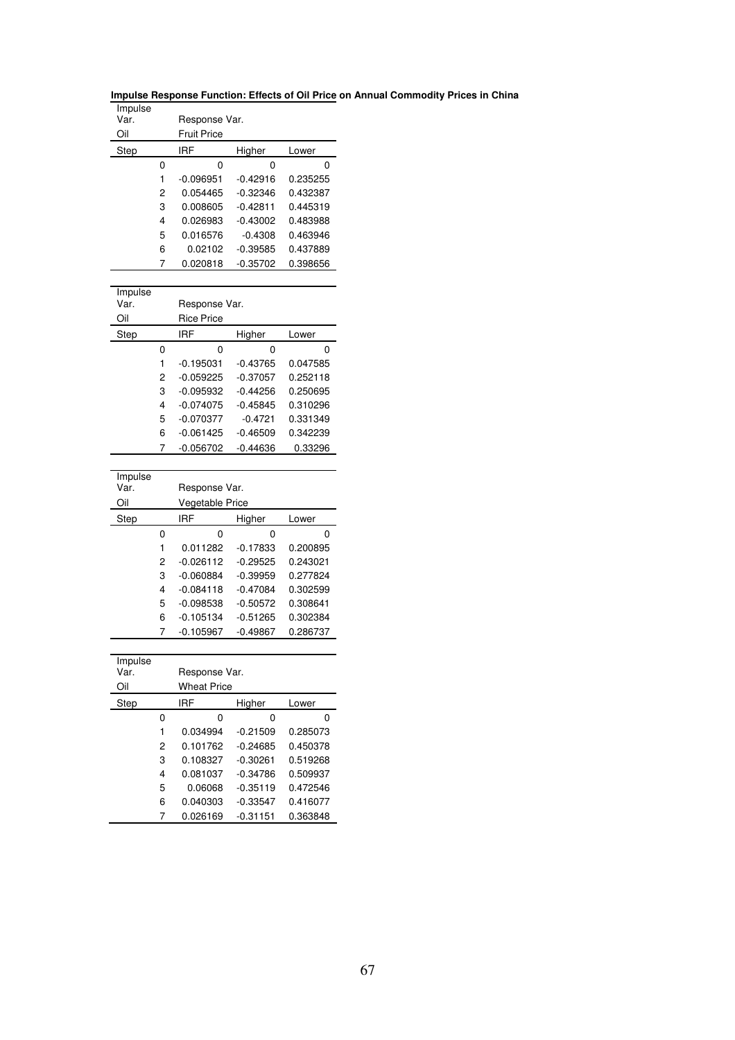**Impulse Response Function: Effects of Oil Price on Annual Commodity Prices in China**

| Impulse Var. | Response Var. | | |
|---|---|---|---|
| Oil | Fruit Price | | |
| Step | IRF | Higher | Lower |
| 0 | 0 | 0 | 0 |
| 1 | -0.096951 | -0.42916 | 0.235255 |
| 2 | 0.054465 | -0.32346 | 0.432387 |
| 3 | 0.008605 | -0.42811 | 0.445319 |
| 4 | 0.026983 | -0.43002 | 0.483988 |
| 5 | 0.016576 | -0.4308 | 0.463946 |
| 6 | 0.02102 | -0.39585 | 0.437889 |
| 7 | 0.020818 | -0.35702 | 0.398656 |

| Impulse Var. | Response Var. | | |
|---|---|---|---|
| Oil | Rice Price | | |
| Step | IRF | Higher | Lower |
| 0 | 0 | 0 | 0 |
| 1 | -0.195031 | -0.43765 | 0.047585 |
| 2 | -0.059225 | -0.37057 | 0.252118 |
| 3 | -0.095932 | -0.44256 | 0.250695 |
| 4 | -0.074075 | -0.45845 | 0.310296 |
| 5 | -0.070377 | -0.4721 | 0.331349 |
| 6 | -0.061425 | -0.46509 | 0.342239 |
| 7 | -0.056702 | -0.44636 | 0.33296 |

| Impulse Var. | Response Var. | | |
|---|---|---|---|
| Oil | Vegetable Price | | |
| Step | IRF | Higher | Lower |
| 0 | 0 | 0 | 0 |
| 1 | 0.011282 | -0.17833 | 0.200895 |
| 2 | -0.026112 | -0.29525 | 0.243021 |
| 3 | -0.060884 | -0.39959 | 0.277824 |
| 4 | -0.084118 | -0.47084 | 0.302599 |
| 5 | -0.098538 | -0.50572 | 0.308641 |
| 6 | -0.105134 | -0.51265 | 0.302384 |
| 7 | -0.105967 | -0.49867 | 0.286737 |

| Impulse Var. | Response Var. | | |
|---|---|---|---|
| Oil | Wheat Price | | |
| Step | IRF | Higher | Lower |
| 0 | 0 | 0 | 0 |
| 1 | 0.034994 | -0.21509 | 0.285073 |
| 2 | 0.101762 | -0.24685 | 0.450378 |
| 3 | 0.108327 | -0.30261 | 0.519268 |
| 4 | 0.081037 | -0.34786 | 0.509937 |
| 5 | 0.06068 | -0.35119 | 0.472546 |
| 6 | 0.040303 | -0.33547 | 0.416077 |
| 7 | 0.026169 | -0.31151 | 0.363848 |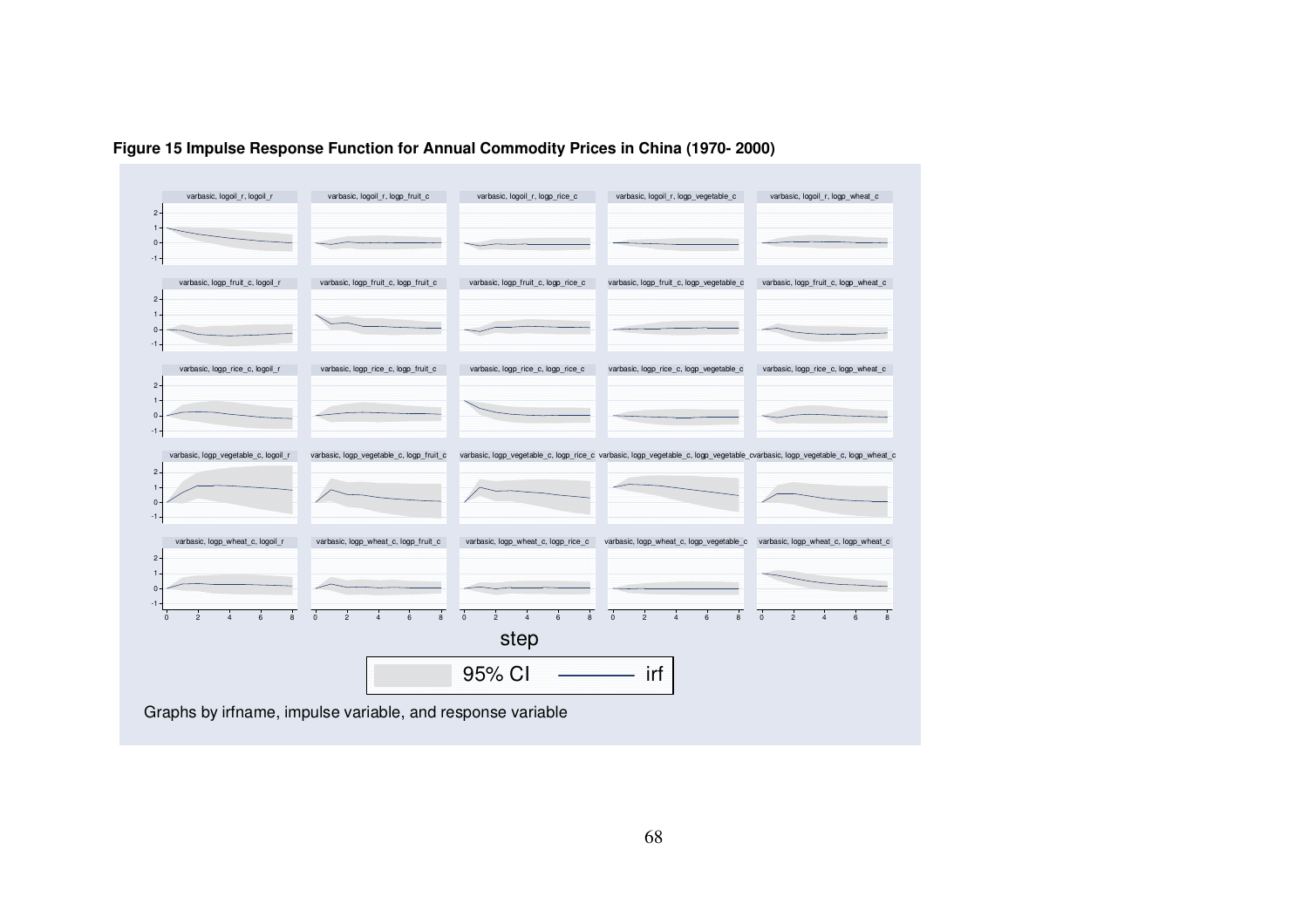**Figure 15 Impulse Response Function for Annual Commodity Prices in China (1970- 2000)**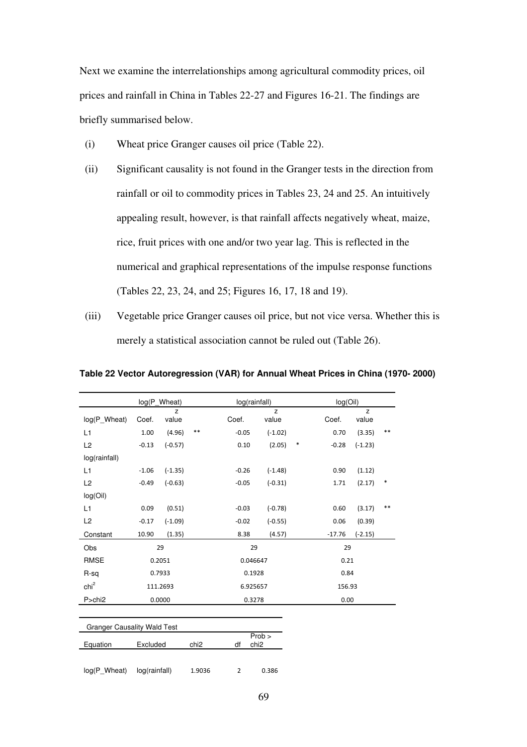Next we examine the interrelationships among agricultural commodity prices, oil prices and rainfall in China in Tables 22-27 and Figures 16-21. The findings are briefly summarised below.

(i) Wheat price Granger causes oil price (Table 22).

(ii) Significant causality is not found in the Granger tests in the direction from rainfall or oil to commodity prices in Tables 23, 24 and 25. An intuitively appealing result, however, is that rainfall affects negatively wheat, maize, rice, fruit prices with one and/or two year lag. This is reflected in the numerical and graphical representations of the impulse response functions (Tables 22, 23, 24, and 25; Figures 16, 17, 18 and 19).

(iii) Vegetable price Granger causes oil price, but not vice versa. Whether this is merely a statistical association cannot be ruled out (Table 26).

**Table 22 Vector Autoregression (VAR) for Annual Wheat Prices in China (1970- 2000)**

| | log(P_Wheat) | | | log(rainfall) | | | log(Oil) | | |
|---|---|---|---|---|---|---|---|---|---|
| log(P_Wheat) | Coef. | z value | | Coef. | z value | | Coef. | z value | |
| L1 | 1.00 | (4.96) | ** | -0.05 | (-1.02) | | 0.70 | (3.35) | ** |
| L2 | -0.13 | (-0.57) | | 0.10 | (2.05) | * | -0.28 | (-1.23) | |
| log(rainfall) | | | | | | | | | |
| L1 | -1.06 | (-1.35) | | -0.26 | (-1.48) | | 0.90 | (1.12) | |
| L2 | -0.49 | (-0.63) | | -0.05 | (-0.31) | | 1.71 | (2.17) | * |
| log(Oil) | | | | | | | | | |
| L1 | 0.09 | (0.51) | | -0.03 | (-0.78) | | 0.60 | (3.17) | ** |
| L2 | -0.17 | (-1.09) | | -0.02 | (-0.55) | | 0.06 | (0.39) | |
| Constant | 10.90 | (1.35) | | 8.38 | (4.57) | | -17.76 | (-2.15) | |
| Obs | 29 | | | 29 | | | 29 | | |
| RMSE | 0.2051 | | | 0.046647 | | | 0.21 | | |
| R-sq | 0.7933 | | | 0.1928 | | | 0.84 | | |
| $chi^2$ | 111.2693 | | | 6.925657 | | | 156.93 | | |
| P>chi2 | 0.0000 | | | 0.3278 | | | 0.00 | | |

| Granger Causality Wald Test | | | | |
|---|---|---|---|---|
| Equation | Excluded | chi2 | df | Prob > chi2 |
| log(P_Wheat) | log(rainfall) | 1.9036 | 2 | 0.386 |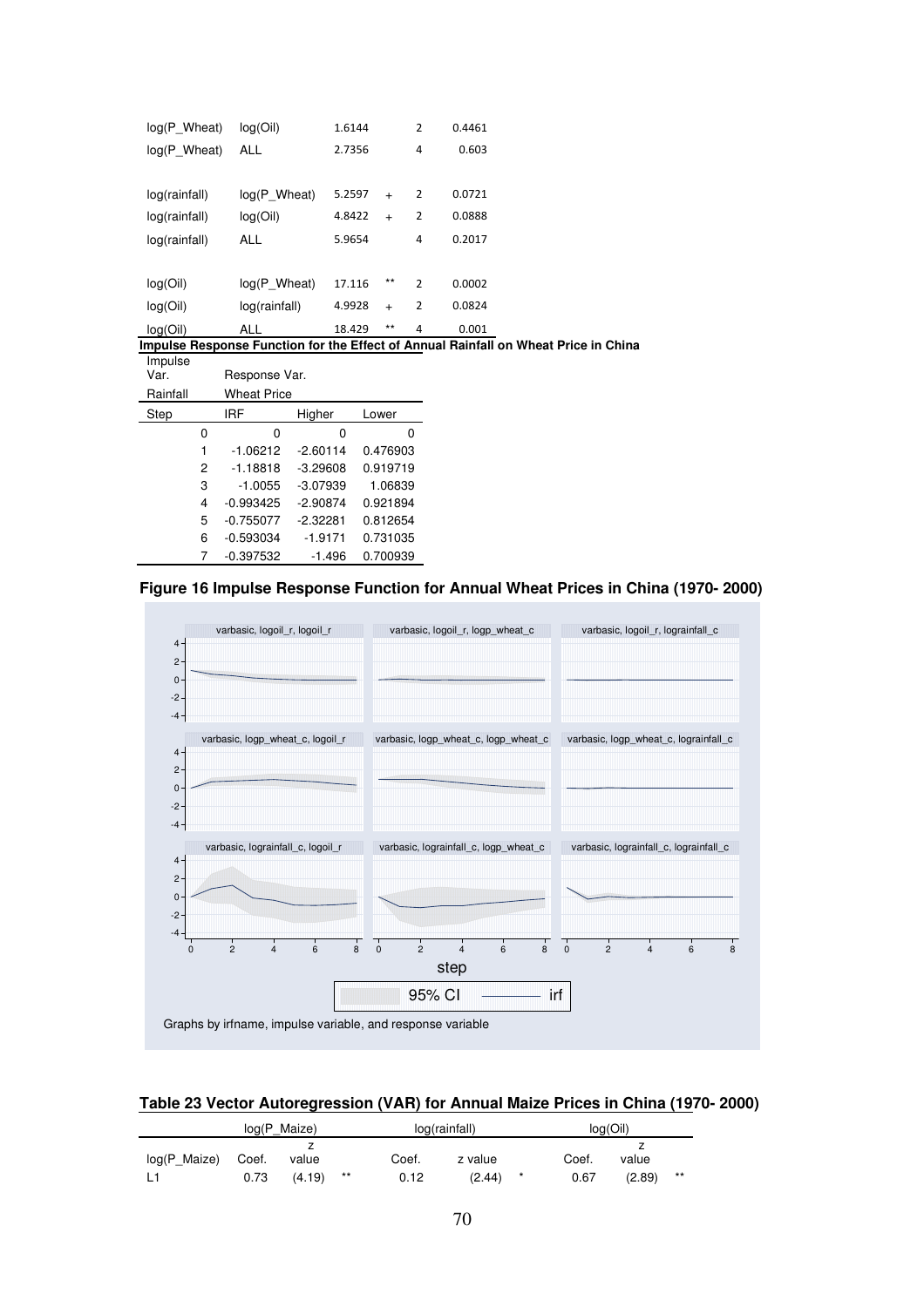| | | | | | |
|---|---|---|---|---|---|
| log(P_Wheat) | log(Oil) | 1.6144 | | 2 | 0.4461 |
| log(P_Wheat) | ALL | 2.7356 | | 4 | 0.603 |
| | | | | | |
| log(rainfall) | log(P_Wheat) | 5.2597 | + | 2 | 0.0721 |
| log(rainfall) | log(Oil) | 4.8422 | + | 2 | 0.0888 |
| log(rainfall) | ALL | 5.9654 | | 4 | 0.2017 |
| | | | | | |
| log(Oil) | log(P_Wheat) | 17.116 | ** | 2 | 0.0002 |
| log(Oil) | log(rainfall) | 4.9928 | + | 2 | 0.0824 |
| log(Oil) | ALL | 18.429 | ** | 4 | 0.001 |

**Impulse Response Function for the Effect of Annual Rainfall on Wheat Price in China**

| Impulse Var. | Response Var. | | |
|---|---|---|---|
| Rainfall | Wheat Price | | |
| Step | IRF | Higher | Lower |
| 0 | 0 | 0 | 0 |
| 1 | -1.06212 | -2.60114 | 0.476903 |
| 2 | -1.18818 | -3.29608 | 0.919719 |
| 3 | -1.0055 | -3.07939 | 1.06839 |
| 4 | -0.993425 | -2.90874 | 0.921894 |
| 5 | -0.755077 | -2.32281 | 0.812654 |
| 6 | -0.593034 | -1.9171 | 0.731035 |
| 7 | -0.397532 | -1.496 | 0.700939 |

**Figure 16 Impulse Response Function for Annual Wheat Prices in China (1970- 2000)**

**Table 23 Vector Autoregression (VAR) for Annual Maize Prices in China (1970- 2000)**

| | log(P_Maize) | | | log(rainfall) | | | log(Oil) | | |
|---|---|---|---|---|---|---|---|---|---|
| log(P_Maize) | Coef. | z value | | Coef. | z value | | Coef. | z value | |
| L1 | 0.73 | (4.19) | ** | 0.12 | (2.44) | * | 0.67 | (2.89) | ** |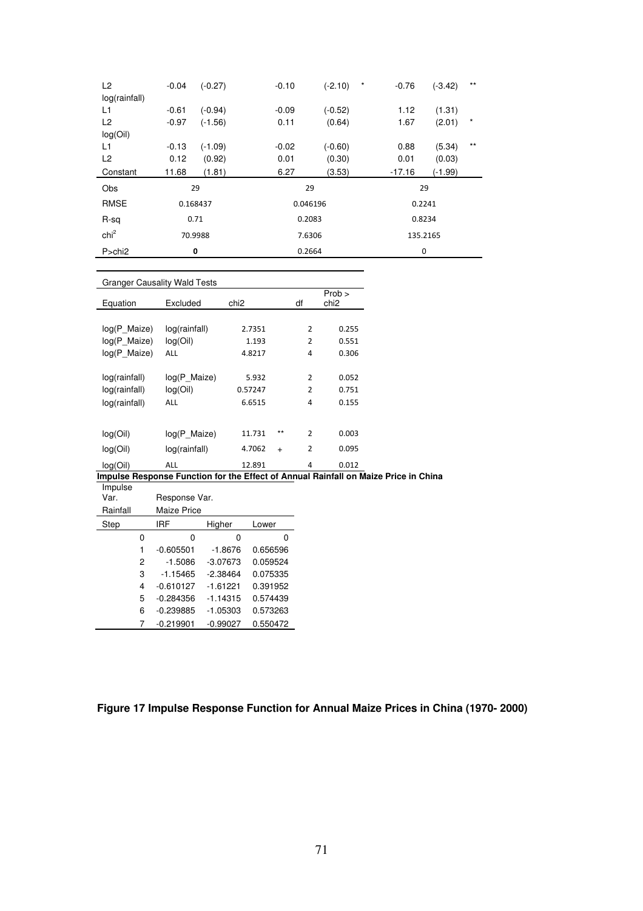| | | | | | | | | |
|---|---|---|---|---|---|---|---|---|
| L2 | -0.04 | (-0.27) | -0.10 | (-2.10) | * | -0.76 | (-3.42) | ** |
| log(rainfall) | | | | | | | | |
| L1 | -0.61 | (-0.94) | -0.09 | (-0.52) | | 1.12 | (1.31) | |
| L2 | -0.97 | (-1.56) | 0.11 | (0.64) | | 1.67 | (2.01) | * |
| log(Oil) | | | | | | | | |
| L1 | -0.13 | (-1.09) | -0.02 | (-0.60) | | 0.88 | (5.34) | ** |
| L2 | 0.12 | (0.92) | 0.01 | (0.30) | | 0.01 | (0.03) | |
| Constant | 11.68 | (1.81) | 6.27 | (3.53) | | -17.16 | (-1.99) | |
| Obs | 29 | | 29 | | | 29 | | |
| RMSE | 0.168437 | | 0.046196 | | | 0.2241 | | |
| R-sq | 0.71 | | 0.2083 | | | 0.8234 | | |
| $chi^2$ | 70.9988 | | 7.6306 | | | 135.2165 | | |
| P>chi2 | **0** | | 0.2664 | | | 0 | | |

Granger Causality Wald Tests

| Equation | Excluded | chi2 | | df | Prob > chi2 |
|---|---|---|---|---|---|
| log(P_Maize) | log(rainfall) | 2.7351 | | 2 | 0.255 |
| log(P_Maize) | log(Oil) | 1.193 | | 2 | 0.551 |
| log(P_Maize) | ALL | 4.8217 | | 4 | 0.306 |
| log(rainfall) | log(P_Maize) | 5.932 | | 2 | 0.052 |
| log(rainfall) | log(Oil) | 0.57247 | | 2 | 0.751 |
| log(rainfall) | ALL | 6.6515 | | 4 | 0.155 |
| log(Oil) | log(P_Maize) | 11.731 | ** | 2 | 0.003 |
| log(Oil) | log(rainfall) | 4.7062 | + | 2 | 0.095 |
| log(Oil) | ALL | 12.891 | | 4 | 0.012 |

**Impulse Response Function for the Effect of Annual Rainfall on Maize Price in China**

| Impulse Var. | Response Var. | | |
|---|---|---|---|
| Rainfall | Maize Price | | |
| Step | IRF | Higher | Lower |
| 0 | 0 | 0 | 0 |
| 1 | -0.605501 | -1.8676 | 0.656596 |
| 2 | -1.5086 | -3.07673 | 0.059524 |
| 3 | -1.15465 | -2.38464 | 0.075335 |
| 4 | -0.610127 | -1.61221 | 0.391952 |
| 5 | -0.284356 | -1.14315 | 0.574439 |
| 6 | -0.239885 | -1.05303 | 0.573263 |
| 7 | -0.219901 | -0.99027 | 0.550472 |

**Figure 17 Impulse Response Function for Annual Maize Prices in China (1970- 2000)**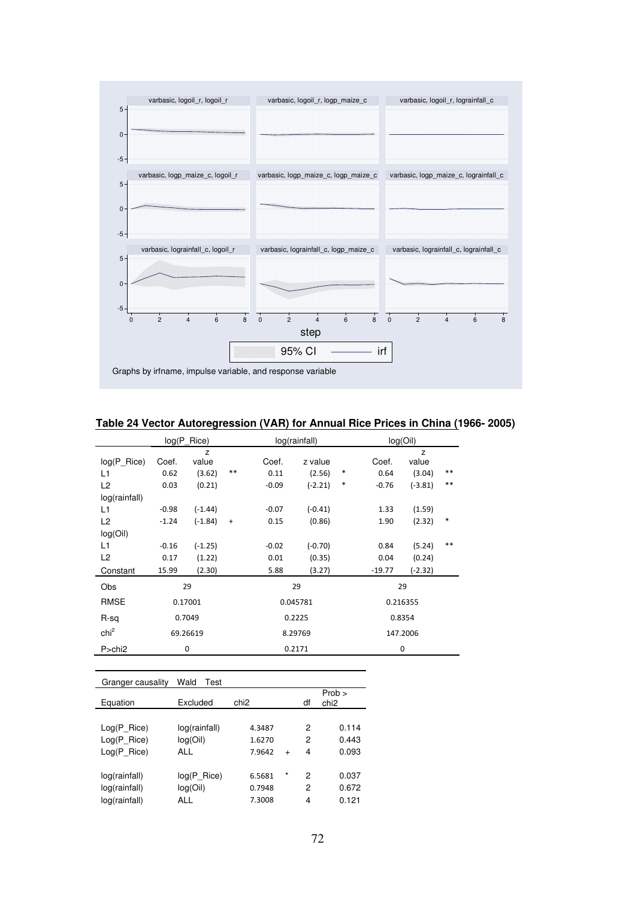Graphs by irfname, impulse variable, and response variable

**Table 24 Vector Autoregression (VAR) for Annual Rice Prices in China (1966- 2005)**

| | log(P_Rice) | | | log(rainfall) | | | log(Oil) | | |
|---|---|---|---|---|---|---|---|---|---|
| log(P_Rice) | Coef. | z value | | Coef. | z value | | Coef. | z value | |
| L1 | 0.62 | (3.62) | ** | 0.11 | (2.56) | * | 0.64 | (3.04) | ** |
| L2 | 0.03 | (0.21) | | -0.09 | (-2.21) | * | -0.76 | (-3.81) | ** |
| log(rainfall) | | | | | | | | | |
| L1 | -0.98 | (-1.44) | | -0.07 | (-0.41) | | 1.33 | (1.59) | |
| L2 | -1.24 | (-1.84) | + | 0.15 | (0.86) | | 1.90 | (2.32) | * |
| log(Oil) | | | | | | | | | |
| L1 | -0.16 | (-1.25) | | -0.02 | (-0.70) | | 0.84 | (5.24) | ** |
| L2 | 0.17 | (1.22) | | 0.01 | (0.35) | | 0.04 | (0.24) | |
| Constant | 15.99 | (2.30) | | 5.88 | (3.27) | | -19.77 | (-2.32) | |
| Obs | 29 | | | 29 | | | 29 | | |
| RMSE | 0.17001 | | | 0.045781 | | | 0.216355 | | |
| R-sq | 0.7049 | | | 0.2225 | | | 0.8354 | | |
| $chi^2$ | 69.26619 | | | 8.29769 | | | 147.2006 | | |
| P>chi2 | 0 | | | 0.2171 | | | 0 | | |

| Granger causality | Wald Test | | | | |
|---|---|---|---|---|---|
| Equation | Excluded | chi2 | | df | Prob > chi2 |
| Log(P_Rice) | log(rainfall) | 4.3487 | | 2 | 0.114 |
| Log(P_Rice) | log(Oil) | 1.6270 | | 2 | 0.443 |
| Log(P_Rice) | ALL | 7.9642 | + | 4 | 0.093 |
| log(rainfall) | log(P_Rice) | 6.5681 | * | 2 | 0.037 |
| log(rainfall) | log(Oil) | 0.7948 | | 2 | 0.672 |
| log(rainfall) | ALL | 7.3008 | | 4 | 0.121 |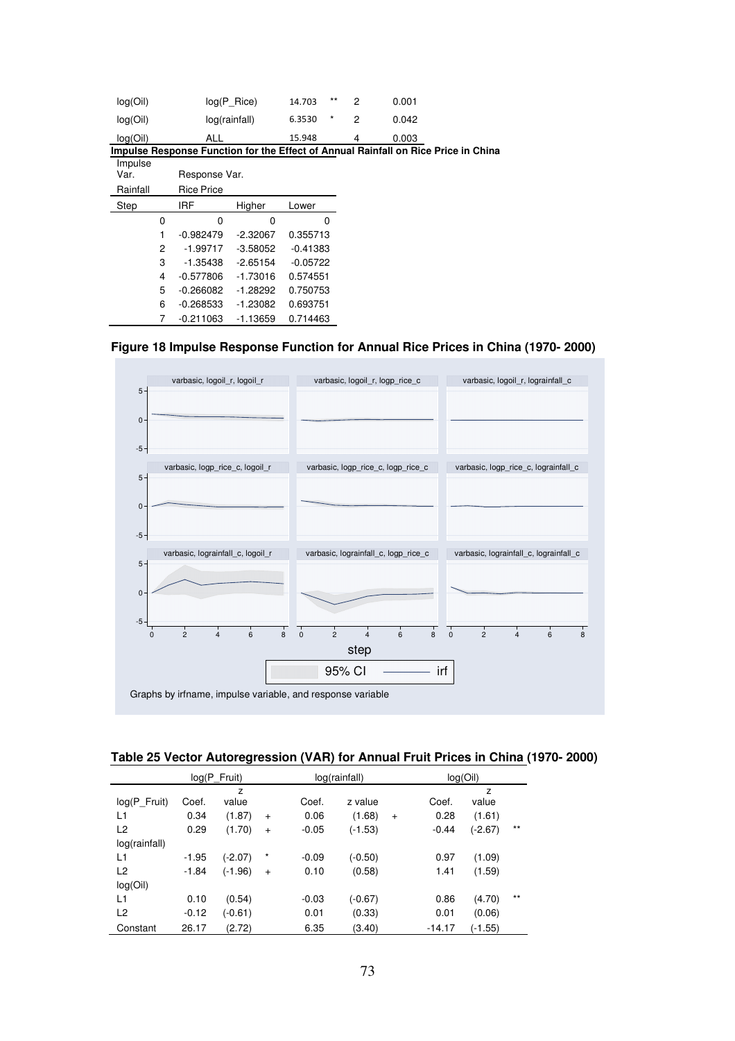| | | | | | |
|---|---|---|---|---|---|
| log(Oil) | log(P_Rice) | 14.703 | ** | 2 | 0.001 |
| log(Oil) | log(rainfall) | 6.3530 | * | 2 | 0.042 |
| log(Oil) | ALL | 15.948 | | 4 | 0.003 |

**Impulse Response Function for the Effect of Annual Rainfall on Rice Price in China**

| Impulse Var. | Response Var. | | |
|---|---|---|---|
| Rainfall | Rice Price | | |
| Step | IRF | Higher | Lower |
| 0 | 0 | 0 | 0 |
| 1 | -0.982479 | -2.32067 | 0.355713 |
| 2 | -1.99717 | -3.58052 | -0.41383 |
| 3 | -1.35438 | -2.65154 | -0.05722 |
| 4 | -0.577806 | -1.73016 | 0.574551 |
| 5 | -0.266082 | -1.28292 | 0.750753 |
| 6 | -0.268533 | -1.23082 | 0.693751 |
| 7 | -0.211063 | -1.13659 | 0.714463 |

**Figure 18 Impulse Response Function for Annual Rice Prices in China (1970- 2000)**

**Table 25 Vector Autoregression (VAR) for Annual Fruit Prices in China (1970- 2000)**

| | log(P_Fruit) | | | log(rainfall) | | | log(Oil) | | |
|---|---|---|---|---|---|---|---|---|---|
| log(P_Fruit) | Coef. | z value | | Coef. | z value | | Coef. | z value | |
| L1 | 0.34 | (1.87) | + | 0.06 | (1.68) | + | 0.28 | (1.61) | |
| L2 | 0.29 | (1.70) | + | -0.05 | (-1.53) | | -0.44 | (-2.67) | ** |
| log(rainfall) | | | | | | | | | |
| L1 | -1.95 | (-2.07) | * | -0.09 | (-0.50) | | 0.97 | (1.09) | |
| L2 | -1.84 | (-1.96) | + | 0.10 | (0.58) | | 1.41 | (1.59) | |
| log(Oil) | | | | | | | | | |
| L1 | 0.10 | (0.54) | | -0.03 | (-0.67) | | 0.86 | (4.70) | ** |
| L2 | -0.12 | (-0.61) | | 0.01 | (0.33) | | 0.01 | (0.06) | |
| Constant | 26.17 | (2.72) | | 6.35 | (3.40) | | -14.17 | (-1.55) | |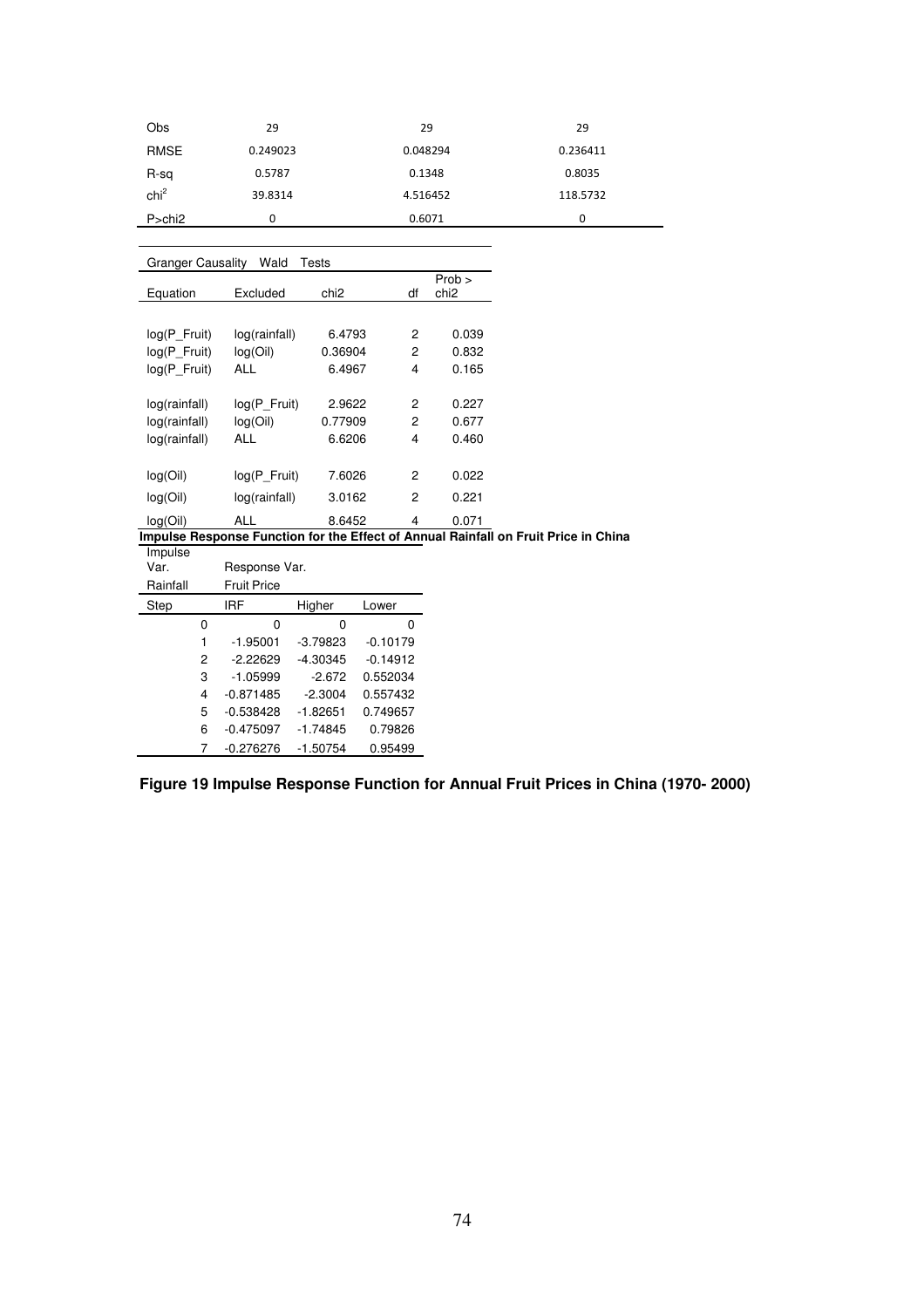|  |  |  |  |
|---|---|---|---|
| Obs | 29 | 29 | 29 |
| RMSE | 0.249023 | 0.048294 | 0.236411 |
| R-sq | 0.5787 | 0.1348 | 0.8035 |
| $chi^2$ | 39.8314 | 4.516452 | 118.5732 |
| P>chi2 | 0 | 0.6071 | 0 |

Granger Causality Wald Tests

| Equation | Excluded | chi2 | df | Prob > chi2 |
|---|---|---|---|---|
| log(P_Fruit) | log(rainfall) | 6.4793 | 2 | 0.039 |
| log(P_Fruit) | log(Oil) | 0.36904 | 2 | 0.832 |
| log(P_Fruit) | ALL | 6.4967 | 4 | 0.165 |
| log(rainfall) | log(P_Fruit) | 2.9622 | 2 | 0.227 |
| log(rainfall) | log(Oil) | 0.77909 | 2 | 0.677 |
| log(rainfall) | ALL | 6.6206 | 4 | 0.460 |
| log(Oil) | log(P_Fruit) | 7.6026 | 2 | 0.022 |
| log(Oil) | log(rainfall) | 3.0162 | 2 | 0.221 |
| log(Oil) | ALL | 8.6452 | 4 | 0.071 |

**Impulse Response Function for the Effect of Annual Rainfall on Fruit Price in China**

| Impulse Var. | Response Var. | | |
|---|---|---|---|
| Rainfall | Fruit Price | | |
| Step | IRF | Higher | Lower |
| 0 | 0 | 0 | 0 |
| 1 | -1.95001 | -3.79823 | -0.10179 |
| 2 | -2.22629 | -4.30345 | -0.14912 |
| 3 | -1.05999 | -2.672 | 0.552034 |
| 4 | -0.871485 | -2.3004 | 0.557432 |
| 5 | -0.538428 | -1.82651 | 0.749657 |
| 6 | -0.475097 | -1.74845 | 0.79826 |
| 7 | -0.276276 | -1.50754 | 0.95499 |

**Figure 19 Impulse Response Function for Annual Fruit Prices in China (1970- 2000)**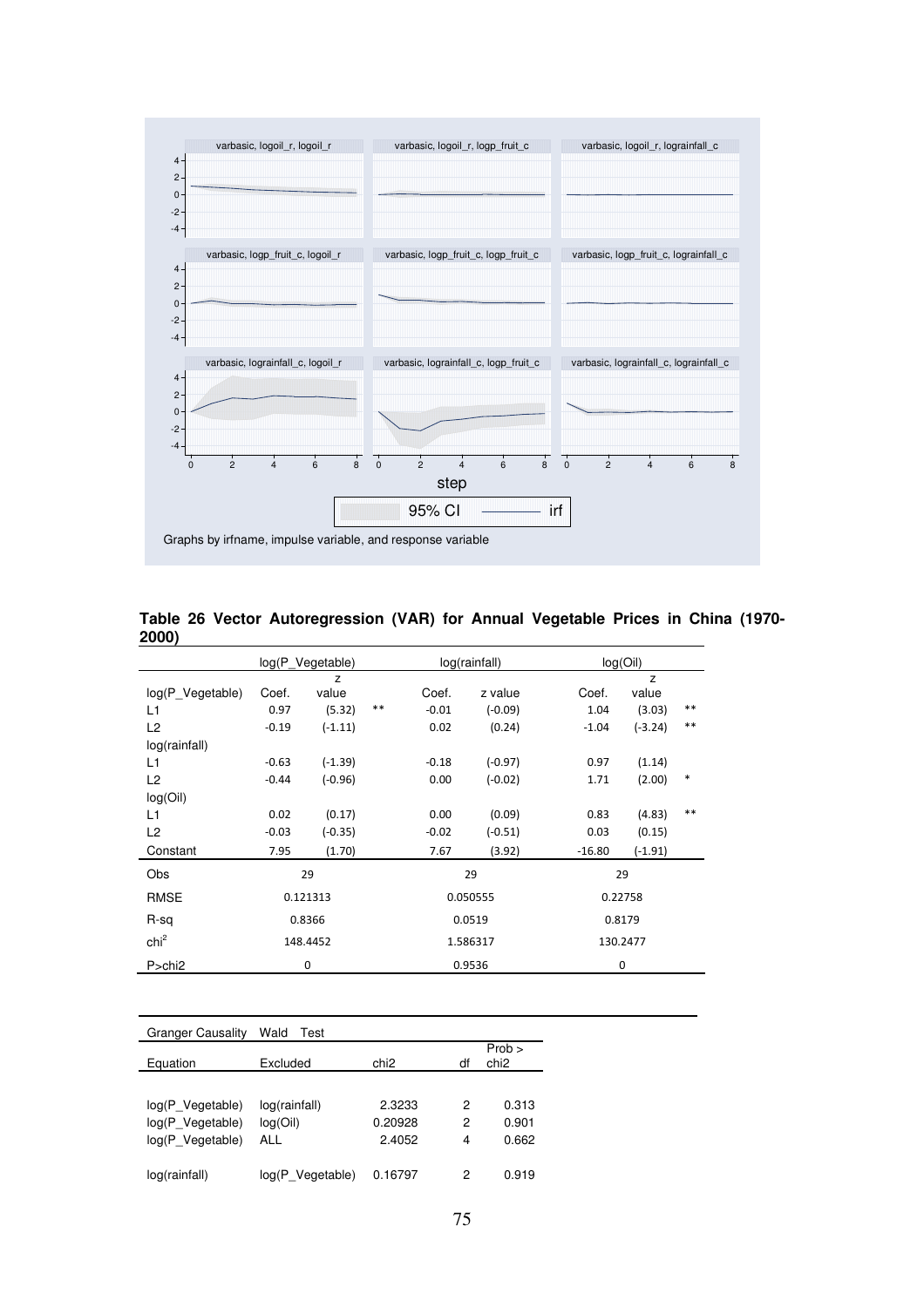Graphs by irfname, impulse variable, and response variable

**Table 26 Vector Autoregression (VAR) for Annual Vegetable Prices in China (1970-2000)**

| | log(P_Vegetable) | | | log(rainfall) | | log(Oil) | | |
|---|---|---|---|---|---|---|---|---|
| log(P_Vegetable) | Coef. | z value | | Coef. | z value | Coef. | z value | |
| L1 | 0.97 | (5.32) | ** | -0.01 | (-0.09) | 1.04 | (3.03) | ** |
| L2 | -0.19 | (-1.11) | | 0.02 | (0.24) | -1.04 | (-3.24) | ** |
| log(rainfall) | | | | | | | | |
| L1 | -0.63 | (-1.39) | | -0.18 | (-0.97) | 0.97 | (1.14) | |
| L2 | -0.44 | (-0.96) | | 0.00 | (-0.02) | 1.71 | (2.00) | * |
| log(Oil) | | | | | | | | |
| L1 | 0.02 | (0.17) | | 0.00 | (0.09) | 0.83 | (4.83) | ** |
| L2 | -0.03 | (-0.35) | | -0.02 | (-0.51) | 0.03 | (0.15) | |
| Constant | 7.95 | (1.70) | | 7.67 | (3.92) | -16.80 | (-1.91) | |
| Obs | 29 | | | 29 | | 29 | | |
| RMSE | 0.121313 | | | 0.050555 | | 0.22758 | | |
| R-sq | 0.8366 | | | 0.0519 | | 0.8179 | | |
| $chi^2$ | 148.4452 | | | 1.586317 | | 130.2477 | | |
| P>chi2 | 0 | | | 0.9536 | | 0 | | |

| Granger Causality | Wald Test | | | |
|---|---|---|---|---|
| Equation | Excluded | chi2 | df | Prob > chi2 |
| log(P_Vegetable) | log(rainfall) | 2.3233 | 2 | 0.313 |
| log(P_Vegetable) | log(Oil) | 0.20928 | 2 | 0.901 |
| log(P_Vegetable) | ALL | 2.4052 | 4 | 0.662 |
| log(rainfall) | log(P_Vegetable) | 0.16797 | 2 | 0.919 |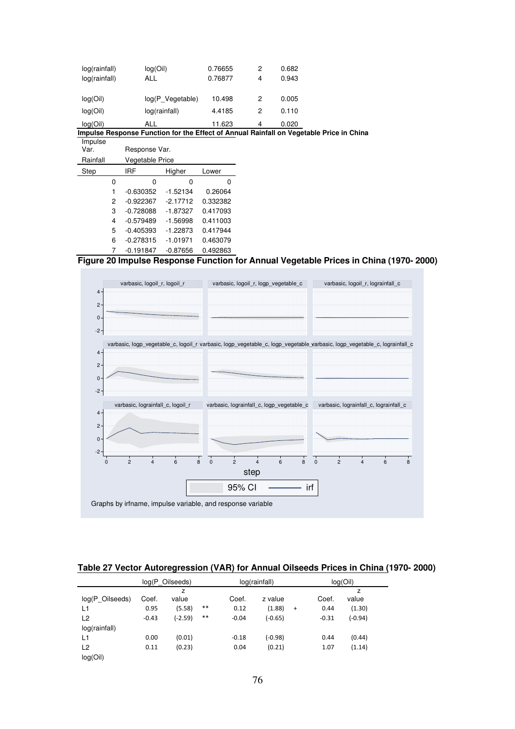| | | | | |
|---|---|---|---|---|
| log(rainfall) | log(Oil) | 0.76655 | 2 | 0.682 |
| log(rainfall) | ALL | 0.76877 | 4 | 0.943 |
| log(Oil) | log(P_Vegetable) | 10.498 | 2 | 0.005 |
| log(Oil) | log(rainfall) | 4.4185 | 2 | 0.110 |
| log(Oil) | ALL | 11.623 | 4 | 0.020 |

**Impulse Response Function for the Effect of Annual Rainfall on Vegetable Price in China**

| Impulse Var. | Response Var. | | |
|---|---|---|---|
| Rainfall | Vegetable Price | | |
| Step | IRF | Higher | Lower |
| 0 | 0 | 0 | 0 |
| 1 | -0.630352 | -1.52134 | 0.26064 |
| 2 | -0.922367 | -2.17712 | 0.332382 |
| 3 | -0.728088 | -1.87327 | 0.417093 |
| 4 | -0.579489 | -1.56998 | 0.411003 |
| 5 | -0.405393 | -1.22873 | 0.417944 |
| 6 | -0.278315 | -1.01971 | 0.463079 |
| 7 | -0.191847 | -0.87656 | 0.492863 |

**Figure 20 Impulse Response Function for Annual Vegetable Prices in China (1970- 2000)**

Graphs by irfname, impulse variable, and response variable

**Table 27 Vector Autoregression (VAR) for Annual Oilseeds Prices in China (1970- 2000)**

| | log(P_Oilseeds) | | | log(rainfall) | | | log(Oil) | |
|---|---|---|---|---|---|---|---|---|
| log(P_Oilseeds) | Coef. | z value | | Coef. | z value | | Coef. | z value |
| L1 | 0.95 | (5.58) | ** | 0.12 | (1.88) | + | 0.44 | (1.30) |
| L2 | -0.43 | (-2.59) | ** | -0.04 | (-0.65) | | -0.31 | (-0.94) |
| log(rainfall) | | | | | | | | |
| L1 | 0.00 | (0.01) | | -0.18 | (-0.98) | | 0.44 | (0.44) |
| L2 | 0.11 | (0.23) | | 0.04 | (0.21) | | 1.07 | (1.14) |
| log(Oil) | | | | | | | | |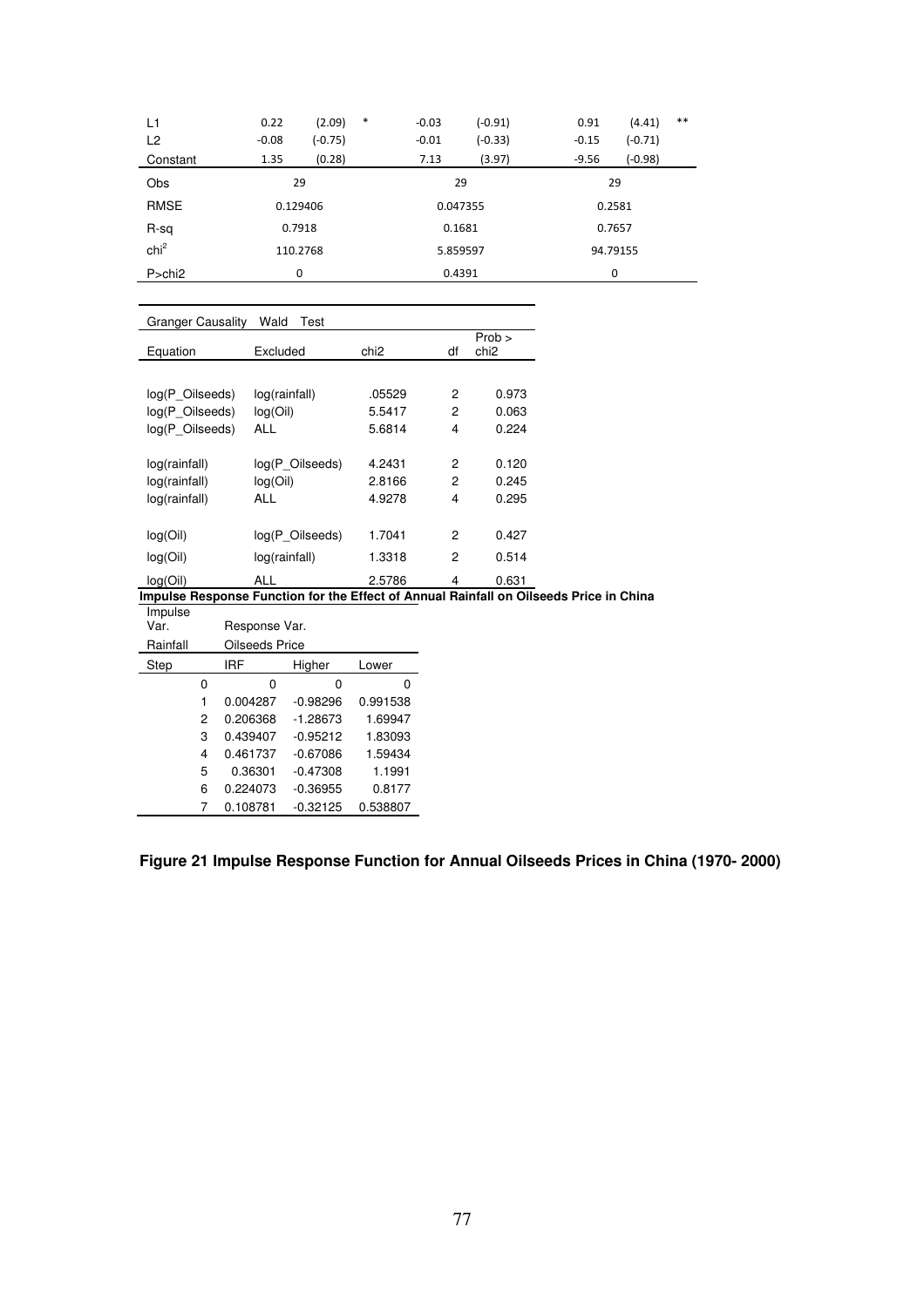| | | | | | | | | |
|---|---|---|---|---|---|---|---|---|
| L1 | 0.22 | (2.09) * | -0.03 | (-0.91) | 0.91 | (4.41) ** |
| L2 | -0.08 | (-0.75) | -0.01 | (-0.33) | -0.15 | (-0.71) |
| Constant | 1.35 | (0.28) | 7.13 | (3.97) | -9.56 | (-0.98) |
| Obs | 29 | | 29 | | 29 | |
| RMSE | 0.129406 | | 0.047355 | | 0.2581 | |
| R-sq | 0.7918 | | 0.1681 | | 0.7657 | |
| $chi^2$ | 110.2768 | | 5.859597 | | 94.79155 | |
| P>chi2 | 0 | | 0.4391 | | 0 | |

Granger Causality Wald Test

| Equation | Excluded | chi2 | df | Prob > chi2 |
|---|---|---|---|---|
| log(P_Oilseeds) | log(rainfall) | .05529 | 2 | 0.973 |
| log(P_Oilseeds) | log(Oil) | 5.5417 | 2 | 0.063 |
| log(P_Oilseeds) | ALL | 5.6814 | 4 | 0.224 |
| log(rainfall) | log(P_Oilseeds) | 4.2431 | 2 | 0.120 |
| log(rainfall) | log(Oil) | 2.8166 | 2 | 0.245 |
| log(rainfall) | ALL | 4.9278 | 4 | 0.295 |
| log(Oil) | log(P_Oilseeds) | 1.7041 | 2 | 0.427 |
| log(Oil) | log(rainfall) | 1.3318 | 2 | 0.514 |
| log(Oil) | ALL | 2.5786 | 4 | 0.631 |

**Impulse Response Function for the Effect of Annual Rainfall on Oilseeds Price in China**

| Impulse Var. | Response Var. | | |
|---|---|---|---|
| Rainfall | Oilseeds Price | | |
| Step | IRF | Higher | Lower |
| 0 | 0 | 0 | 0 |
| 1 | 0.004287 | -0.98296 | 0.991538 |
| 2 | 0.206368 | -1.28673 | 1.69947 |
| 3 | 0.439407 | -0.95212 | 1.83093 |
| 4 | 0.461737 | -0.67086 | 1.59434 |
| 5 | 0.36301 | -0.47308 | 1.1991 |
| 6 | 0.224073 | -0.36955 | 0.8177 |
| 7 | 0.108781 | -0.32125 | 0.538807 |

**Figure 21 Impulse Response Function for Annual Oilseeds Prices in China (1970- 2000)**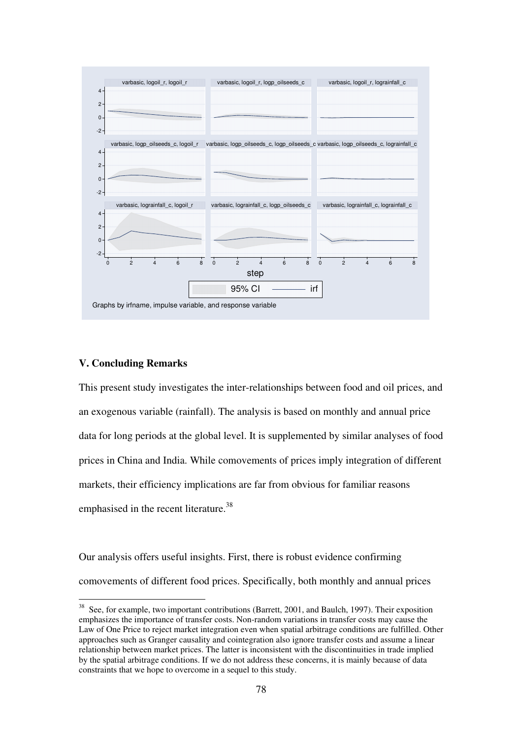## V. Concluding Remarks

This present study investigates the inter-relationships between food and oil prices, and an exogenous variable (rainfall). The analysis is based on monthly and annual price data for long periods at the global level. It is supplemented by similar analyses of food prices in China and India. While comovements of prices imply integration of different markets, their efficiency implications are far from obvious for familiar reasons emphasised in the recent literature.[38]

Our analysis offers useful insights. First, there is robust evidence confirming comovements of different food prices. Specifically, both monthly and annual prices

---

[38] See, for example, two important contributions (Barrett, 2001, and Baulch, 1997). Their exposition emphasizes the importance of transfer costs. Non-random variations in transfer costs may cause the Law of One Price to reject market integration even when spatial arbitrage conditions are fulfilled. Other approaches such as Granger causality and cointegration also ignore transfer costs and assume a linear relationship between market prices. The latter is inconsistent with the discontinuities in trade implied by the spatial arbitrage conditions. If we do not address these concerns, it is mainly because of data constraints that we hope to overcome in a sequel to this study.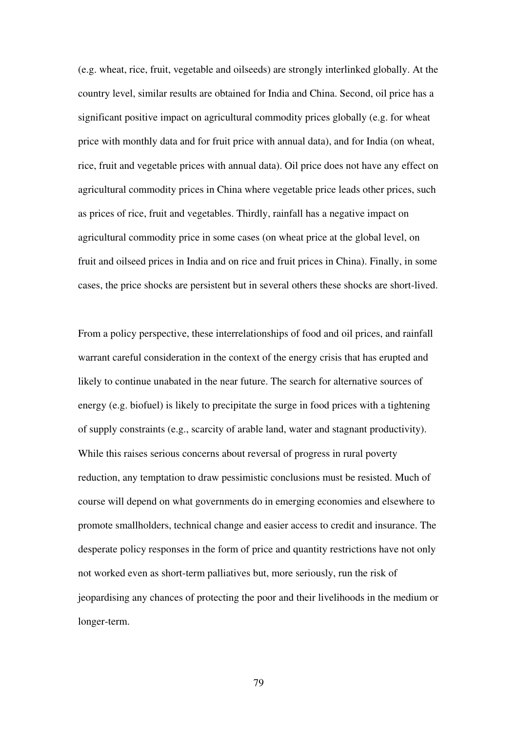(e.g. wheat, rice, fruit, vegetable and oilseeds) are strongly interlinked globally. At the country level, similar results are obtained for India and China. Second, oil price has a significant positive impact on agricultural commodity prices globally (e.g. for wheat price with monthly data and for fruit price with annual data), and for India (on wheat, rice, fruit and vegetable prices with annual data). Oil price does not have any effect on agricultural commodity prices in China where vegetable price leads other prices, such as prices of rice, fruit and vegetables. Thirdly, rainfall has a negative impact on agricultural commodity price in some cases (on wheat price at the global level, on fruit and oilseed prices in India and on rice and fruit prices in China). Finally, in some cases, the price shocks are persistent but in several others these shocks are short-lived.

From a policy perspective, these interrelationships of food and oil prices, and rainfall warrant careful consideration in the context of the energy crisis that has erupted and likely to continue unabated in the near future. The search for alternative sources of energy (e.g. biofuel) is likely to precipitate the surge in food prices with a tightening of supply constraints (e.g., scarcity of arable land, water and stagnant productivity). While this raises serious concerns about reversal of progress in rural poverty reduction, any temptation to draw pessimistic conclusions must be resisted. Much of course will depend on what governments do in emerging economies and elsewhere to promote smallholders, technical change and easier access to credit and insurance. The desperate policy responses in the form of price and quantity restrictions have not only not worked even as short-term palliatives but, more seriously, run the risk of jeopardising any chances of protecting the poor and their livelihoods in the medium or longer-term.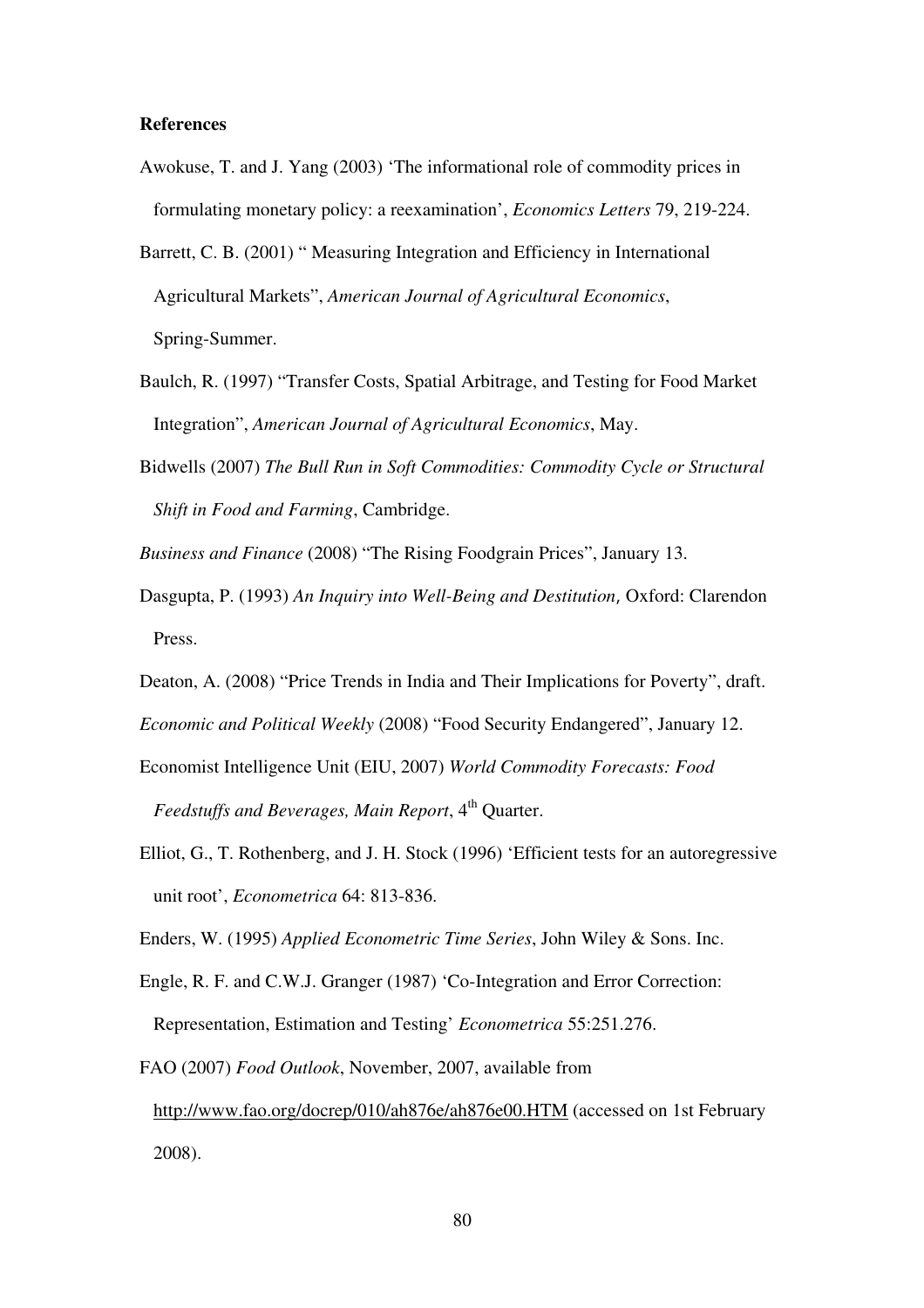**References**

Awokuse, T. and J. Yang (2003) 'The informational role of commodity prices in formulating monetary policy: a reexamination', *Economics Letters* 79, 219-224.

Barrett, C. B. (2001) " Measuring Integration and Efficiency in International Agricultural Markets", *American Journal of Agricultural Economics*, Spring-Summer.

Baulch, R. (1997) "Transfer Costs, Spatial Arbitrage, and Testing for Food Market Integration", *American Journal of Agricultural Economics*, May.

Bidwells (2007) *The Bull Run in Soft Commodities: Commodity Cycle or Structural Shift in Food and Farming*, Cambridge.

*Business and Finance* (2008) "The Rising Foodgrain Prices", January 13.

Dasgupta, P. (1993) *An Inquiry into Well-Being and Destitution*, Oxford: Clarendon Press.

Deaton, A. (2008) "Price Trends in India and Their Implications for Poverty", draft.

*Economic and Political Weekly* (2008) "Food Security Endangered", January 12.

Economist Intelligence Unit (EIU, 2007) *World Commodity Forecasts: Food Feedstuffs and Beverages, Main Report*, 4th Quarter.

Elliot, G., T. Rothenberg, and J. H. Stock (1996) 'Efficient tests for an autoregressive unit root', *Econometrica* 64: 813-836.

Enders, W. (1995) *Applied Econometric Time Series*, John Wiley & Sons. Inc.

Engle, R. F. and C.W.J. Granger (1987) 'Co-Integration and Error Correction: Representation, Estimation and Testing' *Econometrica* 55:251.276.

FAO (2007) *Food Outlook*, November, 2007, available from http://www.fao.org/docrep/010/ah876e/ah876e00.HTM (accessed on 1st February 2008).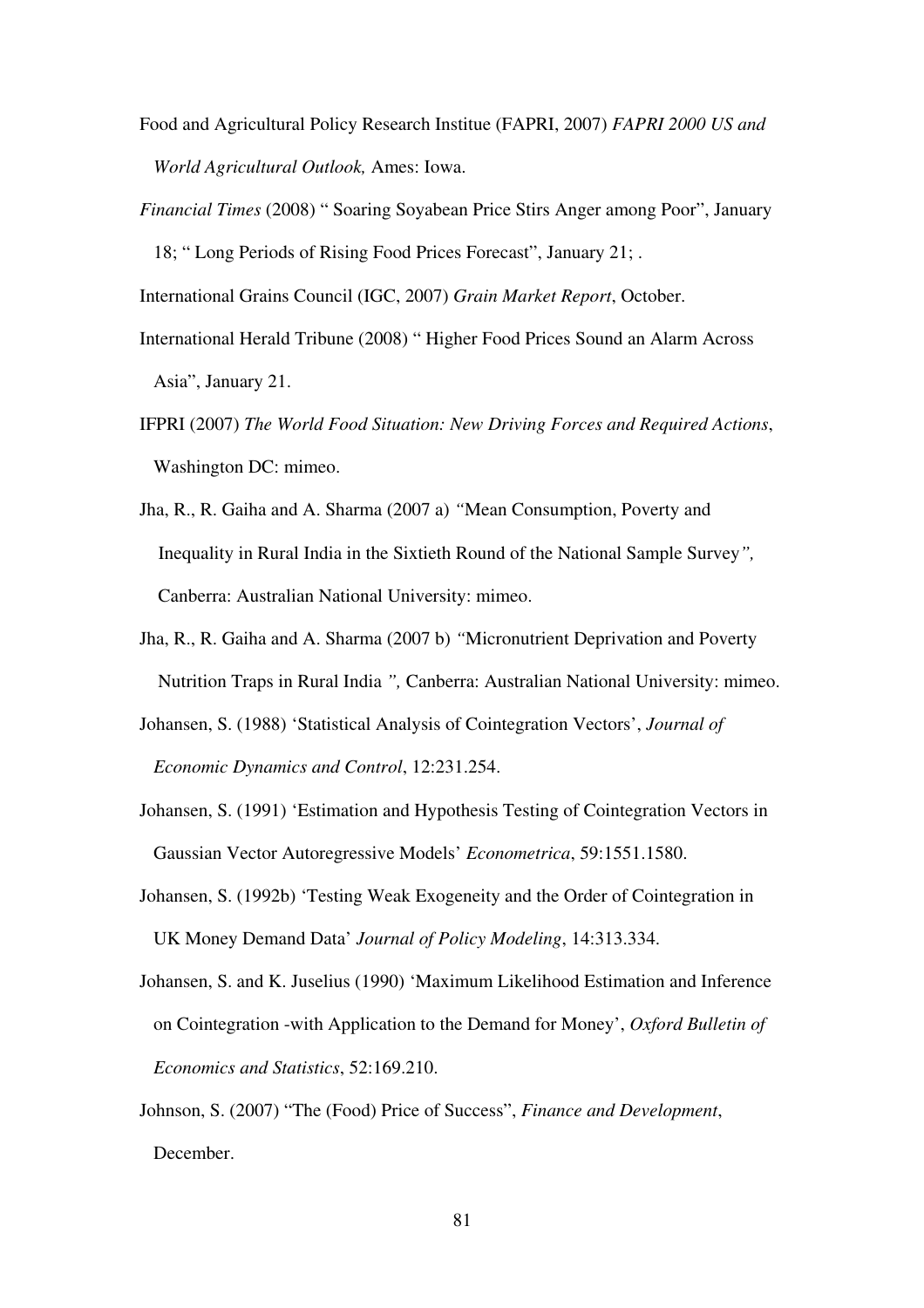Food and Agricultural Policy Research Institue (FAPRI, 2007) *FAPRI 2000 US and World Agricultural Outlook,* Ames: Iowa.

*Financial Times* (2008) " Soaring Soyabean Price Stirs Anger among Poor", January 18; " Long Periods of Rising Food Prices Forecast", January 21; .

International Grains Council (IGC, 2007) *Grain Market Report*, October.

International Herald Tribune (2008) " Higher Food Prices Sound an Alarm Across Asia", January 21.

IFPRI (2007) *The World Food Situation: New Driving Forces and Required Actions*, Washington DC: mimeo.

Jha, R., R. Gaiha and A. Sharma (2007 a) *"*Mean Consumption, Poverty and Inequality in Rural India in the Sixtieth Round of the National Sample Survey*",* Canberra: Australian National University: mimeo.

Jha, R., R. Gaiha and A. Sharma (2007 b) *"*Micronutrient Deprivation and Poverty Nutrition Traps in Rural India *",* Canberra: Australian National University: mimeo.

Johansen, S. (1988) 'Statistical Analysis of Cointegration Vectors', *Journal of Economic Dynamics and Control*, 12:231.254.

Johansen, S. (1991) 'Estimation and Hypothesis Testing of Cointegration Vectors in Gaussian Vector Autoregressive Models' *Econometrica*, 59:1551.1580.

Johansen, S. (1992b) 'Testing Weak Exogeneity and the Order of Cointegration in UK Money Demand Data' *Journal of Policy Modeling*, 14:313.334.

Johansen, S. and K. Juselius (1990) 'Maximum Likelihood Estimation and Inference on Cointegration -with Application to the Demand for Money', *Oxford Bulletin of Economics and Statistics*, 52:169.210.

Johnson, S. (2007) "The (Food) Price of Success", *Finance and Development*, December.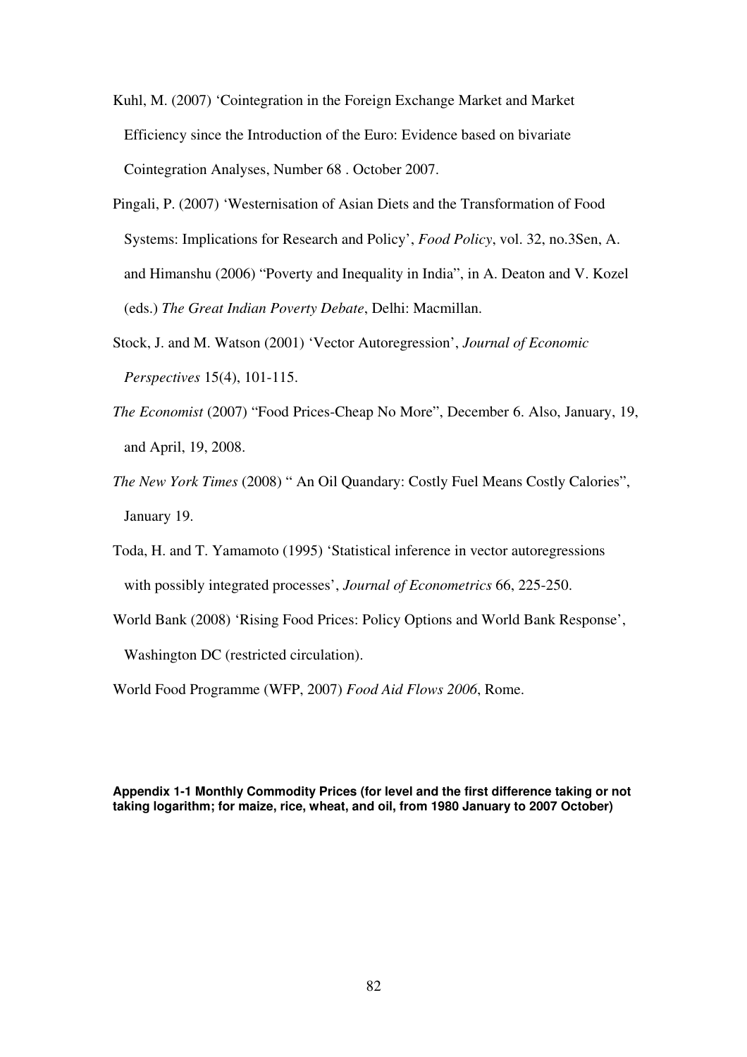Kuhl, M. (2007) 'Cointegration in the Foreign Exchange Market and Market Efficiency since the Introduction of the Euro: Evidence based on bivariate Cointegration Analyses, Number 68 . October 2007.

Pingali, P. (2007) 'Westernisation of Asian Diets and the Transformation of Food Systems: Implications for Research and Policy', *Food Policy*, vol. 32, no.3Sen, A. and Himanshu (2006) "Poverty and Inequality in India", in A. Deaton and V. Kozel (eds.) *The Great Indian Poverty Debate*, Delhi: Macmillan.

Stock, J. and M. Watson (2001) 'Vector Autoregression', *Journal of Economic Perspectives* 15(4), 101-115.

*The Economist* (2007) "Food Prices-Cheap No More", December 6. Also, January, 19, and April, 19, 2008.

*The New York Times* (2008) " An Oil Quandary: Costly Fuel Means Costly Calories", January 19.

Toda, H. and T. Yamamoto (1995) 'Statistical inference in vector autoregressions with possibly integrated processes', *Journal of Econometrics* 66, 225-250.

World Bank (2008) 'Rising Food Prices: Policy Options and World Bank Response', Washington DC (restricted circulation).

World Food Programme (WFP, 2007) *Food Aid Flows 2006*, Rome.

**Appendix 1-1 Monthly Commodity Prices (for level and the first difference taking or not taking logarithm; for maize, rice, wheat, and oil, from 1980 January to 2007 October)**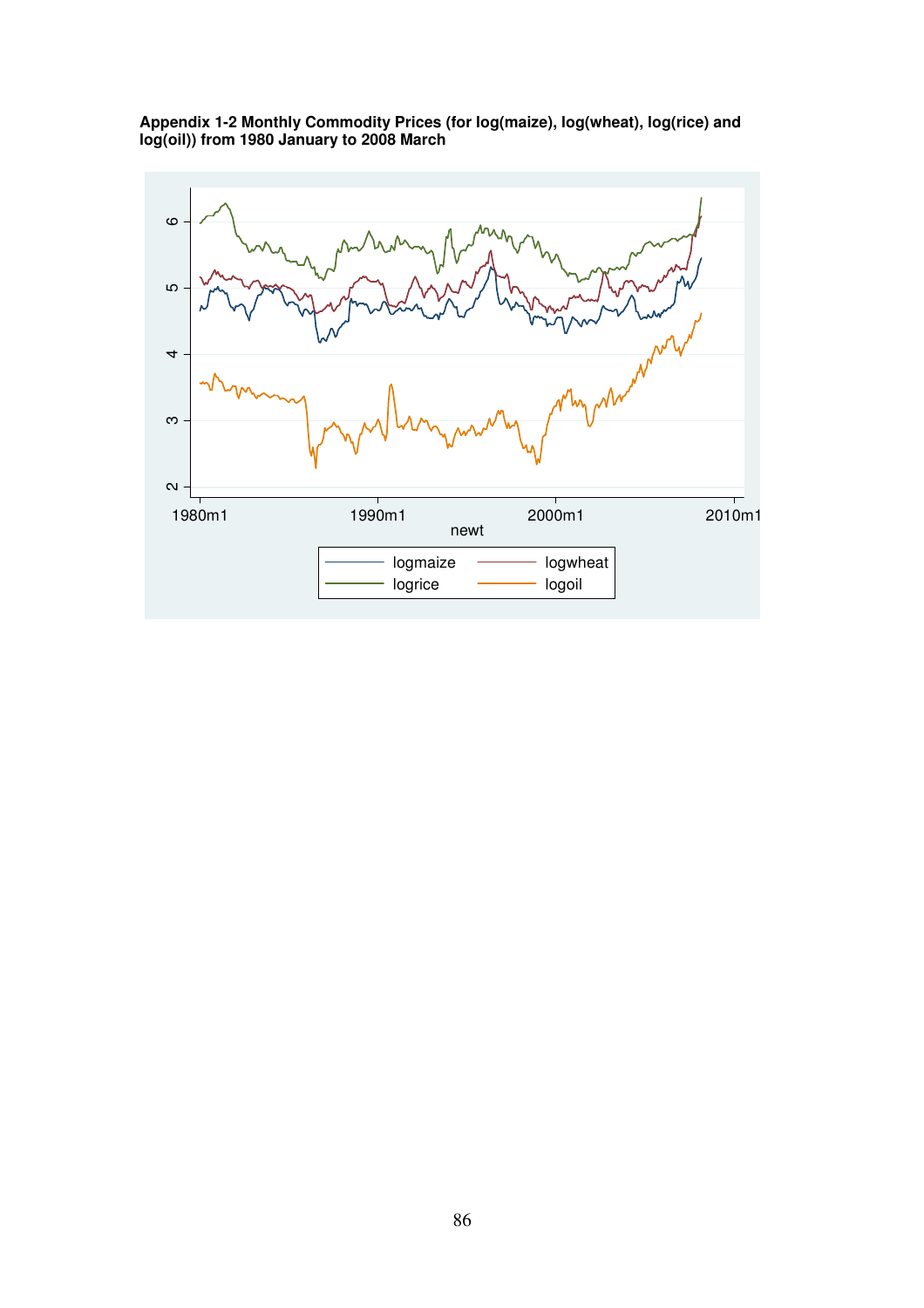**Appendix 1-2 Monthly Commodity Prices (for log(maize), log(wheat), log(rice) and log(oil)) from 1980 January to 2008 March**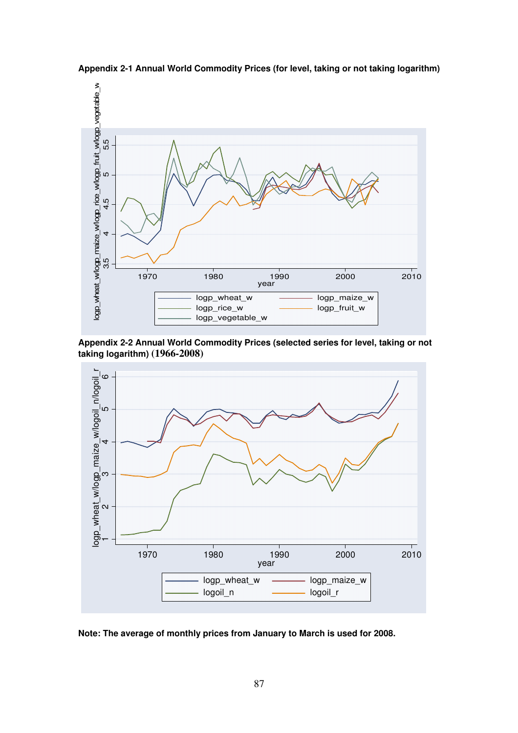**Appendix 2-1 Annual World Commodity Prices (for level, taking or not taking logarithm)**

logp_wheat_w/logp_maize_w/logp_rice_w/logp_fruit_w/logp_vegetable_w

3.5 4 4.5 5 5.5

1970 1980 1990 2000 2010

year

logp_wheat_w logp_maize_w
logp_rice_w logp_fruit_w
logp_vegetable_w

**Appendix 2-2 Annual World Commodity Prices (selected series for level, taking or not taking logarithm) (1966-2008)**

logp_wheat_w/logp_maize_w/logoil_n/logoil_r

1 2 3 4 5 6

1970 1980 1990 2000 2010

year

logp_wheat_w logp_maize_w
logoil_n logoil_r

**Note: The average of monthly prices from January to March is used for 2008.**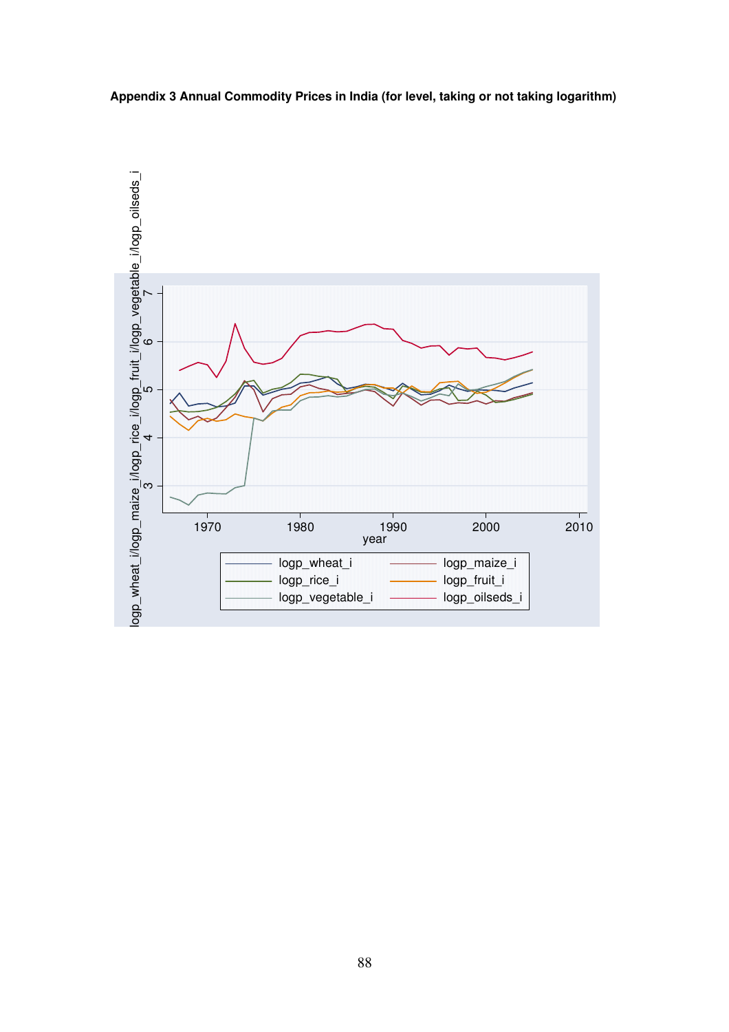**Appendix 3 Annual Commodity Prices in India (for level, taking or not taking logarithm)**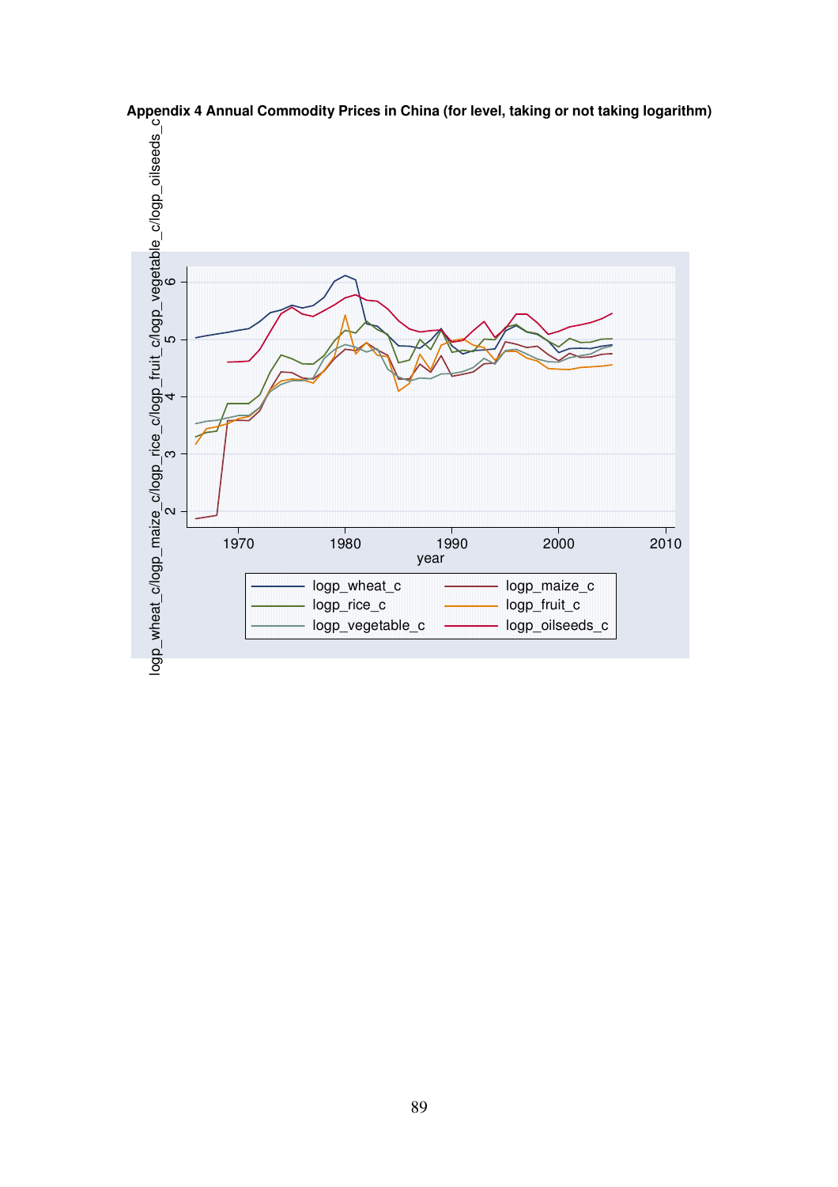**Appendix 4 Annual Commodity Prices in China (for level, taking or not taking logarithm)**

logp_wheat_c/logp_maize_c/logp_rice_c/logp_fruit_c/logp_vegetable_c/logp_oilseeds_c

2
3
4
5
6

1970
1980
1990
2000
2010

year

logp_wheat_c
logp_maize_c
logp_rice_c
logp_fruit_c
logp_vegetable_c
logp_oilseeds_c